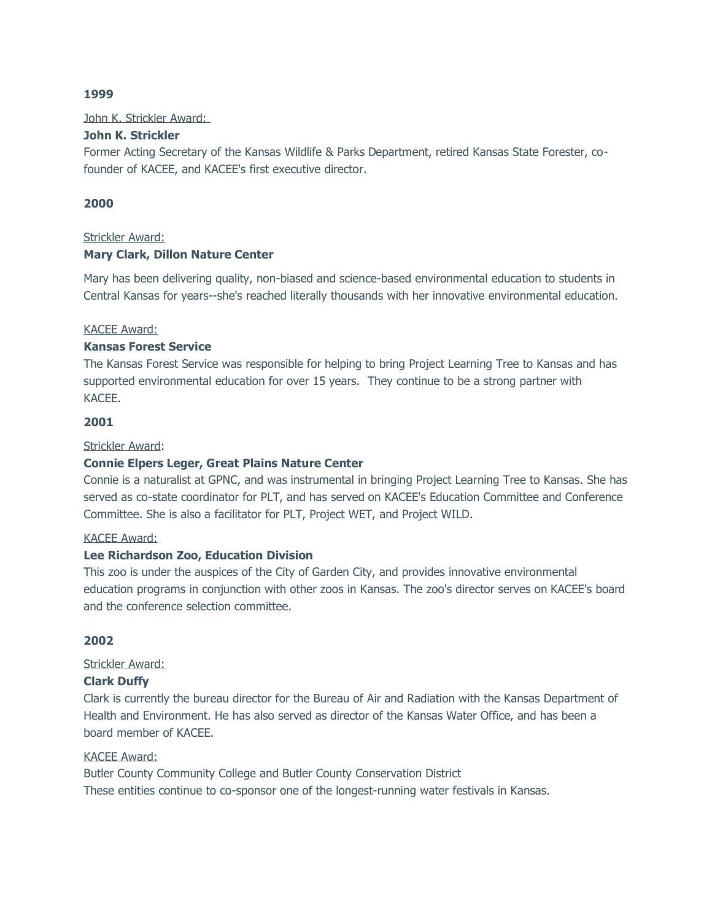**1999**

John K. Strickler Award:

**John K. Strickler**

Former Acting Secretary of the Kansas Wildlife & Parks Department, retired Kansas State Forester, co-founder of KACEE, and KACEE's first executive director.

**2000**

Strickler Award:

**Mary Clark, Dillon Nature Center**

Mary has been delivering quality, non-biased and science-based environmental education to students in Central Kansas for years--she's reached literally thousands with her innovative environmental education.

KACEE Award:

**Kansas Forest Service**

The Kansas Forest Service was responsible for helping to bring Project Learning Tree to Kansas and has supported environmental education for over 15 years. They continue to be a strong partner with KACEE.

**2001**

Strickler Award:

**Connie Elpers Leger, Great Plains Nature Center**

Connie is a naturalist at GPNC, and was instrumental in bringing Project Learning Tree to Kansas. She has served as co-state coordinator for PLT, and has served on KACEE's Education Committee and Conference Committee. She is also a facilitator for PLT, Project WET, and Project WILD.

KACEE Award:

**Lee Richardson Zoo, Education Division**

This zoo is under the auspices of the City of Garden City, and provides innovative environmental education programs in conjunction with other zoos in Kansas. The zoo's director serves on KACEE's board and the conference selection committee.

**2002**

Strickler Award:

**Clark Duffy**

Clark is currently the bureau director for the Bureau of Air and Radiation with the Kansas Department of Health and Environment. He has also served as director of the Kansas Water Office, and has been a board member of KACEE.

KACEE Award:

Butler County Community College and Butler County Conservation District

These entities continue to co-sponsor one of the longest-running water festivals in Kansas.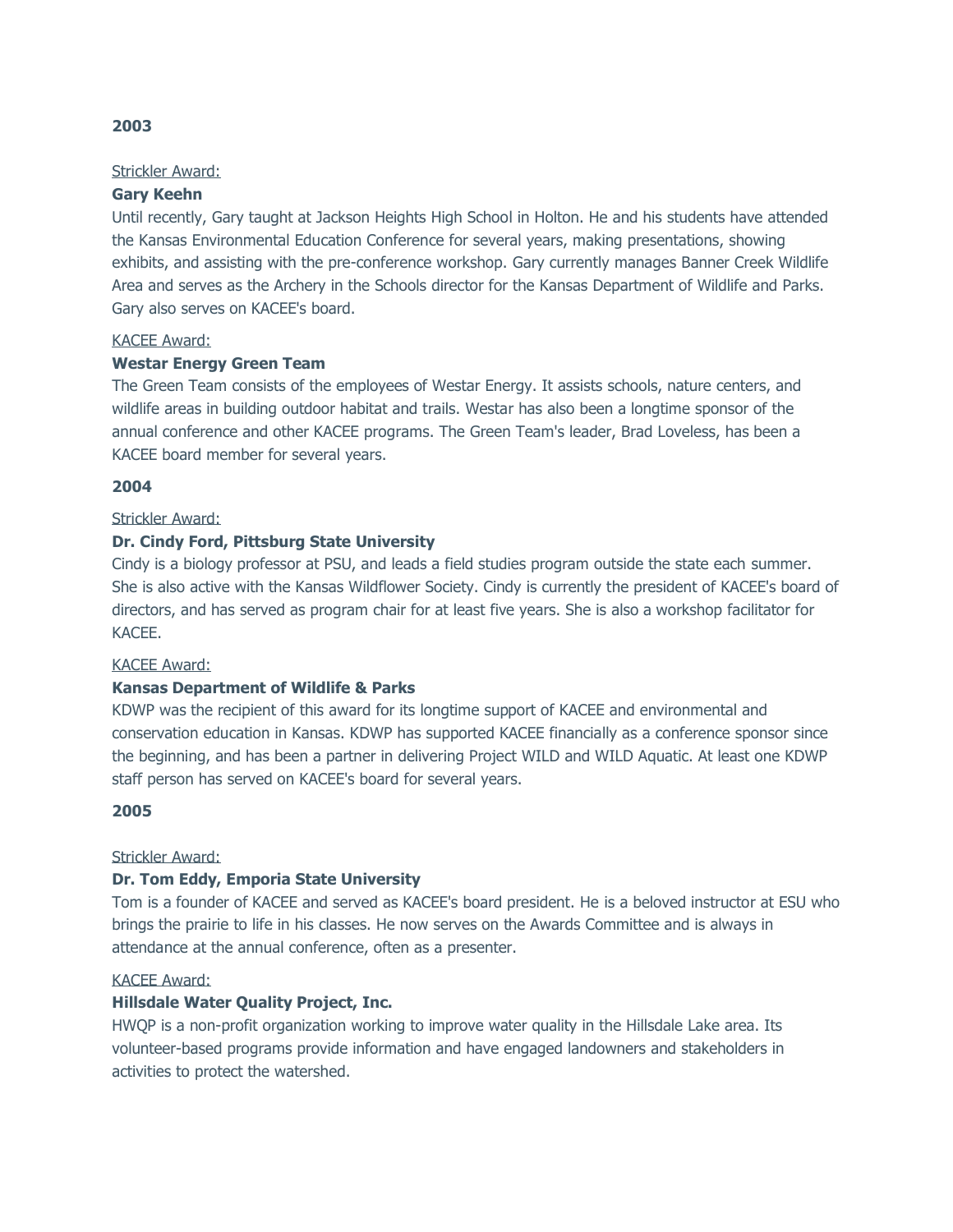**2003**

Strickler Award:

**Gary Keehn**

Until recently, Gary taught at Jackson Heights High School in Holton. He and his students have attended the Kansas Environmental Education Conference for several years, making presentations, showing exhibits, and assisting with the pre-conference workshop. Gary currently manages Banner Creek Wildlife Area and serves as the Archery in the Schools director for the Kansas Department of Wildlife and Parks. Gary also serves on KACEE's board.

KACEE Award:

**Westar Energy Green Team**

The Green Team consists of the employees of Westar Energy. It assists schools, nature centers, and wildlife areas in building outdoor habitat and trails. Westar has also been a longtime sponsor of the annual conference and other KACEE programs. The Green Team's leader, Brad Loveless, has been a KACEE board member for several years.

**2004**

Strickler Award:

**Dr. Cindy Ford, Pittsburg State University**

Cindy is a biology professor at PSU, and leads a field studies program outside the state each summer. She is also active with the Kansas Wildflower Society. Cindy is currently the president of KACEE's board of directors, and has served as program chair for at least five years. She is also a workshop facilitator for KACEE.

KACEE Award:

**Kansas Department of Wildlife & Parks**

KDWP was the recipient of this award for its longtime support of KACEE and environmental and conservation education in Kansas. KDWP has supported KACEE financially as a conference sponsor since the beginning, and has been a partner in delivering Project WILD and WILD Aquatic. At least one KDWP staff person has served on KACEE's board for several years.

**2005**

Strickler Award:

**Dr. Tom Eddy, Emporia State University**

Tom is a founder of KACEE and served as KACEE's board president. He is a beloved instructor at ESU who brings the prairie to life in his classes. He now serves on the Awards Committee and is always in attendance at the annual conference, often as a presenter.

KACEE Award:

**Hillsdale Water Quality Project, Inc.**

HWQP is a non-profit organization working to improve water quality in the Hillsdale Lake area. Its volunteer-based programs provide information and have engaged landowners and stakeholders in activities to protect the watershed.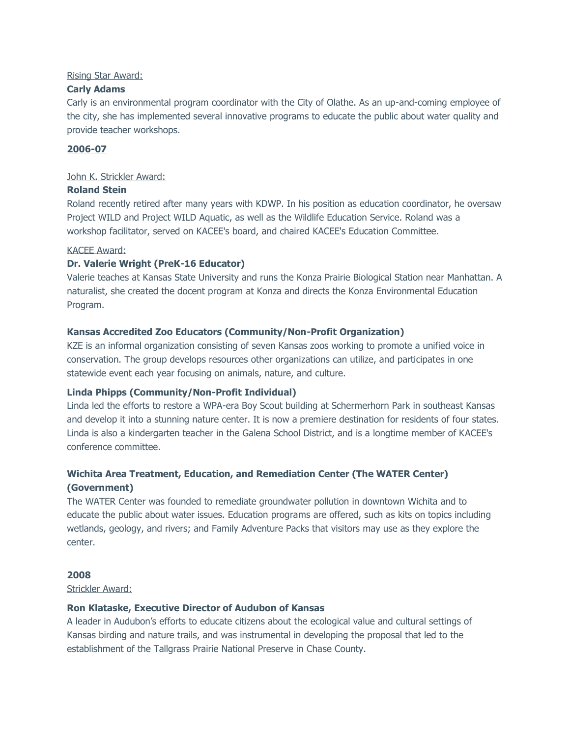Rising Star Award:

**Carly Adams**

Carly is an environmental program coordinator with the City of Olathe. As an up-and-coming employee of the city, she has implemented several innovative programs to educate the public about water quality and provide teacher workshops.

**2006-07**

John K. Strickler Award:

**Roland Stein**

Roland recently retired after many years with KDWP. In his position as education coordinator, he oversaw Project WILD and Project WILD Aquatic, as well as the Wildlife Education Service. Roland was a workshop facilitator, served on KACEE's board, and chaired KACEE's Education Committee.

KACEE Award:

**Dr. Valerie Wright (PreK-16 Educator)**

Valerie teaches at Kansas State University and runs the Konza Prairie Biological Station near Manhattan. A naturalist, she created the docent program at Konza and directs the Konza Environmental Education Program.

**Kansas Accredited Zoo Educators (Community/Non-Profit Organization)**

KZE is an informal organization consisting of seven Kansas zoos working to promote a unified voice in conservation. The group develops resources other organizations can utilize, and participates in one statewide event each year focusing on animals, nature, and culture.

**Linda Phipps (Community/Non-Profit Individual)**

Linda led the efforts to restore a WPA-era Boy Scout building at Schermerhorn Park in southeast Kansas and develop it into a stunning nature center. It is now a premiere destination for residents of four states. Linda is also a kindergarten teacher in the Galena School District, and is a longtime member of KACEE's conference committee.

**Wichita Area Treatment, Education, and Remediation Center (The WATER Center) (Government)**

The WATER Center was founded to remediate groundwater pollution in downtown Wichita and to educate the public about water issues. Education programs are offered, such as kits on topics including wetlands, geology, and rivers; and Family Adventure Packs that visitors may use as they explore the center.

**2008**

Strickler Award:

**Ron Klataske, Executive Director of Audubon of Kansas**

A leader in Audubon's efforts to educate citizens about the ecological value and cultural settings of Kansas birding and nature trails, and was instrumental in developing the proposal that led to the establishment of the Tallgrass Prairie National Preserve in Chase County.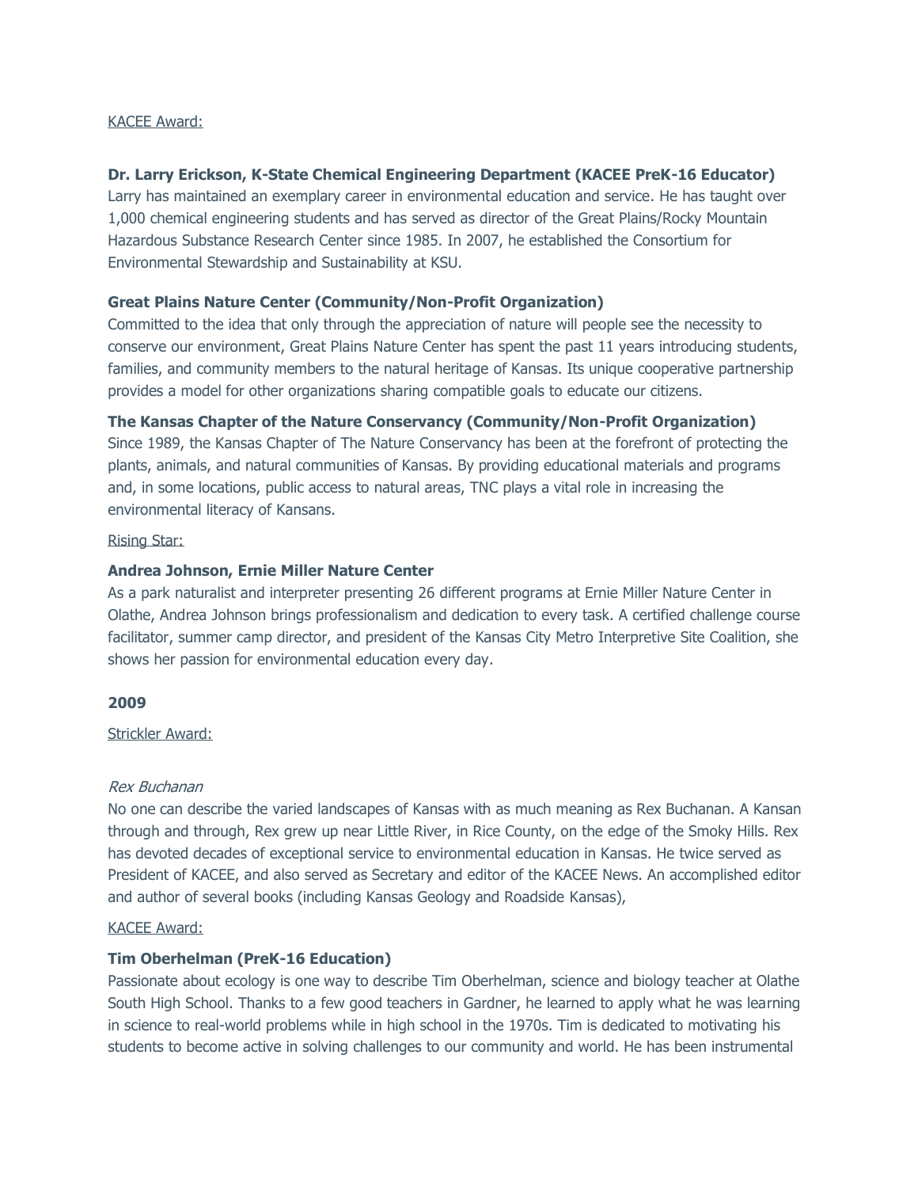KACEE Award:

**Dr. Larry Erickson, K-State Chemical Engineering Department (KACEE PreK-16 Educator)**
Larry has maintained an exemplary career in environmental education and service. He has taught over 1,000 chemical engineering students and has served as director of the Great Plains/Rocky Mountain Hazardous Substance Research Center since 1985. In 2007, he established the Consortium for Environmental Stewardship and Sustainability at KSU.

**Great Plains Nature Center (Community/Non-Profit Organization)**
Committed to the idea that only through the appreciation of nature will people see the necessity to conserve our environment, Great Plains Nature Center has spent the past 11 years introducing students, families, and community members to the natural heritage of Kansas. Its unique cooperative partnership provides a model for other organizations sharing compatible goals to educate our citizens.

**The Kansas Chapter of the Nature Conservancy (Community/Non-Profit Organization)**
Since 1989, the Kansas Chapter of The Nature Conservancy has been at the forefront of protecting the plants, animals, and natural communities of Kansas. By providing educational materials and programs and, in some locations, public access to natural areas, TNC plays a vital role in increasing the environmental literacy of Kansans.

Rising Star:

**Andrea Johnson, Ernie Miller Nature Center**
As a park naturalist and interpreter presenting 26 different programs at Ernie Miller Nature Center in Olathe, Andrea Johnson brings professionalism and dedication to every task. A certified challenge course facilitator, summer camp director, and president of the Kansas City Metro Interpretive Site Coalition, she shows her passion for environmental education every day.

**2009**

Strickler Award:

*Rex Buchanan*
No one can describe the varied landscapes of Kansas with as much meaning as Rex Buchanan. A Kansan through and through, Rex grew up near Little River, in Rice County, on the edge of the Smoky Hills. Rex has devoted decades of exceptional service to environmental education in Kansas. He twice served as President of KACEE, and also served as Secretary and editor of the KACEE News. An accomplished editor and author of several books (including Kansas Geology and Roadside Kansas),

KACEE Award:

**Tim Oberhelman (PreK-16 Education)**
Passionate about ecology is one way to describe Tim Oberhelman, science and biology teacher at Olathe South High School. Thanks to a few good teachers in Gardner, he learned to apply what he was learning in science to real-world problems while in high school in the 1970s. Tim is dedicated to motivating his students to become active in solving challenges to our community and world. He has been instrumental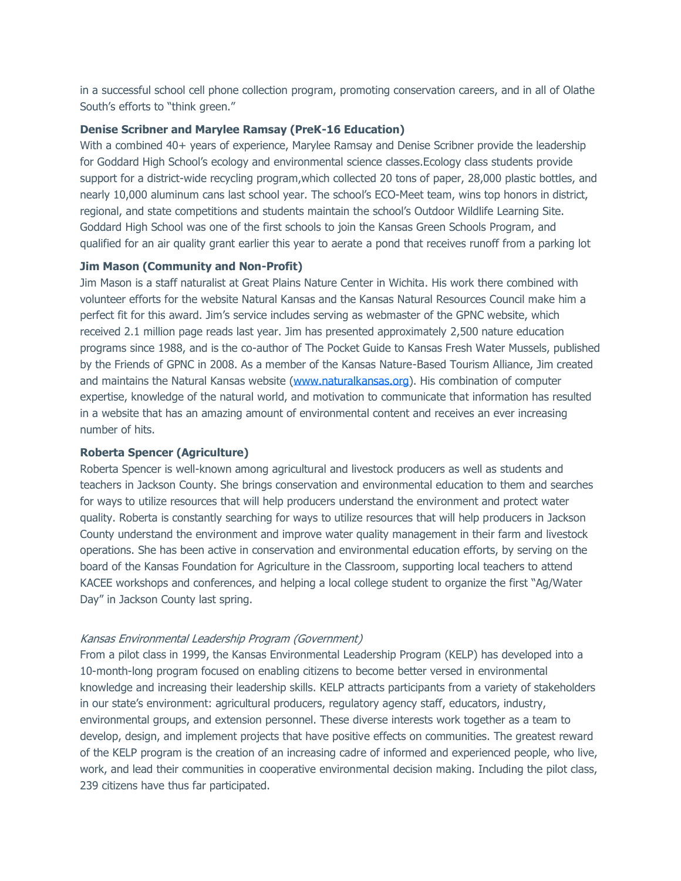in a successful school cell phone collection program, promoting conservation careers, and in all of Olathe South's efforts to "think green."

**Denise Scribner and Marylee Ramsay (PreK-16 Education)**

With a combined 40+ years of experience, Marylee Ramsay and Denise Scribner provide the leadership for Goddard High School's ecology and environmental science classes.Ecology class students provide support for a district-wide recycling program,which collected 20 tons of paper, 28,000 plastic bottles, and nearly 10,000 aluminum cans last school year. The school's ECO-Meet team, wins top honors in district, regional, and state competitions and students maintain the school's Outdoor Wildlife Learning Site. Goddard High School was one of the first schools to join the Kansas Green Schools Program, and qualified for an air quality grant earlier this year to aerate a pond that receives runoff from a parking lot

**Jim Mason (Community and Non-Profit)**

Jim Mason is a staff naturalist at Great Plains Nature Center in Wichita. His work there combined with volunteer efforts for the website Natural Kansas and the Kansas Natural Resources Council make him a perfect fit for this award. Jim's service includes serving as webmaster of the GPNC website, which received 2.1 million page reads last year. Jim has presented approximately 2,500 nature education programs since 1988, and is the co-author of The Pocket Guide to Kansas Fresh Water Mussels, published by the Friends of GPNC in 2008. As a member of the Kansas Nature-Based Tourism Alliance, Jim created and maintains the Natural Kansas website (www.naturalkansas.org). His combination of computer expertise, knowledge of the natural world, and motivation to communicate that information has resulted in a website that has an amazing amount of environmental content and receives an ever increasing number of hits.

**Roberta Spencer (Agriculture)**

Roberta Spencer is well-known among agricultural and livestock producers as well as students and teachers in Jackson County. She brings conservation and environmental education to them and searches for ways to utilize resources that will help producers understand the environment and protect water quality. Roberta is constantly searching for ways to utilize resources that will help producers in Jackson County understand the environment and improve water quality management in their farm and livestock operations. She has been active in conservation and environmental education efforts, by serving on the board of the Kansas Foundation for Agriculture in the Classroom, supporting local teachers to attend KACEE workshops and conferences, and helping a local college student to organize the first "Ag/Water Day" in Jackson County last spring.

*Kansas Environmental Leadership Program (Government)*

From a pilot class in 1999, the Kansas Environmental Leadership Program (KELP) has developed into a 10-month-long program focused on enabling citizens to become better versed in environmental knowledge and increasing their leadership skills. KELP attracts participants from a variety of stakeholders in our state's environment: agricultural producers, regulatory agency staff, educators, industry, environmental groups, and extension personnel. These diverse interests work together as a team to develop, design, and implement projects that have positive effects on communities. The greatest reward of the KELP program is the creation of an increasing cadre of informed and experienced people, who live, work, and lead their communities in cooperative environmental decision making. Including the pilot class, 239 citizens have thus far participated.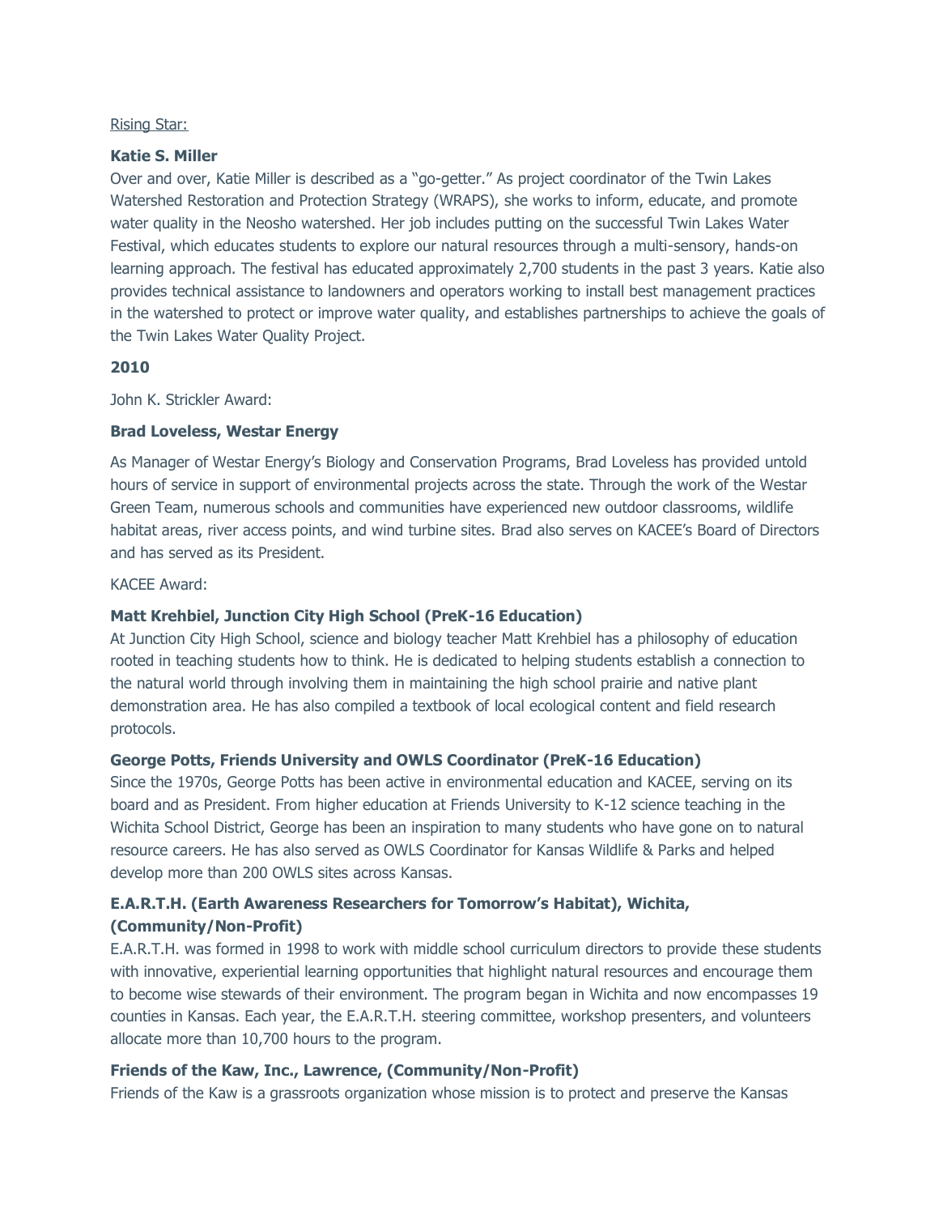Rising Star:

**Katie S. Miller**

Over and over, Katie Miller is described as a "go-getter." As project coordinator of the Twin Lakes Watershed Restoration and Protection Strategy (WRAPS), she works to inform, educate, and promote water quality in the Neosho watershed. Her job includes putting on the successful Twin Lakes Water Festival, which educates students to explore our natural resources through a multi-sensory, hands-on learning approach. The festival has educated approximately 2,700 students in the past 3 years. Katie also provides technical assistance to landowners and operators working to install best management practices in the watershed to protect or improve water quality, and establishes partnerships to achieve the goals of the Twin Lakes Water Quality Project.

**2010**

John K. Strickler Award:

**Brad Loveless, Westar Energy**

As Manager of Westar Energy's Biology and Conservation Programs, Brad Loveless has provided untold hours of service in support of environmental projects across the state. Through the work of the Westar Green Team, numerous schools and communities have experienced new outdoor classrooms, wildlife habitat areas, river access points, and wind turbine sites. Brad also serves on KACEE's Board of Directors and has served as its President.

KACEE Award:

**Matt Krehbiel, Junction City High School (PreK-16 Education)**

At Junction City High School, science and biology teacher Matt Krehbiel has a philosophy of education rooted in teaching students how to think. He is dedicated to helping students establish a connection to the natural world through involving them in maintaining the high school prairie and native plant demonstration area. He has also compiled a textbook of local ecological content and field research protocols.

**George Potts, Friends University and OWLS Coordinator (PreK-16 Education)**

Since the 1970s, George Potts has been active in environmental education and KACEE, serving on its board and as President. From higher education at Friends University to K-12 science teaching in the Wichita School District, George has been an inspiration to many students who have gone on to natural resource careers. He has also served as OWLS Coordinator for Kansas Wildlife & Parks and helped develop more than 200 OWLS sites across Kansas.

**E.A.R.T.H. (Earth Awareness Researchers for Tomorrow's Habitat), Wichita, (Community/Non-Profit)**

E.A.R.T.H. was formed in 1998 to work with middle school curriculum directors to provide these students with innovative, experiential learning opportunities that highlight natural resources and encourage them to become wise stewards of their environment. The program began in Wichita and now encompasses 19 counties in Kansas. Each year, the E.A.R.T.H. steering committee, workshop presenters, and volunteers allocate more than 10,700 hours to the program.

**Friends of the Kaw, Inc., Lawrence, (Community/Non-Profit)**

Friends of the Kaw is a grassroots organization whose mission is to protect and preserve the Kansas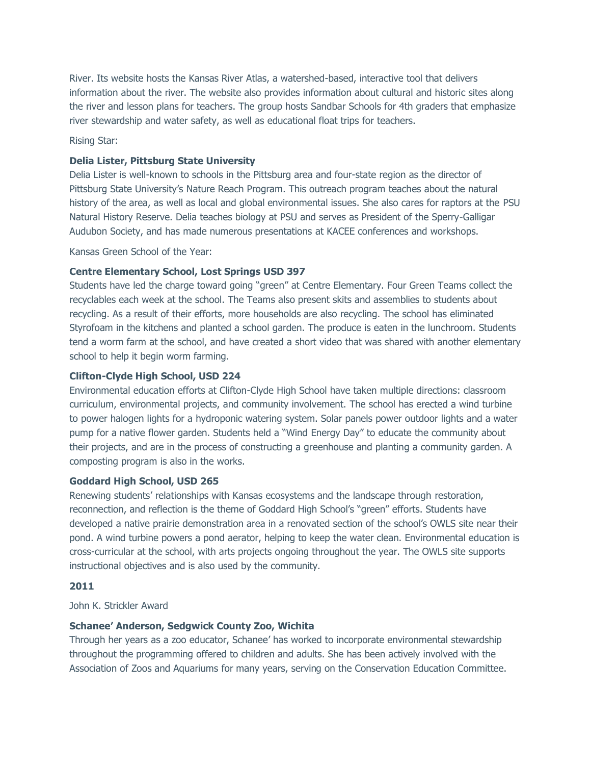River. Its website hosts the Kansas River Atlas, a watershed-based, interactive tool that delivers information about the river. The website also provides information about cultural and historic sites along the river and lesson plans for teachers. The group hosts Sandbar Schools for 4th graders that emphasize river stewardship and water safety, as well as educational float trips for teachers.

Rising Star:

**Delia Lister, Pittsburg State University**
Delia Lister is well-known to schools in the Pittsburg area and four-state region as the director of Pittsburg State University's Nature Reach Program. This outreach program teaches about the natural history of the area, as well as local and global environmental issues. She also cares for raptors at the PSU Natural History Reserve. Delia teaches biology at PSU and serves as President of the Sperry-Galligar Audubon Society, and has made numerous presentations at KACEE conferences and workshops.

Kansas Green School of the Year:

**Centre Elementary School, Lost Springs USD 397**
Students have led the charge toward going "green" at Centre Elementary. Four Green Teams collect the recyclables each week at the school. The Teams also present skits and assemblies to students about recycling. As a result of their efforts, more households are also recycling. The school has eliminated Styrofoam in the kitchens and planted a school garden. The produce is eaten in the lunchroom. Students tend a worm farm at the school, and have created a short video that was shared with another elementary school to help it begin worm farming.

**Clifton-Clyde High School, USD 224**
Environmental education efforts at Clifton-Clyde High School have taken multiple directions: classroom curriculum, environmental projects, and community involvement. The school has erected a wind turbine to power halogen lights for a hydroponic watering system. Solar panels power outdoor lights and a water pump for a native flower garden. Students held a "Wind Energy Day" to educate the community about their projects, and are in the process of constructing a greenhouse and planting a community garden. A composting program is also in the works.

**Goddard High School, USD 265**
Renewing students' relationships with Kansas ecosystems and the landscape through restoration, reconnection, and reflection is the theme of Goddard High School's "green" efforts. Students have developed a native prairie demonstration area in a renovated section of the school's OWLS site near their pond. A wind turbine powers a pond aerator, helping to keep the water clean. Environmental education is cross-curricular at the school, with arts projects ongoing throughout the year. The OWLS site supports instructional objectives and is also used by the community.

**2011**

John K. Strickler Award

**Schanee' Anderson, Sedgwick County Zoo, Wichita**
Through her years as a zoo educator, Schanee' has worked to incorporate environmental stewardship throughout the programming offered to children and adults. She has been actively involved with the Association of Zoos and Aquariums for many years, serving on the Conservation Education Committee.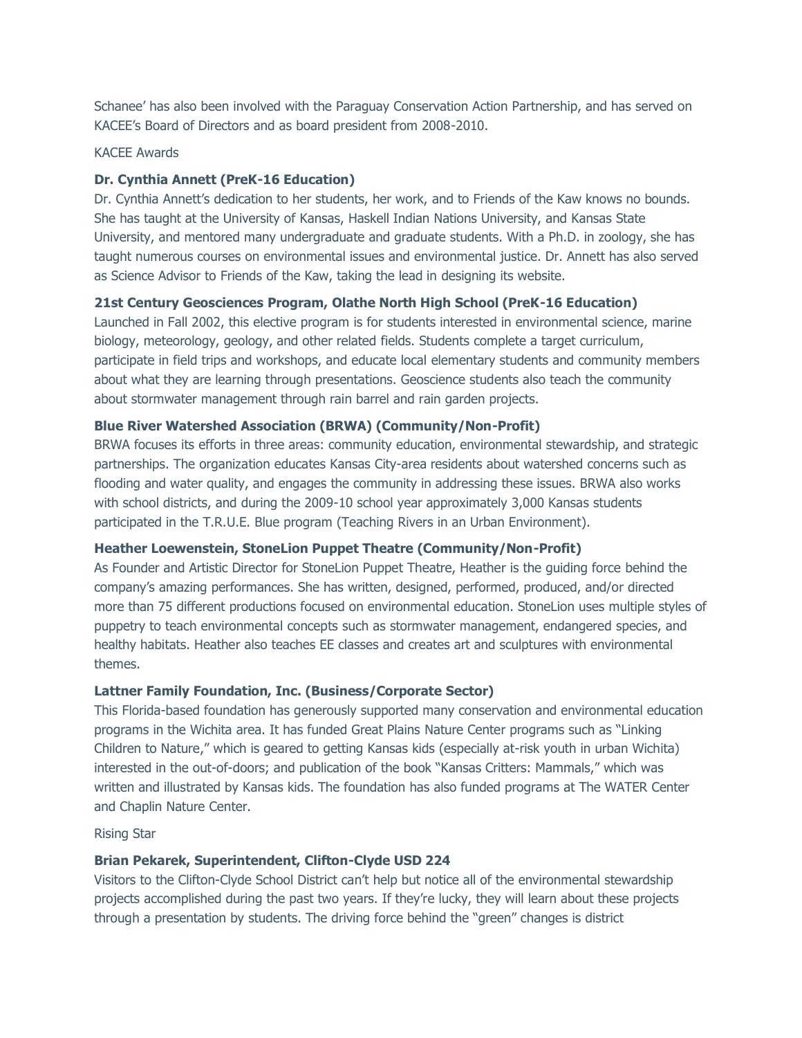Schanee' has also been involved with the Paraguay Conservation Action Partnership, and has served on KACEE's Board of Directors and as board president from 2008-2010.

KACEE Awards

**Dr. Cynthia Annett (PreK-16 Education)**
Dr. Cynthia Annett's dedication to her students, her work, and to Friends of the Kaw knows no bounds. She has taught at the University of Kansas, Haskell Indian Nations University, and Kansas State University, and mentored many undergraduate and graduate students. With a Ph.D. in zoology, she has taught numerous courses on environmental issues and environmental justice. Dr. Annett has also served as Science Advisor to Friends of the Kaw, taking the lead in designing its website.

**21st Century Geosciences Program, Olathe North High School (PreK-16 Education)**
Launched in Fall 2002, this elective program is for students interested in environmental science, marine biology, meteorology, geology, and other related fields. Students complete a target curriculum, participate in field trips and workshops, and educate local elementary students and community members about what they are learning through presentations. Geoscience students also teach the community about stormwater management through rain barrel and rain garden projects.

**Blue River Watershed Association (BRWA) (Community/Non-Profit)**
BRWA focuses its efforts in three areas: community education, environmental stewardship, and strategic partnerships. The organization educates Kansas City-area residents about watershed concerns such as flooding and water quality, and engages the community in addressing these issues. BRWA also works with school districts, and during the 2009-10 school year approximately 3,000 Kansas students participated in the T.R.U.E. Blue program (Teaching Rivers in an Urban Environment).

**Heather Loewenstein, StoneLion Puppet Theatre (Community/Non-Profit)**
As Founder and Artistic Director for StoneLion Puppet Theatre, Heather is the guiding force behind the company's amazing performances. She has written, designed, performed, produced, and/or directed more than 75 different productions focused on environmental education. StoneLion uses multiple styles of puppetry to teach environmental concepts such as stormwater management, endangered species, and healthy habitats. Heather also teaches EE classes and creates art and sculptures with environmental themes.

**Lattner Family Foundation, Inc. (Business/Corporate Sector)**
This Florida-based foundation has generously supported many conservation and environmental education programs in the Wichita area. It has funded Great Plains Nature Center programs such as "Linking Children to Nature," which is geared to getting Kansas kids (especially at-risk youth in urban Wichita) interested in the out-of-doors; and publication of the book "Kansas Critters: Mammals," which was written and illustrated by Kansas kids. The foundation has also funded programs at The WATER Center and Chaplin Nature Center.

Rising Star

**Brian Pekarek, Superintendent, Clifton-Clyde USD 224**
Visitors to the Clifton-Clyde School District can't help but notice all of the environmental stewardship projects accomplished during the past two years. If they're lucky, they will learn about these projects through a presentation by students. The driving force behind the "green" changes is district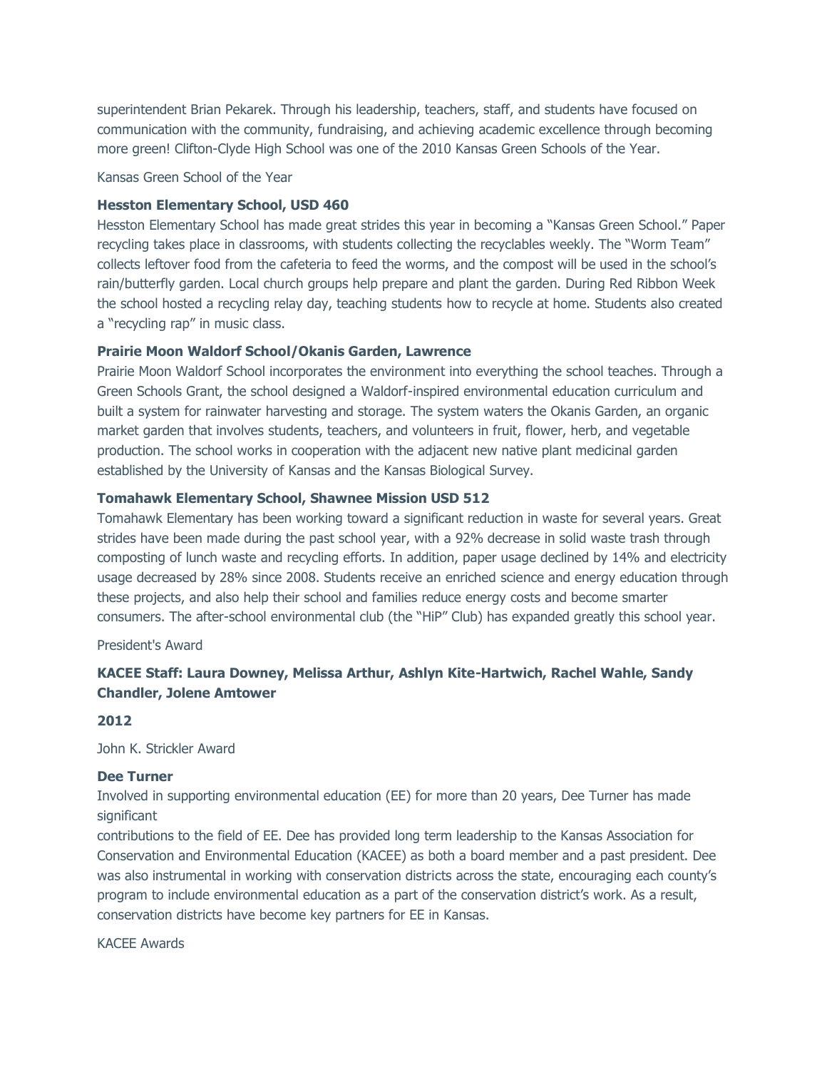superintendent Brian Pekarek. Through his leadership, teachers, staff, and students have focused on communication with the community, fundraising, and achieving academic excellence through becoming more green! Clifton-Clyde High School was one of the 2010 Kansas Green Schools of the Year.

Kansas Green School of the Year

**Hesston Elementary School, USD 460**
Hesston Elementary School has made great strides this year in becoming a "Kansas Green School." Paper recycling takes place in classrooms, with students collecting the recyclables weekly. The "Worm Team" collects leftover food from the cafeteria to feed the worms, and the compost will be used in the school's rain/butterfly garden. Local church groups help prepare and plant the garden. During Red Ribbon Week the school hosted a recycling relay day, teaching students how to recycle at home. Students also created a "recycling rap" in music class.

**Prairie Moon Waldorf School/Okanis Garden, Lawrence**
Prairie Moon Waldorf School incorporates the environment into everything the school teaches. Through a Green Schools Grant, the school designed a Waldorf-inspired environmental education curriculum and built a system for rainwater harvesting and storage. The system waters the Okanis Garden, an organic market garden that involves students, teachers, and volunteers in fruit, flower, herb, and vegetable production. The school works in cooperation with the adjacent new native plant medicinal garden established by the University of Kansas and the Kansas Biological Survey.

**Tomahawk Elementary School, Shawnee Mission USD 512**
Tomahawk Elementary has been working toward a significant reduction in waste for several years. Great strides have been made during the past school year, with a 92% decrease in solid waste trash through composting of lunch waste and recycling efforts. In addition, paper usage declined by 14% and electricity usage decreased by 28% since 2008. Students receive an enriched science and energy education through these projects, and also help their school and families reduce energy costs and become smarter consumers. The after-school environmental club (the "HiP" Club) has expanded greatly this school year.

President's Award

**KACEE Staff: Laura Downey, Melissa Arthur, Ashlyn Kite-Hartwich, Rachel Wahle, Sandy Chandler, Jolene Amtower**

**2012**

John K. Strickler Award

**Dee Turner**
Involved in supporting environmental education (EE) for more than 20 years, Dee Turner has made significant
contributions to the field of EE. Dee has provided long term leadership to the Kansas Association for Conservation and Environmental Education (KACEE) as both a board member and a past president. Dee was also instrumental in working with conservation districts across the state, encouraging each county's program to include environmental education as a part of the conservation district's work. As a result, conservation districts have become key partners for EE in Kansas.

KACEE Awards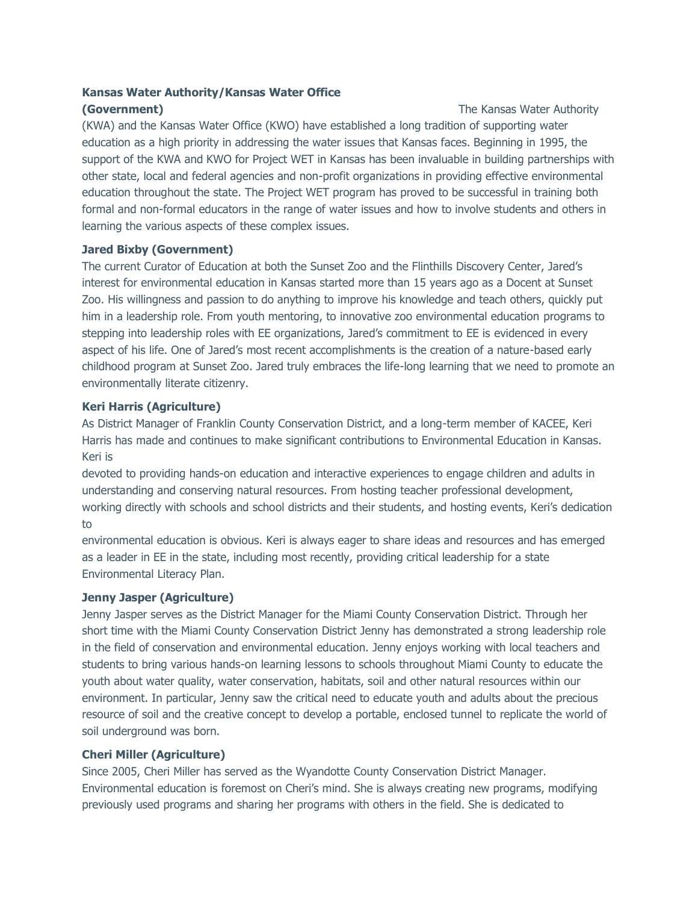**Kansas Water Authority/Kansas Water Office (Government)**

The Kansas Water Authority (KWA) and the Kansas Water Office (KWO) have established a long tradition of supporting water education as a high priority in addressing the water issues that Kansas faces. Beginning in 1995, the support of the KWA and KWO for Project WET in Kansas has been invaluable in building partnerships with other state, local and federal agencies and non-profit organizations in providing effective environmental education throughout the state. The Project WET program has proved to be successful in training both formal and non-formal educators in the range of water issues and how to involve students and others in learning the various aspects of these complex issues.

**Jared Bixby (Government)**

The current Curator of Education at both the Sunset Zoo and the Flinthills Discovery Center, Jared's interest for environmental education in Kansas started more than 15 years ago as a Docent at Sunset Zoo. His willingness and passion to do anything to improve his knowledge and teach others, quickly put him in a leadership role. From youth mentoring, to innovative zoo environmental education programs to stepping into leadership roles with EE organizations, Jared's commitment to EE is evidenced in every aspect of his life. One of Jared's most recent accomplishments is the creation of a nature-based early childhood program at Sunset Zoo. Jared truly embraces the life-long learning that we need to promote an environmentally literate citizenry.

**Keri Harris (Agriculture)**

As District Manager of Franklin County Conservation District, and a long-term member of KACEE, Keri Harris has made and continues to make significant contributions to Environmental Education in Kansas. Keri is devoted to providing hands-on education and interactive experiences to engage children and adults in understanding and conserving natural resources. From hosting teacher professional development, working directly with schools and school districts and their students, and hosting events, Keri's dedication to environmental education is obvious. Keri is always eager to share ideas and resources and has emerged as a leader in EE in the state, including most recently, providing critical leadership for a state Environmental Literacy Plan.

**Jenny Jasper (Agriculture)**

Jenny Jasper serves as the District Manager for the Miami County Conservation District. Through her short time with the Miami County Conservation District Jenny has demonstrated a strong leadership role in the field of conservation and environmental education. Jenny enjoys working with local teachers and students to bring various hands-on learning lessons to schools throughout Miami County to educate the youth about water quality, water conservation, habitats, soil and other natural resources within our environment. In particular, Jenny saw the critical need to educate youth and adults about the precious resource of soil and the creative concept to develop a portable, enclosed tunnel to replicate the world of soil underground was born.

**Cheri Miller (Agriculture)**

Since 2005, Cheri Miller has served as the Wyandotte County Conservation District Manager. Environmental education is foremost on Cheri's mind. She is always creating new programs, modifying previously used programs and sharing her programs with others in the field. She is dedicated to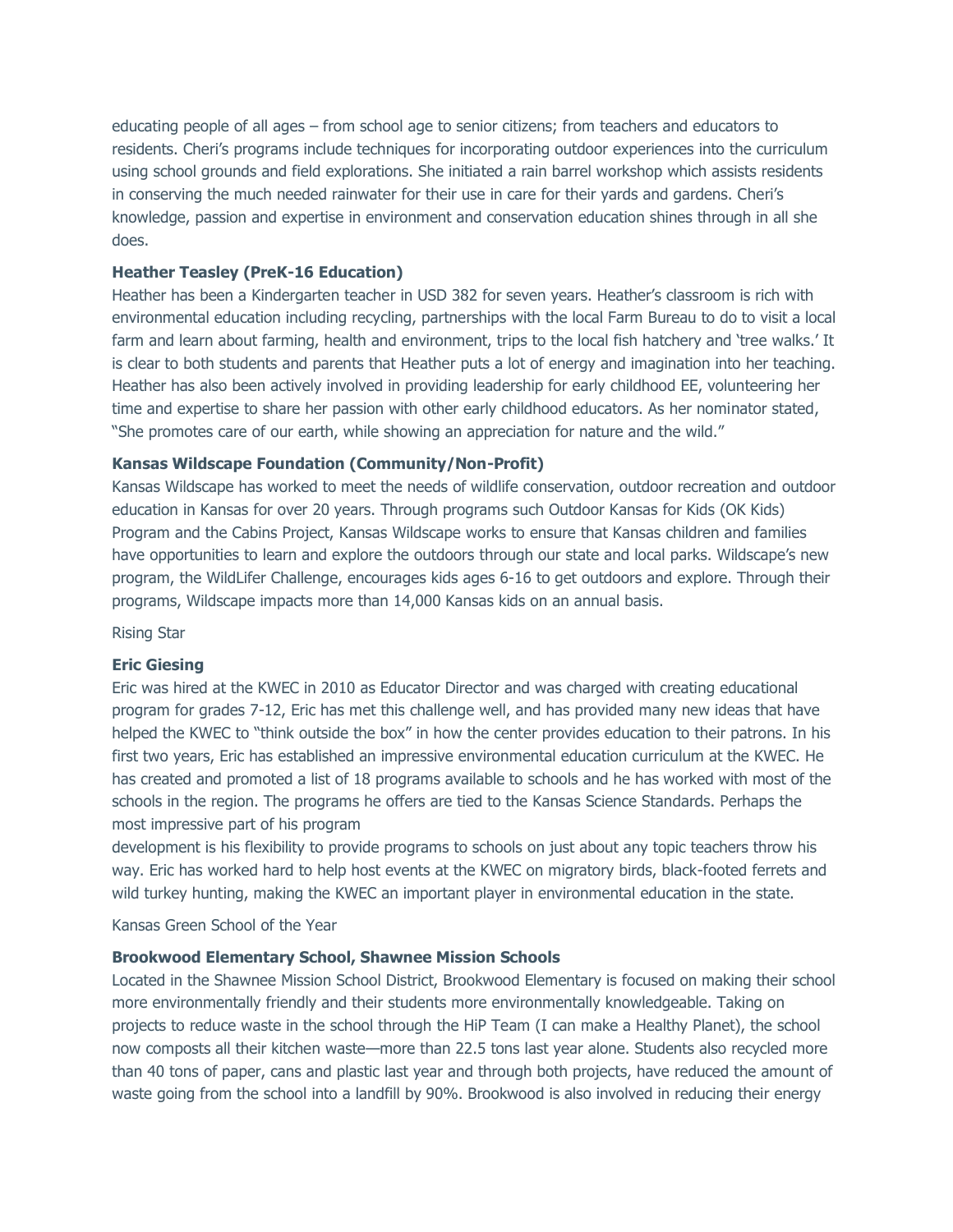educating people of all ages – from school age to senior citizens; from teachers and educators to residents. Cheri's programs include techniques for incorporating outdoor experiences into the curriculum using school grounds and field explorations. She initiated a rain barrel workshop which assists residents in conserving the much needed rainwater for their use in care for their yards and gardens. Cheri's knowledge, passion and expertise in environment and conservation education shines through in all she does.

**Heather Teasley (PreK-16 Education)**
Heather has been a Kindergarten teacher in USD 382 for seven years. Heather's classroom is rich with environmental education including recycling, partnerships with the local Farm Bureau to do to visit a local farm and learn about farming, health and environment, trips to the local fish hatchery and 'tree walks.' It is clear to both students and parents that Heather puts a lot of energy and imagination into her teaching. Heather has also been actively involved in providing leadership for early childhood EE, volunteering her time and expertise to share her passion with other early childhood educators. As her nominator stated, "She promotes care of our earth, while showing an appreciation for nature and the wild."

**Kansas Wildscape Foundation (Community/Non-Profit)**
Kansas Wildscape has worked to meet the needs of wildlife conservation, outdoor recreation and outdoor education in Kansas for over 20 years. Through programs such Outdoor Kansas for Kids (OK Kids) Program and the Cabins Project, Kansas Wildscape works to ensure that Kansas children and families have opportunities to learn and explore the outdoors through our state and local parks. Wildscape's new program, the WildLifer Challenge, encourages kids ages 6-16 to get outdoors and explore. Through their programs, Wildscape impacts more than 14,000 Kansas kids on an annual basis.

Rising Star

**Eric Giesing**
Eric was hired at the KWEC in 2010 as Educator Director and was charged with creating educational program for grades 7-12, Eric has met this challenge well, and has provided many new ideas that have helped the KWEC to "think outside the box" in how the center provides education to their patrons. In his first two years, Eric has established an impressive environmental education curriculum at the KWEC. He has created and promoted a list of 18 programs available to schools and he has worked with most of the schools in the region. The programs he offers are tied to the Kansas Science Standards. Perhaps the most impressive part of his program development is his flexibility to provide programs to schools on just about any topic teachers throw his way. Eric has worked hard to help host events at the KWEC on migratory birds, black-footed ferrets and wild turkey hunting, making the KWEC an important player in environmental education in the state.

Kansas Green School of the Year

**Brookwood Elementary School, Shawnee Mission Schools**
Located in the Shawnee Mission School District, Brookwood Elementary is focused on making their school more environmentally friendly and their students more environmentally knowledgeable. Taking on projects to reduce waste in the school through the HiP Team (I can make a Healthy Planet), the school now composts all their kitchen waste—more than 22.5 tons last year alone. Students also recycled more than 40 tons of paper, cans and plastic last year and through both projects, have reduced the amount of waste going from the school into a landfill by 90%. Brookwood is also involved in reducing their energy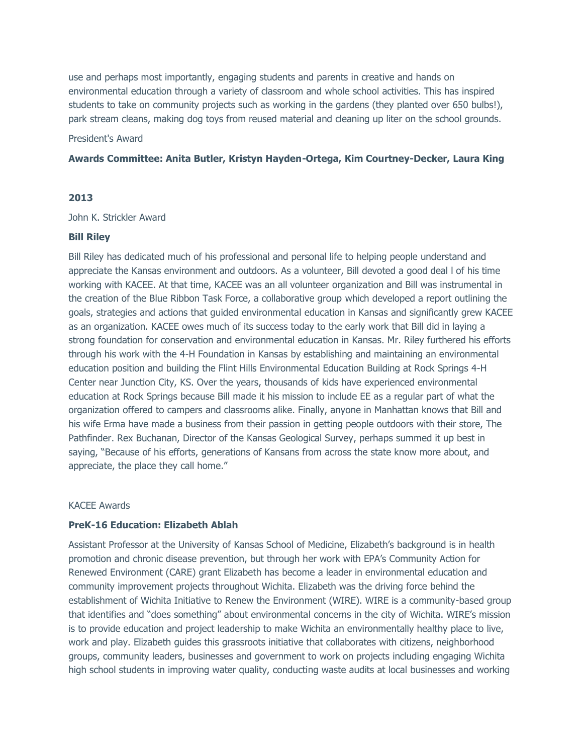use and perhaps most importantly, engaging students and parents in creative and hands on environmental education through a variety of classroom and whole school activities. This has inspired students to take on community projects such as working in the gardens (they planted over 650 bulbs!), park stream cleans, making dog toys from reused material and cleaning up liter on the school grounds.

President's Award

**Awards Committee: Anita Butler, Kristyn Hayden-Ortega, Kim Courtney-Decker, Laura King**

**2013**

John K. Strickler Award

**Bill Riley**

Bill Riley has dedicated much of his professional and personal life to helping people understand and appreciate the Kansas environment and outdoors. As a volunteer, Bill devoted a good deal l of his time working with KACEE. At that time, KACEE was an all volunteer organization and Bill was instrumental in the creation of the Blue Ribbon Task Force, a collaborative group which developed a report outlining the goals, strategies and actions that guided environmental education in Kansas and significantly grew KACEE as an organization. KACEE owes much of its success today to the early work that Bill did in laying a strong foundation for conservation and environmental education in Kansas. Mr. Riley furthered his efforts through his work with the 4-H Foundation in Kansas by establishing and maintaining an environmental education position and building the Flint Hills Environmental Education Building at Rock Springs 4-H Center near Junction City, KS. Over the years, thousands of kids have experienced environmental education at Rock Springs because Bill made it his mission to include EE as a regular part of what the organization offered to campers and classrooms alike. Finally, anyone in Manhattan knows that Bill and his wife Erma have made a business from their passion in getting people outdoors with their store, The Pathfinder. Rex Buchanan, Director of the Kansas Geological Survey, perhaps summed it up best in saying, "Because of his efforts, generations of Kansans from across the state know more about, and appreciate, the place they call home."

KACEE Awards

**PreK-16 Education: Elizabeth Ablah**

Assistant Professor at the University of Kansas School of Medicine, Elizabeth's background is in health promotion and chronic disease prevention, but through her work with EPA's Community Action for Renewed Environment (CARE) grant Elizabeth has become a leader in environmental education and community improvement projects throughout Wichita. Elizabeth was the driving force behind the establishment of Wichita Initiative to Renew the Environment (WIRE). WIRE is a community-based group that identifies and "does something" about environmental concerns in the city of Wichita. WIRE's mission is to provide education and project leadership to make Wichita an environmentally healthy place to live, work and play. Elizabeth guides this grassroots initiative that collaborates with citizens, neighborhood groups, community leaders, businesses and government to work on projects including engaging Wichita high school students in improving water quality, conducting waste audits at local businesses and working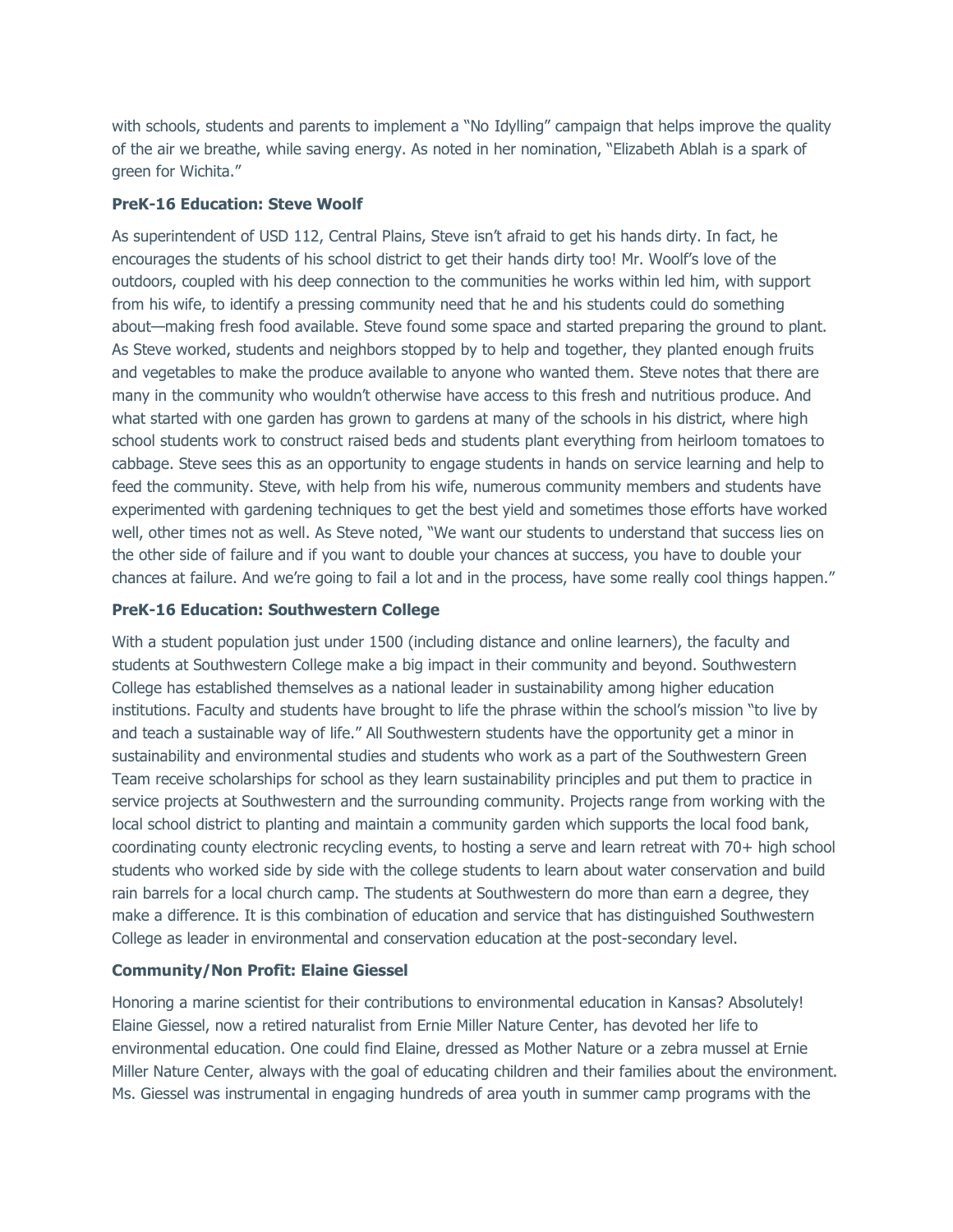with schools, students and parents to implement a "No Idylling" campaign that helps improve the quality of the air we breathe, while saving energy. As noted in her nomination, "Elizabeth Ablah is a spark of green for Wichita."

**PreK-16 Education: Steve Woolf**

As superintendent of USD 112, Central Plains, Steve isn't afraid to get his hands dirty. In fact, he encourages the students of his school district to get their hands dirty too! Mr. Woolf's love of the outdoors, coupled with his deep connection to the communities he works within led him, with support from his wife, to identify a pressing community need that he and his students could do something about—making fresh food available. Steve found some space and started preparing the ground to plant. As Steve worked, students and neighbors stopped by to help and together, they planted enough fruits and vegetables to make the produce available to anyone who wanted them. Steve notes that there are many in the community who wouldn't otherwise have access to this fresh and nutritious produce. And what started with one garden has grown to gardens at many of the schools in his district, where high school students work to construct raised beds and students plant everything from heirloom tomatoes to cabbage. Steve sees this as an opportunity to engage students in hands on service learning and help to feed the community. Steve, with help from his wife, numerous community members and students have experimented with gardening techniques to get the best yield and sometimes those efforts have worked well, other times not as well. As Steve noted, "We want our students to understand that success lies on the other side of failure and if you want to double your chances at success, you have to double your chances at failure. And we're going to fail a lot and in the process, have some really cool things happen."

**PreK-16 Education: Southwestern College**

With a student population just under 1500 (including distance and online learners), the faculty and students at Southwestern College make a big impact in their community and beyond. Southwestern College has established themselves as a national leader in sustainability among higher education institutions. Faculty and students have brought to life the phrase within the school's mission "to live by and teach a sustainable way of life." All Southwestern students have the opportunity get a minor in sustainability and environmental studies and students who work as a part of the Southwestern Green Team receive scholarships for school as they learn sustainability principles and put them to practice in service projects at Southwestern and the surrounding community. Projects range from working with the local school district to planting and maintain a community garden which supports the local food bank, coordinating county electronic recycling events, to hosting a serve and learn retreat with 70+ high school students who worked side by side with the college students to learn about water conservation and build rain barrels for a local church camp. The students at Southwestern do more than earn a degree, they make a difference. It is this combination of education and service that has distinguished Southwestern College as leader in environmental and conservation education at the post-secondary level.

**Community/Non Profit: Elaine Giessel**

Honoring a marine scientist for their contributions to environmental education in Kansas? Absolutely! Elaine Giessel, now a retired naturalist from Ernie Miller Nature Center, has devoted her life to environmental education. One could find Elaine, dressed as Mother Nature or a zebra mussel at Ernie Miller Nature Center, always with the goal of educating children and their families about the environment. Ms. Giessel was instrumental in engaging hundreds of area youth in summer camp programs with the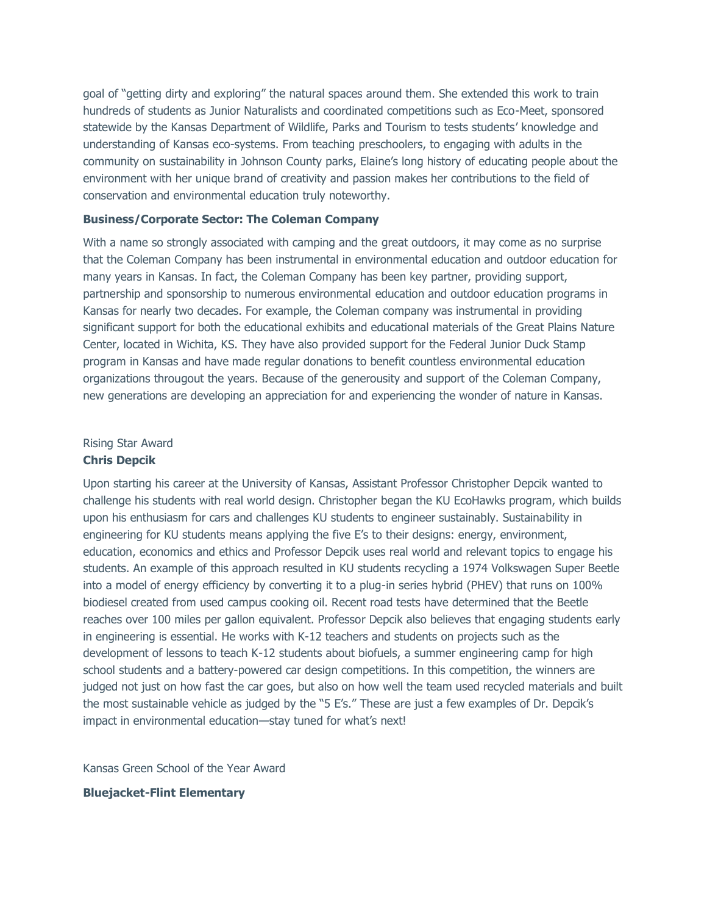goal of "getting dirty and exploring" the natural spaces around them. She extended this work to train hundreds of students as Junior Naturalists and coordinated competitions such as Eco-Meet, sponsored statewide by the Kansas Department of Wildlife, Parks and Tourism to tests students' knowledge and understanding of Kansas eco-systems. From teaching preschoolers, to engaging with adults in the community on sustainability in Johnson County parks, Elaine's long history of educating people about the environment with her unique brand of creativity and passion makes her contributions to the field of conservation and environmental education truly noteworthy.

**Business/Corporate Sector: The Coleman Company**

With a name so strongly associated with camping and the great outdoors, it may come as no surprise that the Coleman Company has been instrumental in environmental education and outdoor education for many years in Kansas. In fact, the Coleman Company has been key partner, providing support, partnership and sponsorship to numerous environmental education and outdoor education programs in Kansas for nearly two decades. For example, the Coleman company was instrumental in providing significant support for both the educational exhibits and educational materials of the Great Plains Nature Center, located in Wichita, KS. They have also provided support for the Federal Junior Duck Stamp program in Kansas and have made regular donations to benefit countless environmental education organizations througout the years. Because of the generousity and support of the Coleman Company, new generations are developing an appreciation for and experiencing the wonder of nature in Kansas.

Rising Star Award

**Chris Depcik**

Upon starting his career at the University of Kansas, Assistant Professor Christopher Depcik wanted to challenge his students with real world design. Christopher began the KU EcoHawks program, which builds upon his enthusiasm for cars and challenges KU students to engineer sustainably. Sustainability in engineering for KU students means applying the five E's to their designs: energy, environment, education, economics and ethics and Professor Depcik uses real world and relevant topics to engage his students. An example of this approach resulted in KU students recycling a 1974 Volkswagen Super Beetle into a model of energy efficiency by converting it to a plug-in series hybrid (PHEV) that runs on 100% biodiesel created from used campus cooking oil. Recent road tests have determined that the Beetle reaches over 100 miles per gallon equivalent. Professor Depcik also believes that engaging students early in engineering is essential. He works with K-12 teachers and students on projects such as the development of lessons to teach K-12 students about biofuels, a summer engineering camp for high school students and a battery-powered car design competitions. In this competition, the winners are judged not just on how fast the car goes, but also on how well the team used recycled materials and built the most sustainable vehicle as judged by the "5 E's." These are just a few examples of Dr. Depcik's impact in environmental education—stay tuned for what's next!

Kansas Green School of the Year Award

**Bluejacket-Flint Elementary**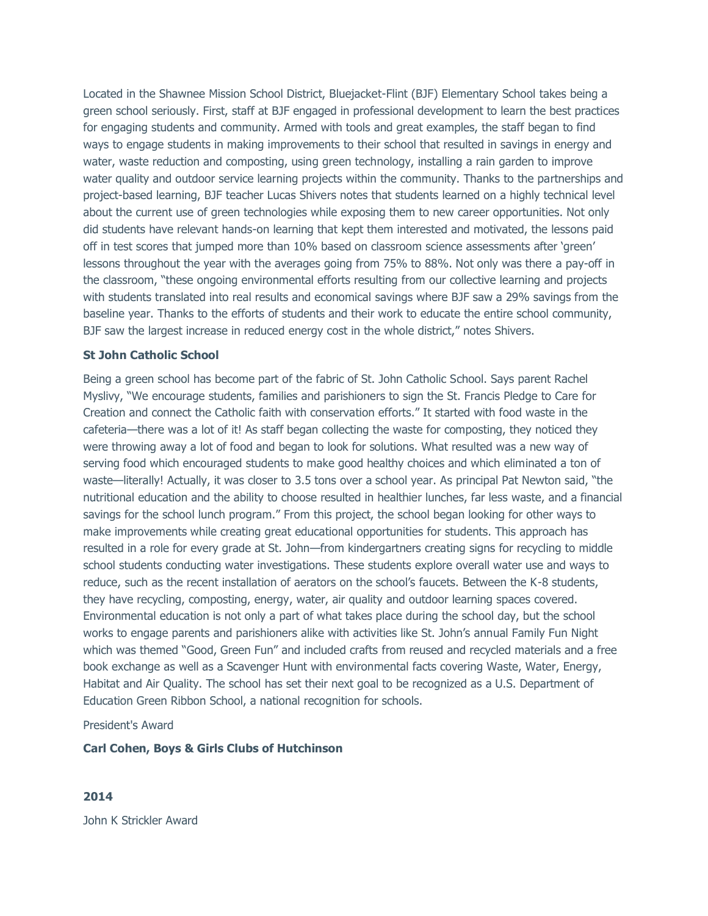Located in the Shawnee Mission School District, Bluejacket-Flint (BJF) Elementary School takes being a green school seriously. First, staff at BJF engaged in professional development to learn the best practices for engaging students and community. Armed with tools and great examples, the staff began to find ways to engage students in making improvements to their school that resulted in savings in energy and water, waste reduction and composting, using green technology, installing a rain garden to improve water quality and outdoor service learning projects within the community. Thanks to the partnerships and project-based learning, BJF teacher Lucas Shivers notes that students learned on a highly technical level about the current use of green technologies while exposing them to new career opportunities. Not only did students have relevant hands-on learning that kept them interested and motivated, the lessons paid off in test scores that jumped more than 10% based on classroom science assessments after 'green' lessons throughout the year with the averages going from 75% to 88%. Not only was there a pay-off in the classroom, "these ongoing environmental efforts resulting from our collective learning and projects with students translated into real results and economical savings where BJF saw a 29% savings from the baseline year. Thanks to the efforts of students and their work to educate the entire school community, BJF saw the largest increase in reduced energy cost in the whole district," notes Shivers.

**St John Catholic School**

Being a green school has become part of the fabric of St. John Catholic School. Says parent Rachel Myslivy, "We encourage students, families and parishioners to sign the St. Francis Pledge to Care for Creation and connect the Catholic faith with conservation efforts." It started with food waste in the cafeteria—there was a lot of it! As staff began collecting the waste for composting, they noticed they were throwing away a lot of food and began to look for solutions. What resulted was a new way of serving food which encouraged students to make good healthy choices and which eliminated a ton of waste—literally! Actually, it was closer to 3.5 tons over a school year. As principal Pat Newton said, "the nutritional education and the ability to choose resulted in healthier lunches, far less waste, and a financial savings for the school lunch program." From this project, the school began looking for other ways to make improvements while creating great educational opportunities for students. This approach has resulted in a role for every grade at St. John—from kindergartners creating signs for recycling to middle school students conducting water investigations. These students explore overall water use and ways to reduce, such as the recent installation of aerators on the school's faucets. Between the K-8 students, they have recycling, composting, energy, water, air quality and outdoor learning spaces covered. Environmental education is not only a part of what takes place during the school day, but the school works to engage parents and parishioners alike with activities like St. John's annual Family Fun Night which was themed "Good, Green Fun" and included crafts from reused and recycled materials and a free book exchange as well as a Scavenger Hunt with environmental facts covering Waste, Water, Energy, Habitat and Air Quality. The school has set their next goal to be recognized as a U.S. Department of Education Green Ribbon School, a national recognition for schools.

President's Award

**Carl Cohen, Boys & Girls Clubs of Hutchinson**

**2014**

John K Strickler Award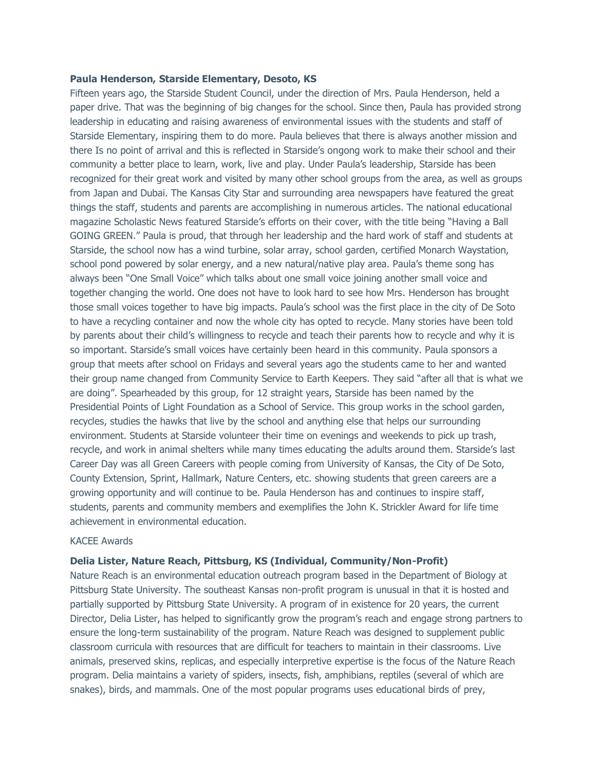**Paula Henderson, Starside Elementary, Desoto, KS**

Fifteen years ago, the Starside Student Council, under the direction of Mrs. Paula Henderson, held a paper drive. That was the beginning of big changes for the school. Since then, Paula has provided strong leadership in educating and raising awareness of environmental issues with the students and staff of Starside Elementary, inspiring them to do more. Paula believes that there is always another mission and there Is no point of arrival and this is reflected in Starside's ongong work to make their school and their community a better place to learn, work, live and play. Under Paula's leadership, Starside has been recognized for their great work and visited by many other school groups from the area, as well as groups from Japan and Dubai. The Kansas City Star and surrounding area newspapers have featured the great things the staff, students and parents are accomplishing in numerous articles. The national educational magazine Scholastic News featured Starside's efforts on their cover, with the title being "Having a Ball GOING GREEN." Paula is proud, that through her leadership and the hard work of staff and students at Starside, the school now has a wind turbine, solar array, school garden, certified Monarch Waystation, school pond powered by solar energy, and a new natural/native play area. Paula's theme song has always been "One Small Voice" which talks about one small voice joining another small voice and together changing the world. One does not have to look hard to see how Mrs. Henderson has brought those small voices together to have big impacts. Paula's school was the first place in the city of De Soto to have a recycling container and now the whole city has opted to recycle. Many stories have been told by parents about their child's willingness to recycle and teach their parents how to recycle and why it is so important. Starside's small voices have certainly been heard in this community. Paula sponsors a group that meets after school on Fridays and several years ago the students came to her and wanted their group name changed from Community Service to Earth Keepers. They said "after all that is what we are doing". Spearheaded by this group, for 12 straight years, Starside has been named by the Presidential Points of Light Foundation as a School of Service. This group works in the school garden, recycles, studies the hawks that live by the school and anything else that helps our surrounding environment. Students at Starside volunteer their time on evenings and weekends to pick up trash, recycle, and work in animal shelters while many times educating the adults around them. Starside's last Career Day was all Green Careers with people coming from University of Kansas, the City of De Soto, County Extension, Sprint, Hallmark, Nature Centers, etc. showing students that green careers are a growing opportunity and will continue to be. Paula Henderson has and continues to inspire staff, students, parents and community members and exemplifies the John K. Strickler Award for life time achievement in environmental education.

KACEE Awards

**Delia Lister, Nature Reach, Pittsburg, KS (Individual, Community/Non-Profit)**

Nature Reach is an environmental education outreach program based in the Department of Biology at Pittsburg State University. The southeast Kansas non-profit program is unusual in that it is hosted and partially supported by Pittsburg State University. A program of in existence for 20 years, the current Director, Delia Lister, has helped to significantly grow the program's reach and engage strong partners to ensure the long-term sustainability of the program. Nature Reach was designed to supplement public classroom curricula with resources that are difficult for teachers to maintain in their classrooms. Live animals, preserved skins, replicas, and especially interpretive expertise is the focus of the Nature Reach program. Delia maintains a variety of spiders, insects, fish, amphibians, reptiles (several of which are snakes), birds, and mammals. One of the most popular programs uses educational birds of prey,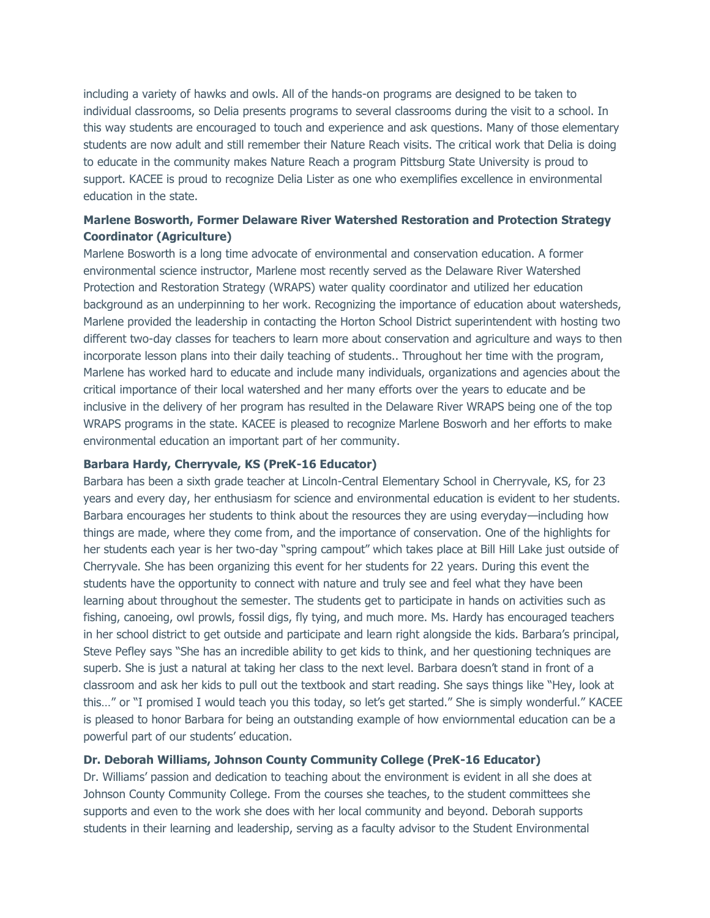including a variety of hawks and owls. All of the hands-on programs are designed to be taken to individual classrooms, so Delia presents programs to several classrooms during the visit to a school. In this way students are encouraged to touch and experience and ask questions. Many of those elementary students are now adult and still remember their Nature Reach visits. The critical work that Delia is doing to educate in the community makes Nature Reach a program Pittsburg State University is proud to support. KACEE is proud to recognize Delia Lister as one who exemplifies excellence in environmental education in the state.

**Marlene Bosworth, Former Delaware River Watershed Restoration and Protection Strategy Coordinator (Agriculture)**

Marlene Bosworth is a long time advocate of environmental and conservation education. A former environmental science instructor, Marlene most recently served as the Delaware River Watershed Protection and Restoration Strategy (WRAPS) water quality coordinator and utilized her education background as an underpinning to her work. Recognizing the importance of education about watersheds, Marlene provided the leadership in contacting the Horton School District superintendent with hosting two different two-day classes for teachers to learn more about conservation and agriculture and ways to then incorporate lesson plans into their daily teaching of students.. Throughout her time with the program, Marlene has worked hard to educate and include many individuals, organizations and agencies about the critical importance of their local watershed and her many efforts over the years to educate and be inclusive in the delivery of her program has resulted in the Delaware River WRAPS being one of the top WRAPS programs in the state. KACEE is pleased to recognize Marlene Bosworh and her efforts to make environmental education an important part of her community.

**Barbara Hardy, Cherryvale, KS (PreK-16 Educator)**

Barbara has been a sixth grade teacher at Lincoln-Central Elementary School in Cherryvale, KS, for 23 years and every day, her enthusiasm for science and environmental education is evident to her students. Barbara encourages her students to think about the resources they are using everyday—including how things are made, where they come from, and the importance of conservation. One of the highlights for her students each year is her two-day "spring campout" which takes place at Bill Hill Lake just outside of Cherryvale. She has been organizing this event for her students for 22 years. During this event the students have the opportunity to connect with nature and truly see and feel what they have been learning about throughout the semester. The students get to participate in hands on activities such as fishing, canoeing, owl prowls, fossil digs, fly tying, and much more. Ms. Hardy has encouraged teachers in her school district to get outside and participate and learn right alongside the kids. Barbara's principal, Steve Pefley says "She has an incredible ability to get kids to think, and her questioning techniques are superb. She is just a natural at taking her class to the next level. Barbara doesn't stand in front of a classroom and ask her kids to pull out the textbook and start reading. She says things like "Hey, look at this…" or "I promised I would teach you this today, so let's get started." She is simply wonderful." KACEE is pleased to honor Barbara for being an outstanding example of how enviornmental education can be a powerful part of our students' education.

**Dr. Deborah Williams, Johnson County Community College (PreK-16 Educator)**

Dr. Williams' passion and dedication to teaching about the environment is evident in all she does at Johnson County Community College. From the courses she teaches, to the student committees she supports and even to the work she does with her local community and beyond. Deborah supports students in their learning and leadership, serving as a faculty advisor to the Student Environmental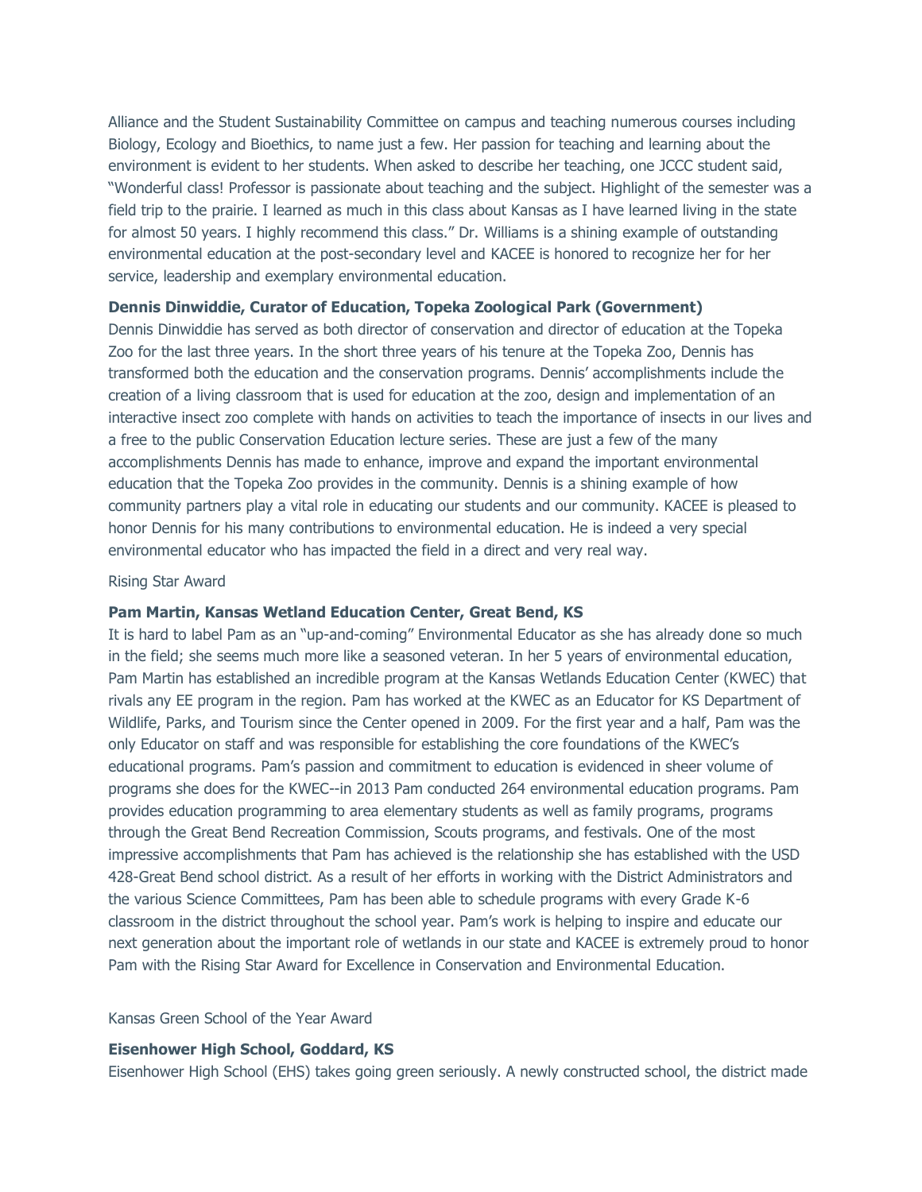Alliance and the Student Sustainability Committee on campus and teaching numerous courses including Biology, Ecology and Bioethics, to name just a few. Her passion for teaching and learning about the environment is evident to her students. When asked to describe her teaching, one JCCC student said, "Wonderful class! Professor is passionate about teaching and the subject. Highlight of the semester was a field trip to the prairie. I learned as much in this class about Kansas as I have learned living in the state for almost 50 years. I highly recommend this class." Dr. Williams is a shining example of outstanding environmental education at the post-secondary level and KACEE is honored to recognize her for her service, leadership and exemplary environmental education.

**Dennis Dinwiddie, Curator of Education, Topeka Zoological Park (Government)**

Dennis Dinwiddie has served as both director of conservation and director of education at the Topeka Zoo for the last three years. In the short three years of his tenure at the Topeka Zoo, Dennis has transformed both the education and the conservation programs. Dennis' accomplishments include the creation of a living classroom that is used for education at the zoo, design and implementation of an interactive insect zoo complete with hands on activities to teach the importance of insects in our lives and a free to the public Conservation Education lecture series. These are just a few of the many accomplishments Dennis has made to enhance, improve and expand the important environmental education that the Topeka Zoo provides in the community. Dennis is a shining example of how community partners play a vital role in educating our students and our community. KACEE is pleased to honor Dennis for his many contributions to environmental education. He is indeed a very special environmental educator who has impacted the field in a direct and very real way.

Rising Star Award

**Pam Martin, Kansas Wetland Education Center, Great Bend, KS**

It is hard to label Pam as an "up-and-coming" Environmental Educator as she has already done so much in the field; she seems much more like a seasoned veteran. In her 5 years of environmental education, Pam Martin has established an incredible program at the Kansas Wetlands Education Center (KWEC) that rivals any EE program in the region. Pam has worked at the KWEC as an Educator for KS Department of Wildlife, Parks, and Tourism since the Center opened in 2009. For the first year and a half, Pam was the only Educator on staff and was responsible for establishing the core foundations of the KWEC's educational programs. Pam's passion and commitment to education is evidenced in sheer volume of programs she does for the KWEC--in 2013 Pam conducted 264 environmental education programs. Pam provides education programming to area elementary students as well as family programs, programs through the Great Bend Recreation Commission, Scouts programs, and festivals. One of the most impressive accomplishments that Pam has achieved is the relationship she has established with the USD 428-Great Bend school district. As a result of her efforts in working with the District Administrators and the various Science Committees, Pam has been able to schedule programs with every Grade K-6 classroom in the district throughout the school year. Pam's work is helping to inspire and educate our next generation about the important role of wetlands in our state and KACEE is extremely proud to honor Pam with the Rising Star Award for Excellence in Conservation and Environmental Education.

Kansas Green School of the Year Award

**Eisenhower High School, Goddard, KS**

Eisenhower High School (EHS) takes going green seriously. A newly constructed school, the district made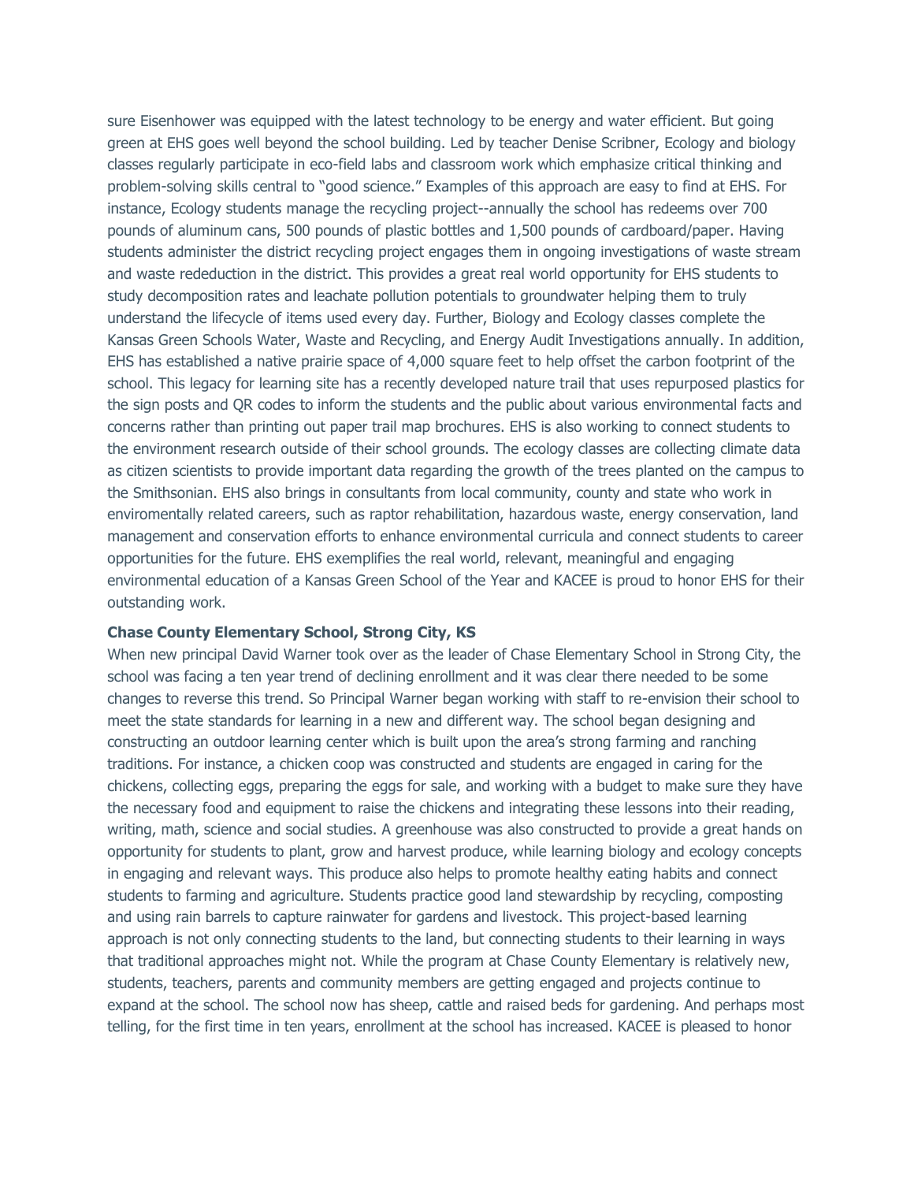sure Eisenhower was equipped with the latest technology to be energy and water efficient. But going green at EHS goes well beyond the school building. Led by teacher Denise Scribner, Ecology and biology classes regularly participate in eco-field labs and classroom work which emphasize critical thinking and problem-solving skills central to "good science." Examples of this approach are easy to find at EHS. For instance, Ecology students manage the recycling project--annually the school has redeems over 700 pounds of aluminum cans, 500 pounds of plastic bottles and 1,500 pounds of cardboard/paper. Having students administer the district recycling project engages them in ongoing investigations of waste stream and waste rededuction in the district. This provides a great real world opportunity for EHS students to study decomposition rates and leachate pollution potentials to groundwater helping them to truly understand the lifecycle of items used every day. Further, Biology and Ecology classes complete the Kansas Green Schools Water, Waste and Recycling, and Energy Audit Investigations annually. In addition, EHS has established a native prairie space of 4,000 square feet to help offset the carbon footprint of the school. This legacy for learning site has a recently developed nature trail that uses repurposed plastics for the sign posts and QR codes to inform the students and the public about various environmental facts and concerns rather than printing out paper trail map brochures. EHS is also working to connect students to the environment research outside of their school grounds. The ecology classes are collecting climate data as citizen scientists to provide important data regarding the growth of the trees planted on the campus to the Smithsonian. EHS also brings in consultants from local community, county and state who work in enviromentally related careers, such as raptor rehabilitation, hazardous waste, energy conservation, land management and conservation efforts to enhance environmental curricula and connect students to career opportunities for the future. EHS exemplifies the real world, relevant, meaningful and engaging environmental education of a Kansas Green School of the Year and KACEE is proud to honor EHS for their outstanding work.

**Chase County Elementary School, Strong City, KS**

When new principal David Warner took over as the leader of Chase Elementary School in Strong City, the school was facing a ten year trend of declining enrollment and it was clear there needed to be some changes to reverse this trend. So Principal Warner began working with staff to re-envision their school to meet the state standards for learning in a new and different way. The school began designing and constructing an outdoor learning center which is built upon the area's strong farming and ranching traditions. For instance, a chicken coop was constructed and students are engaged in caring for the chickens, collecting eggs, preparing the eggs for sale, and working with a budget to make sure they have the necessary food and equipment to raise the chickens and integrating these lessons into their reading, writing, math, science and social studies. A greenhouse was also constructed to provide a great hands on opportunity for students to plant, grow and harvest produce, while learning biology and ecology concepts in engaging and relevant ways. This produce also helps to promote healthy eating habits and connect students to farming and agriculture. Students practice good land stewardship by recycling, composting and using rain barrels to capture rainwater for gardens and livestock. This project-based learning approach is not only connecting students to the land, but connecting students to their learning in ways that traditional approaches might not. While the program at Chase County Elementary is relatively new, students, teachers, parents and community members are getting engaged and projects continue to expand at the school. The school now has sheep, cattle and raised beds for gardening. And perhaps most telling, for the first time in ten years, enrollment at the school has increased. KACEE is pleased to honor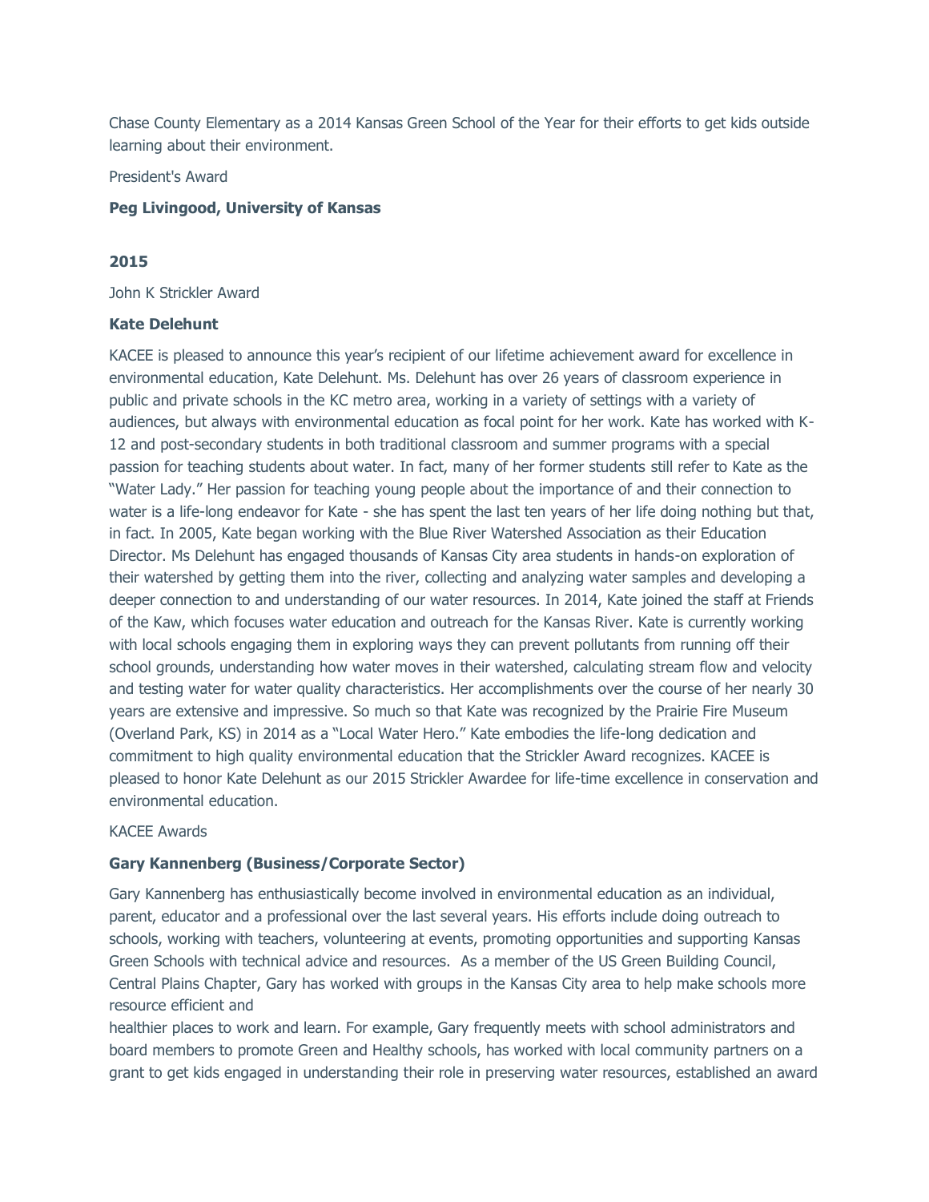Chase County Elementary as a 2014 Kansas Green School of the Year for their efforts to get kids outside learning about their environment.

President's Award

**Peg Livingood, University of Kansas**

**2015**

John K Strickler Award

**Kate Delehunt**

KACEE is pleased to announce this year's recipient of our lifetime achievement award for excellence in environmental education, Kate Delehunt. Ms. Delehunt has over 26 years of classroom experience in public and private schools in the KC metro area, working in a variety of settings with a variety of audiences, but always with environmental education as focal point for her work. Kate has worked with K-12 and post-secondary students in both traditional classroom and summer programs with a special passion for teaching students about water. In fact, many of her former students still refer to Kate as the "Water Lady." Her passion for teaching young people about the importance of and their connection to water is a life-long endeavor for Kate - she has spent the last ten years of her life doing nothing but that, in fact. In 2005, Kate began working with the Blue River Watershed Association as their Education Director. Ms Delehunt has engaged thousands of Kansas City area students in hands-on exploration of their watershed by getting them into the river, collecting and analyzing water samples and developing a deeper connection to and understanding of our water resources. In 2014, Kate joined the staff at Friends of the Kaw, which focuses water education and outreach for the Kansas River. Kate is currently working with local schools engaging them in exploring ways they can prevent pollutants from running off their school grounds, understanding how water moves in their watershed, calculating stream flow and velocity and testing water for water quality characteristics. Her accomplishments over the course of her nearly 30 years are extensive and impressive. So much so that Kate was recognized by the Prairie Fire Museum (Overland Park, KS) in 2014 as a "Local Water Hero." Kate embodies the life-long dedication and commitment to high quality environmental education that the Strickler Award recognizes. KACEE is pleased to honor Kate Delehunt as our 2015 Strickler Awardee for life-time excellence in conservation and environmental education.

KACEE Awards

**Gary Kannenberg (Business/Corporate Sector)**

Gary Kannenberg has enthusiastically become involved in environmental education as an individual, parent, educator and a professional over the last several years. His efforts include doing outreach to schools, working with teachers, volunteering at events, promoting opportunities and supporting Kansas Green Schools with technical advice and resources. As a member of the US Green Building Council, Central Plains Chapter, Gary has worked with groups in the Kansas City area to help make schools more resource efficient and healthier places to work and learn. For example, Gary frequently meets with school administrators and board members to promote Green and Healthy schools, has worked with local community partners on a grant to get kids engaged in understanding their role in preserving water resources, established an award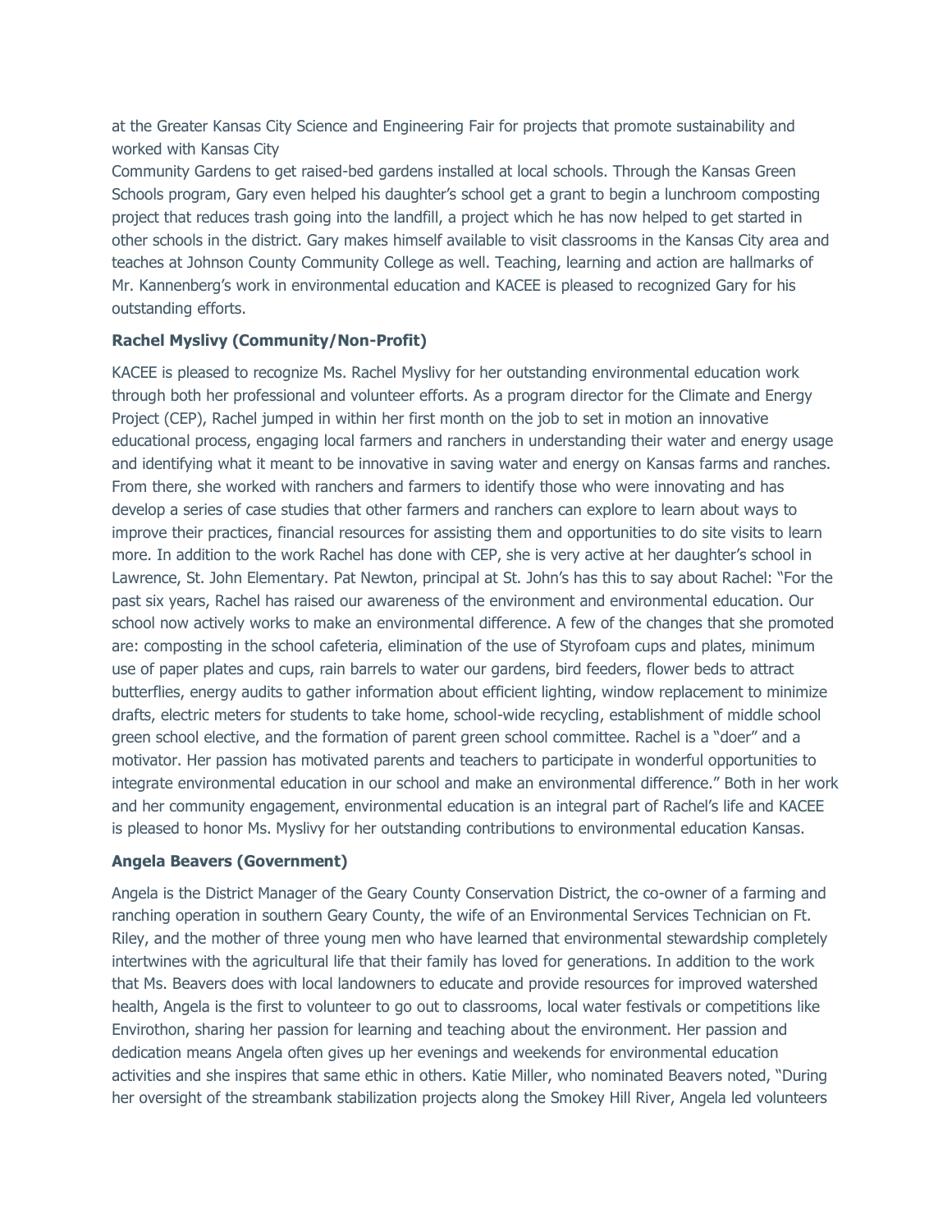at the Greater Kansas City Science and Engineering Fair for projects that promote sustainability and worked with Kansas City
Community Gardens to get raised-bed gardens installed at local schools. Through the Kansas Green Schools program, Gary even helped his daughter's school get a grant to begin a lunchroom composting project that reduces trash going into the landfill, a project which he has now helped to get started in other schools in the district. Gary makes himself available to visit classrooms in the Kansas City area and teaches at Johnson County Community College as well. Teaching, learning and action are hallmarks of Mr. Kannenberg's work in environmental education and KACEE is pleased to recognized Gary for his outstanding efforts.

**Rachel Myslivy (Community/Non-Profit)**

KACEE is pleased to recognize Ms. Rachel Myslivy for her outstanding environmental education work through both her professional and volunteer efforts. As a program director for the Climate and Energy Project (CEP), Rachel jumped in within her first month on the job to set in motion an innovative educational process, engaging local farmers and ranchers in understanding their water and energy usage and identifying what it meant to be innovative in saving water and energy on Kansas farms and ranches. From there, she worked with ranchers and farmers to identify those who were innovating and has develop a series of case studies that other farmers and ranchers can explore to learn about ways to improve their practices, financial resources for assisting them and opportunities to do site visits to learn more. In addition to the work Rachel has done with CEP, she is very active at her daughter's school in Lawrence, St. John Elementary. Pat Newton, principal at St. John's has this to say about Rachel: "For the past six years, Rachel has raised our awareness of the environment and environmental education. Our school now actively works to make an environmental difference. A few of the changes that she promoted are: composting in the school cafeteria, elimination of the use of Styrofoam cups and plates, minimum use of paper plates and cups, rain barrels to water our gardens, bird feeders, flower beds to attract butterflies, energy audits to gather information about efficient lighting, window replacement to minimize drafts, electric meters for students to take home, school-wide recycling, establishment of middle school green school elective, and the formation of parent green school committee. Rachel is a "doer" and a motivator. Her passion has motivated parents and teachers to participate in wonderful opportunities to integrate environmental education in our school and make an environmental difference." Both in her work and her community engagement, environmental education is an integral part of Rachel's life and KACEE is pleased to honor Ms. Myslivy for her outstanding contributions to environmental education Kansas.

**Angela Beavers (Government)**

Angela is the District Manager of the Geary County Conservation District, the co-owner of a farming and ranching operation in southern Geary County, the wife of an Environmental Services Technician on Ft. Riley, and the mother of three young men who have learned that environmental stewardship completely intertwines with the agricultural life that their family has loved for generations. In addition to the work that Ms. Beavers does with local landowners to educate and provide resources for improved watershed health, Angela is the first to volunteer to go out to classrooms, local water festivals or competitions like Envirothon, sharing her passion for learning and teaching about the environment. Her passion and dedication means Angela often gives up her evenings and weekends for environmental education activities and she inspires that same ethic in others. Katie Miller, who nominated Beavers noted, "During her oversight of the streambank stabilization projects along the Smokey Hill River, Angela led volunteers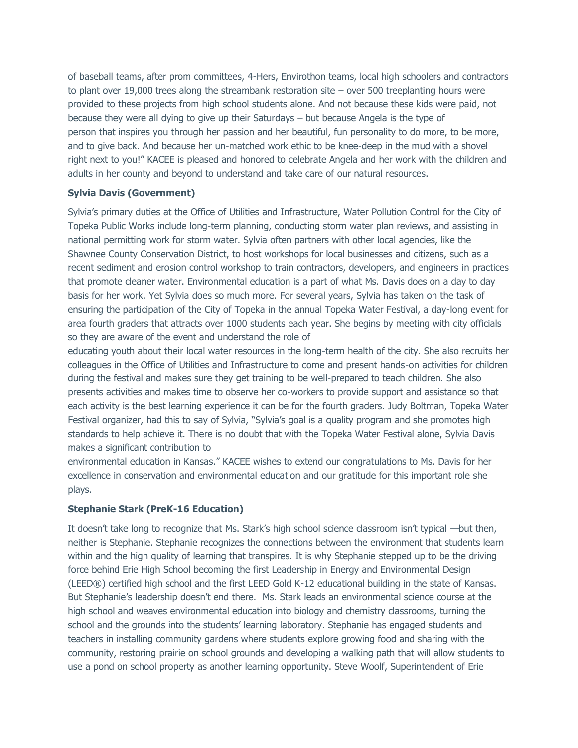of baseball teams, after prom committees, 4-Hers, Envirothon teams, local high schoolers and contractors to plant over 19,000 trees along the streambank restoration site – over 500 treeplanting hours were provided to these projects from high school students alone. And not because these kids were paid, not because they were all dying to give up their Saturdays – but because Angela is the type of person that inspires you through her passion and her beautiful, fun personality to do more, to be more, and to give back. And because her un-matched work ethic to be knee-deep in the mud with a shovel right next to you!" KACEE is pleased and honored to celebrate Angela and her work with the children and adults in her county and beyond to understand and take care of our natural resources.

**Sylvia Davis (Government)**

Sylvia's primary duties at the Office of Utilities and Infrastructure, Water Pollution Control for the City of Topeka Public Works include long-term planning, conducting storm water plan reviews, and assisting in national permitting work for storm water. Sylvia often partners with other local agencies, like the Shawnee County Conservation District, to host workshops for local businesses and citizens, such as a recent sediment and erosion control workshop to train contractors, developers, and engineers in practices that promote cleaner water. Environmental education is a part of what Ms. Davis does on a day to day basis for her work. Yet Sylvia does so much more. For several years, Sylvia has taken on the task of ensuring the participation of the City of Topeka in the annual Topeka Water Festival, a day-long event for area fourth graders that attracts over 1000 students each year. She begins by meeting with city officials so they are aware of the event and understand the role of educating youth about their local water resources in the long-term health of the city. She also recruits her colleagues in the Office of Utilities and Infrastructure to come and present hands-on activities for children during the festival and makes sure they get training to be well-prepared to teach children. She also presents activities and makes time to observe her co-workers to provide support and assistance so that each activity is the best learning experience it can be for the fourth graders. Judy Boltman, Topeka Water Festival organizer, had this to say of Sylvia, "Sylvia's goal is a quality program and she promotes high standards to help achieve it. There is no doubt that with the Topeka Water Festival alone, Sylvia Davis makes a significant contribution to environmental education in Kansas." KACEE wishes to extend our congratulations to Ms. Davis for her excellence in conservation and environmental education and our gratitude for this important role she plays.

**Stephanie Stark (PreK-16 Education)**

It doesn't take long to recognize that Ms. Stark's high school science classroom isn't typical —but then, neither is Stephanie. Stephanie recognizes the connections between the environment that students learn within and the high quality of learning that transpires. It is why Stephanie stepped up to be the driving force behind Erie High School becoming the first Leadership in Energy and Environmental Design (LEED®) certified high school and the first LEED Gold K-12 educational building in the state of Kansas. But Stephanie's leadership doesn't end there. Ms. Stark leads an environmental science course at the high school and weaves environmental education into biology and chemistry classrooms, turning the school and the grounds into the students' learning laboratory. Stephanie has engaged students and teachers in installing community gardens where students explore growing food and sharing with the community, restoring prairie on school grounds and developing a walking path that will allow students to use a pond on school property as another learning opportunity. Steve Woolf, Superintendent of Erie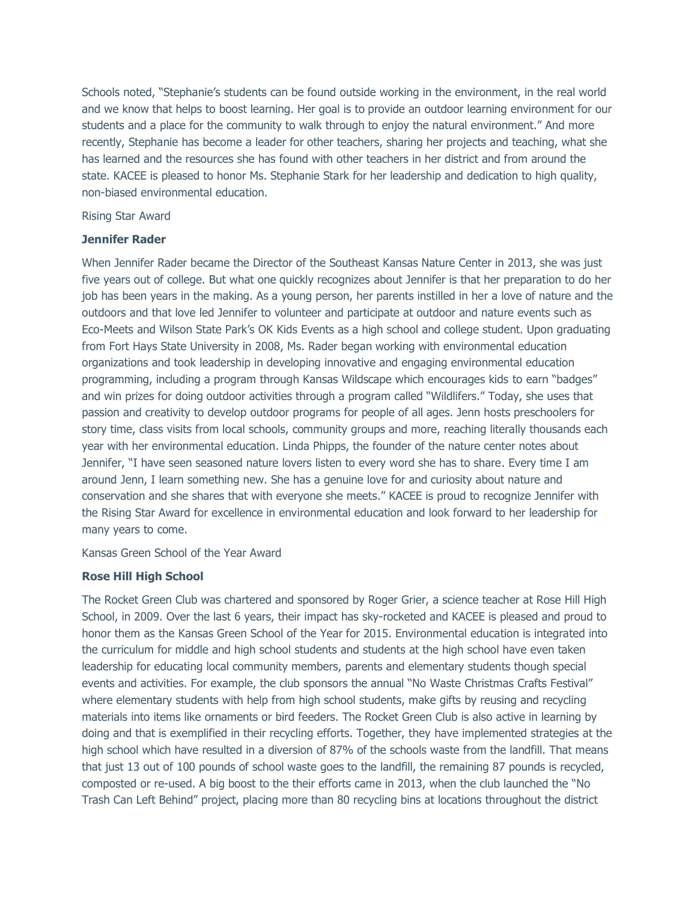Schools noted, "Stephanie's students can be found outside working in the environment, in the real world and we know that helps to boost learning. Her goal is to provide an outdoor learning environment for our students and a place for the community to walk through to enjoy the natural environment." And more recently, Stephanie has become a leader for other teachers, sharing her projects and teaching, what she has learned and the resources she has found with other teachers in her district and from around the state. KACEE is pleased to honor Ms. Stephanie Stark for her leadership and dedication to high quality, non-biased environmental education.

Rising Star Award

**Jennifer Rader**

When Jennifer Rader became the Director of the Southeast Kansas Nature Center in 2013, she was just five years out of college. But what one quickly recognizes about Jennifer is that her preparation to do her job has been years in the making. As a young person, her parents instilled in her a love of nature and the outdoors and that love led Jennifer to volunteer and participate at outdoor and nature events such as Eco-Meets and Wilson State Park's OK Kids Events as a high school and college student. Upon graduating from Fort Hays State University in 2008, Ms. Rader began working with environmental education organizations and took leadership in developing innovative and engaging environmental education programming, including a program through Kansas Wildscape which encourages kids to earn "badges" and win prizes for doing outdoor activities through a program called "Wildlifers." Today, she uses that passion and creativity to develop outdoor programs for people of all ages. Jenn hosts preschoolers for story time, class visits from local schools, community groups and more, reaching literally thousands each year with her environmental education. Linda Phipps, the founder of the nature center notes about Jennifer, "I have seen seasoned nature lovers listen to every word she has to share. Every time I am around Jenn, I learn something new. She has a genuine love for and curiosity about nature and conservation and she shares that with everyone she meets." KACEE is proud to recognize Jennifer with the Rising Star Award for excellence in environmental education and look forward to her leadership for many years to come.

Kansas Green School of the Year Award

**Rose Hill High School**

The Rocket Green Club was chartered and sponsored by Roger Grier, a science teacher at Rose Hill High School, in 2009. Over the last 6 years, their impact has sky-rocketed and KACEE is pleased and proud to honor them as the Kansas Green School of the Year for 2015. Environmental education is integrated into the curriculum for middle and high school students and students at the high school have even taken leadership for educating local community members, parents and elementary students though special events and activities. For example, the club sponsors the annual "No Waste Christmas Crafts Festival" where elementary students with help from high school students, make gifts by reusing and recycling materials into items like ornaments or bird feeders. The Rocket Green Club is also active in learning by doing and that is exemplified in their recycling efforts. Together, they have implemented strategies at the high school which have resulted in a diversion of 87% of the schools waste from the landfill. That means that just 13 out of 100 pounds of school waste goes to the landfill, the remaining 87 pounds is recycled, composted or re-used. A big boost to the their efforts came in 2013, when the club launched the "No Trash Can Left Behind" project, placing more than 80 recycling bins at locations throughout the district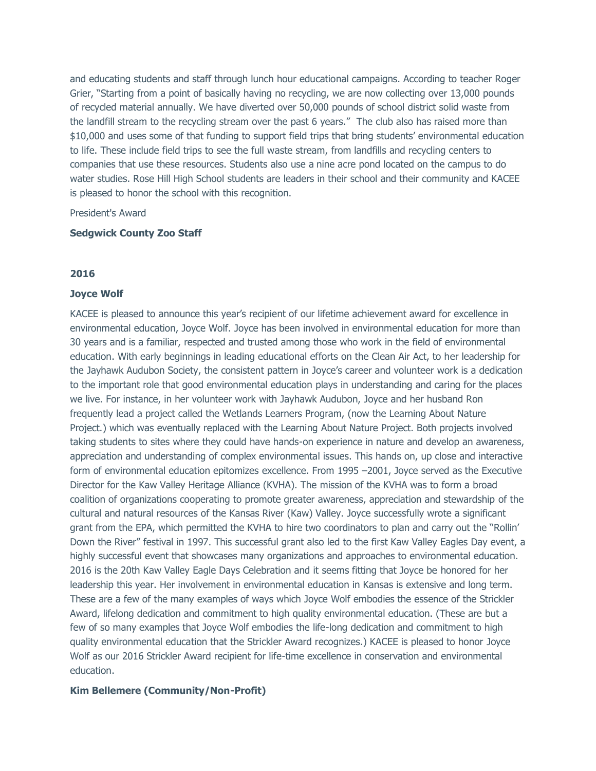and educating students and staff through lunch hour educational campaigns. According to teacher Roger Grier, "Starting from a point of basically having no recycling, we are now collecting over 13,000 pounds of recycled material annually. We have diverted over 50,000 pounds of school district solid waste from the landfill stream to the recycling stream over the past 6 years." The club also has raised more than $10,000 and uses some of that funding to support field trips that bring students' environmental education to life. These include field trips to see the full waste stream, from landfills and recycling centers to companies that use these resources. Students also use a nine acre pond located on the campus to do water studies. Rose Hill High School students are leaders in their school and their community and KACEE is pleased to honor the school with this recognition.

President's Award

**Sedgwick County Zoo Staff**

**2016**

**Joyce Wolf**

KACEE is pleased to announce this year's recipient of our lifetime achievement award for excellence in environmental education, Joyce Wolf. Joyce has been involved in environmental education for more than 30 years and is a familiar, respected and trusted among those who work in the field of environmental education. With early beginnings in leading educational efforts on the Clean Air Act, to her leadership for the Jayhawk Audubon Society, the consistent pattern in Joyce's career and volunteer work is a dedication to the important role that good environmental education plays in understanding and caring for the places we live. For instance, in her volunteer work with Jayhawk Audubon, Joyce and her husband Ron frequently lead a project called the Wetlands Learners Program, (now the Learning About Nature Project.) which was eventually replaced with the Learning About Nature Project. Both projects involved taking students to sites where they could have hands-on experience in nature and develop an awareness, appreciation and understanding of complex environmental issues. This hands on, up close and interactive form of environmental education epitomizes excellence. From 1995 –2001, Joyce served as the Executive Director for the Kaw Valley Heritage Alliance (KVHA). The mission of the KVHA was to form a broad coalition of organizations cooperating to promote greater awareness, appreciation and stewardship of the cultural and natural resources of the Kansas River (Kaw) Valley. Joyce successfully wrote a significant grant from the EPA, which permitted the KVHA to hire two coordinators to plan and carry out the "Rollin' Down the River" festival in 1997. This successful grant also led to the first Kaw Valley Eagles Day event, a highly successful event that showcases many organizations and approaches to environmental education. 2016 is the 20th Kaw Valley Eagle Days Celebration and it seems fitting that Joyce be honored for her leadership this year. Her involvement in environmental education in Kansas is extensive and long term. These are a few of the many examples of ways which Joyce Wolf embodies the essence of the Strickler Award, lifelong dedication and commitment to high quality environmental education. (These are but a few of so many examples that Joyce Wolf embodies the life-long dedication and commitment to high quality environmental education that the Strickler Award recognizes.) KACEE is pleased to honor Joyce Wolf as our 2016 Strickler Award recipient for life-time excellence in conservation and environmental education.

**Kim Bellemere (Community/Non-Profit)**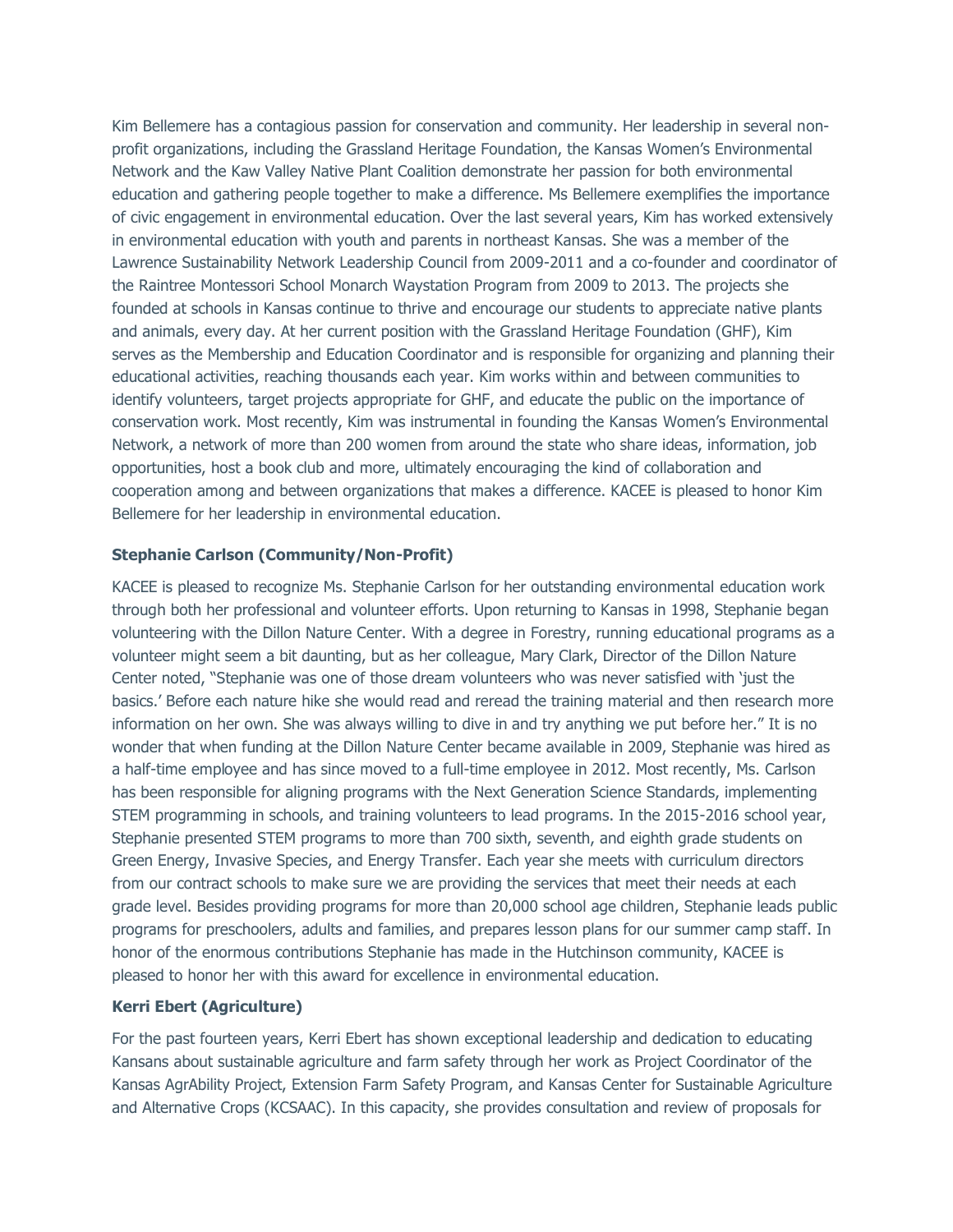Kim Bellemere has a contagious passion for conservation and community. Her leadership in several non-profit organizations, including the Grassland Heritage Foundation, the Kansas Women's Environmental Network and the Kaw Valley Native Plant Coalition demonstrate her passion for both environmental education and gathering people together to make a difference. Ms Bellemere exemplifies the importance of civic engagement in environmental education. Over the last several years, Kim has worked extensively in environmental education with youth and parents in northeast Kansas. She was a member of the Lawrence Sustainability Network Leadership Council from 2009-2011 and a co-founder and coordinator of the Raintree Montessori School Monarch Waystation Program from 2009 to 2013. The projects she founded at schools in Kansas continue to thrive and encourage our students to appreciate native plants and animals, every day. At her current position with the Grassland Heritage Foundation (GHF), Kim serves as the Membership and Education Coordinator and is responsible for organizing and planning their educational activities, reaching thousands each year. Kim works within and between communities to identify volunteers, target projects appropriate for GHF, and educate the public on the importance of conservation work. Most recently, Kim was instrumental in founding the Kansas Women's Environmental Network, a network of more than 200 women from around the state who share ideas, information, job opportunities, host a book club and more, ultimately encouraging the kind of collaboration and cooperation among and between organizations that makes a difference. KACEE is pleased to honor Kim Bellemere for her leadership in environmental education.

**Stephanie Carlson (Community/Non-Profit)**

KACEE is pleased to recognize Ms. Stephanie Carlson for her outstanding environmental education work through both her professional and volunteer efforts. Upon returning to Kansas in 1998, Stephanie began volunteering with the Dillon Nature Center. With a degree in Forestry, running educational programs as a volunteer might seem a bit daunting, but as her colleague, Mary Clark, Director of the Dillon Nature Center noted, "Stephanie was one of those dream volunteers who was never satisfied with 'just the basics.' Before each nature hike she would read and reread the training material and then research more information on her own. She was always willing to dive in and try anything we put before her." It is no wonder that when funding at the Dillon Nature Center became available in 2009, Stephanie was hired as a half-time employee and has since moved to a full-time employee in 2012. Most recently, Ms. Carlson has been responsible for aligning programs with the Next Generation Science Standards, implementing STEM programming in schools, and training volunteers to lead programs. In the 2015-2016 school year, Stephanie presented STEM programs to more than 700 sixth, seventh, and eighth grade students on Green Energy, Invasive Species, and Energy Transfer. Each year she meets with curriculum directors from our contract schools to make sure we are providing the services that meet their needs at each grade level. Besides providing programs for more than 20,000 school age children, Stephanie leads public programs for preschoolers, adults and families, and prepares lesson plans for our summer camp staff. In honor of the enormous contributions Stephanie has made in the Hutchinson community, KACEE is pleased to honor her with this award for excellence in environmental education.

**Kerri Ebert (Agriculture)**

For the past fourteen years, Kerri Ebert has shown exceptional leadership and dedication to educating Kansans about sustainable agriculture and farm safety through her work as Project Coordinator of the Kansas AgrAbility Project, Extension Farm Safety Program, and Kansas Center for Sustainable Agriculture and Alternative Crops (KCSAAC). In this capacity, she provides consultation and review of proposals for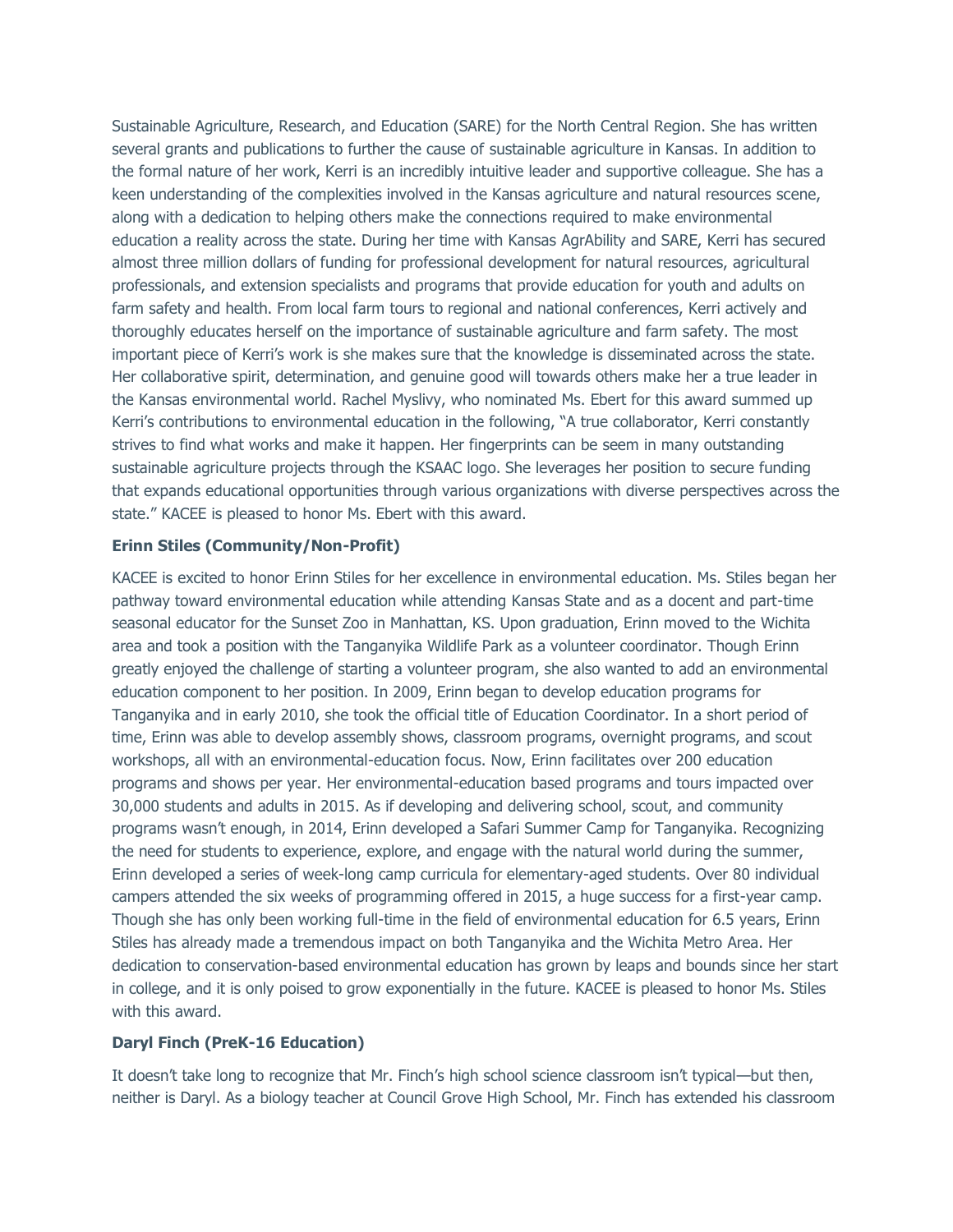Sustainable Agriculture, Research, and Education (SARE) for the North Central Region. She has written several grants and publications to further the cause of sustainable agriculture in Kansas. In addition to the formal nature of her work, Kerri is an incredibly intuitive leader and supportive colleague. She has a keen understanding of the complexities involved in the Kansas agriculture and natural resources scene, along with a dedication to helping others make the connections required to make environmental education a reality across the state. During her time with Kansas AgrAbility and SARE, Kerri has secured almost three million dollars of funding for professional development for natural resources, agricultural professionals, and extension specialists and programs that provide education for youth and adults on farm safety and health. From local farm tours to regional and national conferences, Kerri actively and thoroughly educates herself on the importance of sustainable agriculture and farm safety. The most important piece of Kerri's work is she makes sure that the knowledge is disseminated across the state. Her collaborative spirit, determination, and genuine good will towards others make her a true leader in the Kansas environmental world. Rachel Myslivy, who nominated Ms. Ebert for this award summed up Kerri's contributions to environmental education in the following, "A true collaborator, Kerri constantly strives to find what works and make it happen. Her fingerprints can be seem in many outstanding sustainable agriculture projects through the KSAAC logo. She leverages her position to secure funding that expands educational opportunities through various organizations with diverse perspectives across the state." KACEE is pleased to honor Ms. Ebert with this award.

**Erinn Stiles (Community/Non-Profit)**

KACEE is excited to honor Erinn Stiles for her excellence in environmental education. Ms. Stiles began her pathway toward environmental education while attending Kansas State and as a docent and part-time seasonal educator for the Sunset Zoo in Manhattan, KS. Upon graduation, Erinn moved to the Wichita area and took a position with the Tanganyika Wildlife Park as a volunteer coordinator. Though Erinn greatly enjoyed the challenge of starting a volunteer program, she also wanted to add an environmental education component to her position. In 2009, Erinn began to develop education programs for Tanganyika and in early 2010, she took the official title of Education Coordinator. In a short period of time, Erinn was able to develop assembly shows, classroom programs, overnight programs, and scout workshops, all with an environmental-education focus. Now, Erinn facilitates over 200 education programs and shows per year. Her environmental-education based programs and tours impacted over 30,000 students and adults in 2015. As if developing and delivering school, scout, and community programs wasn't enough, in 2014, Erinn developed a Safari Summer Camp for Tanganyika. Recognizing the need for students to experience, explore, and engage with the natural world during the summer, Erinn developed a series of week-long camp curricula for elementary-aged students. Over 80 individual campers attended the six weeks of programming offered in 2015, a huge success for a first-year camp. Though she has only been working full-time in the field of environmental education for 6.5 years, Erinn Stiles has already made a tremendous impact on both Tanganyika and the Wichita Metro Area. Her dedication to conservation-based environmental education has grown by leaps and bounds since her start in college, and it is only poised to grow exponentially in the future. KACEE is pleased to honor Ms. Stiles with this award.

**Daryl Finch (PreK-16 Education)**

It doesn't take long to recognize that Mr. Finch's high school science classroom isn't typical—but then, neither is Daryl. As a biology teacher at Council Grove High School, Mr. Finch has extended his classroom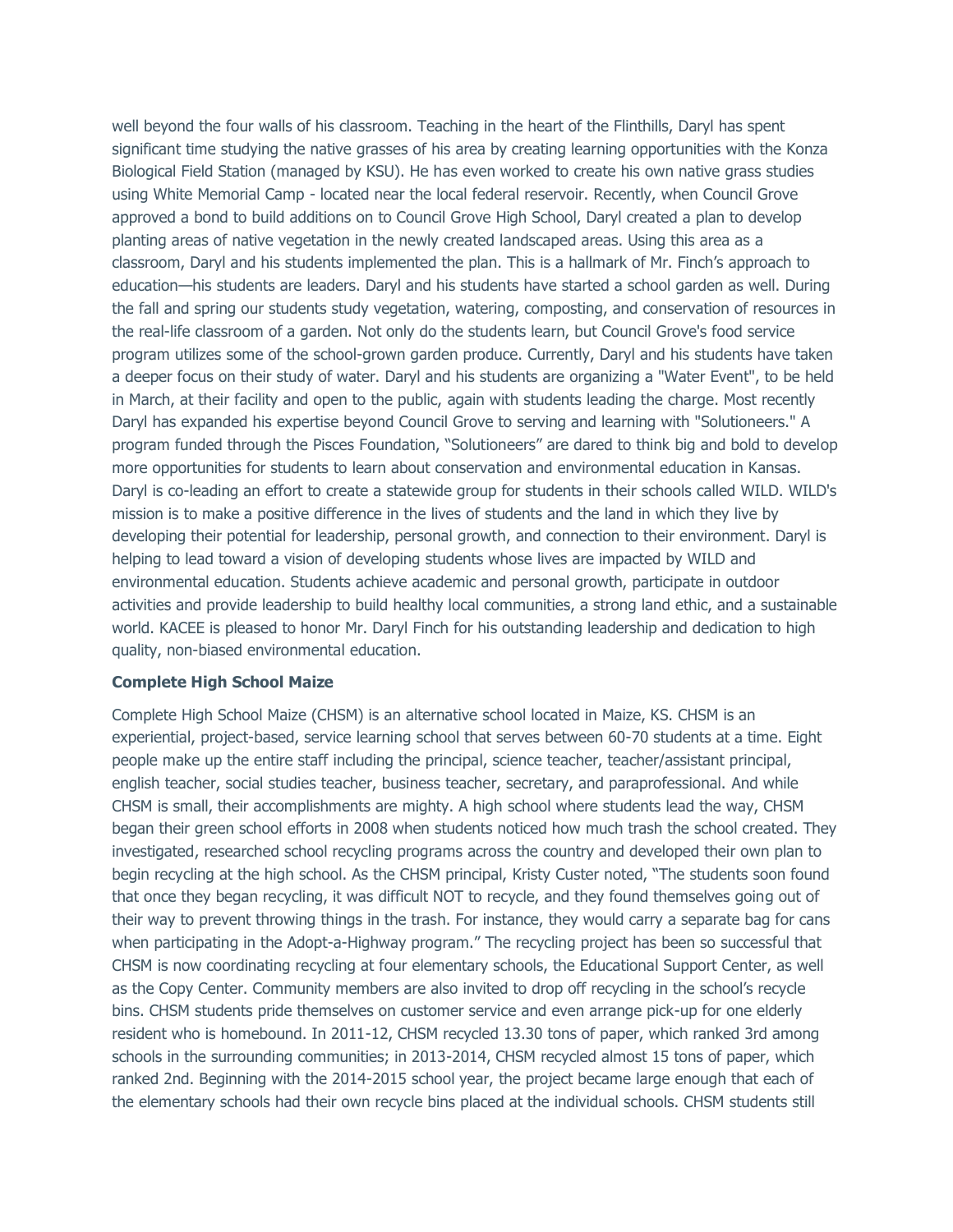well beyond the four walls of his classroom. Teaching in the heart of the Flinthills, Daryl has spent significant time studying the native grasses of his area by creating learning opportunities with the Konza Biological Field Station (managed by KSU). He has even worked to create his own native grass studies using White Memorial Camp - located near the local federal reservoir. Recently, when Council Grove approved a bond to build additions on to Council Grove High School, Daryl created a plan to develop planting areas of native vegetation in the newly created landscaped areas. Using this area as a classroom, Daryl and his students implemented the plan. This is a hallmark of Mr. Finch's approach to education—his students are leaders. Daryl and his students have started a school garden as well. During the fall and spring our students study vegetation, watering, composting, and conservation of resources in the real-life classroom of a garden. Not only do the students learn, but Council Grove's food service program utilizes some of the school-grown garden produce. Currently, Daryl and his students have taken a deeper focus on their study of water. Daryl and his students are organizing a "Water Event", to be held in March, at their facility and open to the public, again with students leading the charge. Most recently Daryl has expanded his expertise beyond Council Grove to serving and learning with "Solutioneers." A program funded through the Pisces Foundation, "Solutioneers" are dared to think big and bold to develop more opportunities for students to learn about conservation and environmental education in Kansas. Daryl is co-leading an effort to create a statewide group for students in their schools called WILD. WILD's mission is to make a positive difference in the lives of students and the land in which they live by developing their potential for leadership, personal growth, and connection to their environment. Daryl is helping to lead toward a vision of developing students whose lives are impacted by WILD and environmental education. Students achieve academic and personal growth, participate in outdoor activities and provide leadership to build healthy local communities, a strong land ethic, and a sustainable world. KACEE is pleased to honor Mr. Daryl Finch for his outstanding leadership and dedication to high quality, non-biased environmental education.

**Complete High School Maize**

Complete High School Maize (CHSM) is an alternative school located in Maize, KS. CHSM is an experiential, project-based, service learning school that serves between 60-70 students at a time. Eight people make up the entire staff including the principal, science teacher, teacher/assistant principal, english teacher, social studies teacher, business teacher, secretary, and paraprofessional. And while CHSM is small, their accomplishments are mighty. A high school where students lead the way, CHSM began their green school efforts in 2008 when students noticed how much trash the school created. They investigated, researched school recycling programs across the country and developed their own plan to begin recycling at the high school. As the CHSM principal, Kristy Custer noted, "The students soon found that once they began recycling, it was difficult NOT to recycle, and they found themselves going out of their way to prevent throwing things in the trash. For instance, they would carry a separate bag for cans when participating in the Adopt-a-Highway program." The recycling project has been so successful that CHSM is now coordinating recycling at four elementary schools, the Educational Support Center, as well as the Copy Center. Community members are also invited to drop off recycling in the school's recycle bins. CHSM students pride themselves on customer service and even arrange pick-up for one elderly resident who is homebound. In 2011-12, CHSM recycled 13.30 tons of paper, which ranked 3rd among schools in the surrounding communities; in 2013-2014, CHSM recycled almost 15 tons of paper, which ranked 2nd. Beginning with the 2014-2015 school year, the project became large enough that each of the elementary schools had their own recycle bins placed at the individual schools. CHSM students still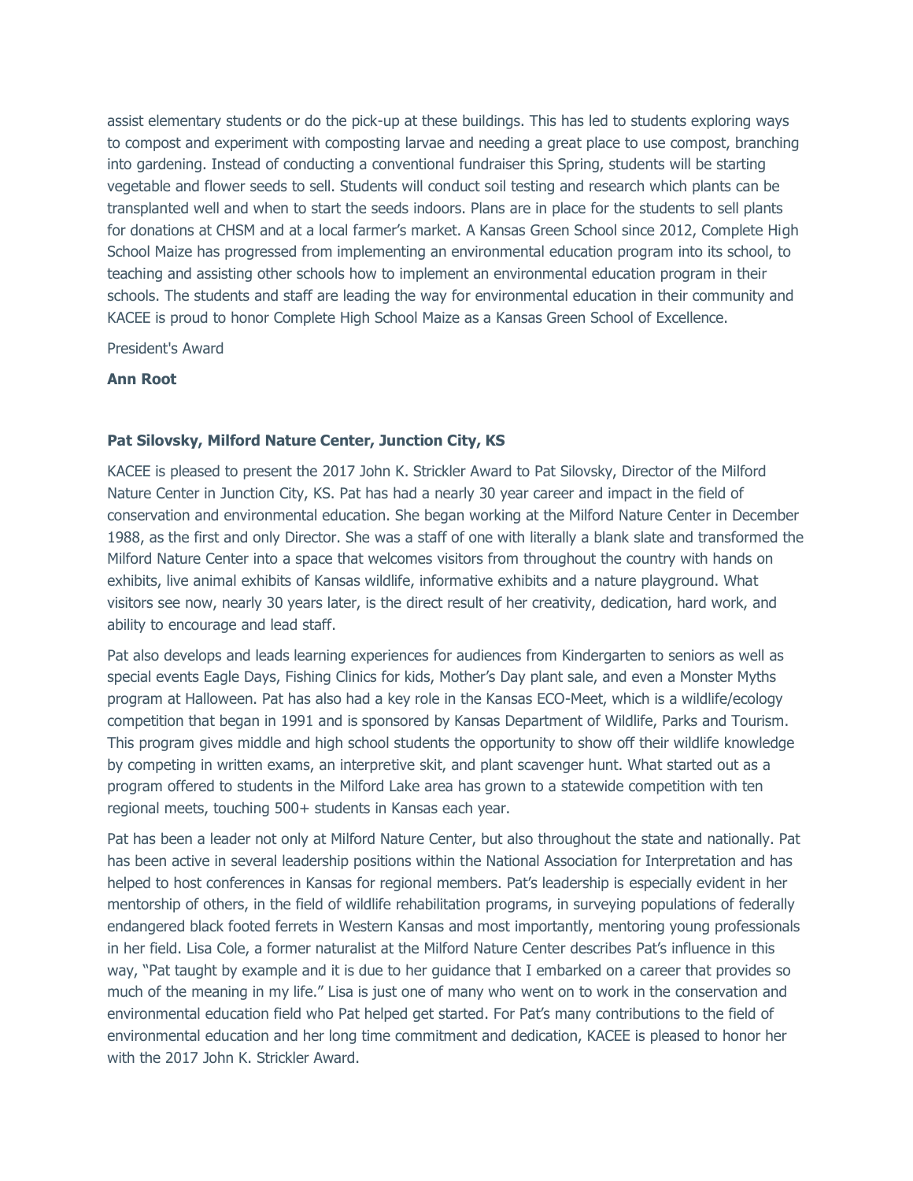assist elementary students or do the pick-up at these buildings. This has led to students exploring ways to compost and experiment with composting larvae and needing a great place to use compost, branching into gardening. Instead of conducting a conventional fundraiser this Spring, students will be starting vegetable and flower seeds to sell. Students will conduct soil testing and research which plants can be transplanted well and when to start the seeds indoors. Plans are in place for the students to sell plants for donations at CHSM and at a local farmer's market. A Kansas Green School since 2012, Complete High School Maize has progressed from implementing an environmental education program into its school, to teaching and assisting other schools how to implement an environmental education program in their schools. The students and staff are leading the way for environmental education in their community and KACEE is proud to honor Complete High School Maize as a Kansas Green School of Excellence.

President's Award

**Ann Root**

**Pat Silovsky, Milford Nature Center, Junction City, KS**

KACEE is pleased to present the 2017 John K. Strickler Award to Pat Silovsky, Director of the Milford Nature Center in Junction City, KS. Pat has had a nearly 30 year career and impact in the field of conservation and environmental education. She began working at the Milford Nature Center in December 1988, as the first and only Director. She was a staff of one with literally a blank slate and transformed the Milford Nature Center into a space that welcomes visitors from throughout the country with hands on exhibits, live animal exhibits of Kansas wildlife, informative exhibits and a nature playground. What visitors see now, nearly 30 years later, is the direct result of her creativity, dedication, hard work, and ability to encourage and lead staff.

Pat also develops and leads learning experiences for audiences from Kindergarten to seniors as well as special events Eagle Days, Fishing Clinics for kids, Mother's Day plant sale, and even a Monster Myths program at Halloween. Pat has also had a key role in the Kansas ECO-Meet, which is a wildlife/ecology competition that began in 1991 and is sponsored by Kansas Department of Wildlife, Parks and Tourism. This program gives middle and high school students the opportunity to show off their wildlife knowledge by competing in written exams, an interpretive skit, and plant scavenger hunt. What started out as a program offered to students in the Milford Lake area has grown to a statewide competition with ten regional meets, touching 500+ students in Kansas each year.

Pat has been a leader not only at Milford Nature Center, but also throughout the state and nationally. Pat has been active in several leadership positions within the National Association for Interpretation and has helped to host conferences in Kansas for regional members. Pat's leadership is especially evident in her mentorship of others, in the field of wildlife rehabilitation programs, in surveying populations of federally endangered black footed ferrets in Western Kansas and most importantly, mentoring young professionals in her field. Lisa Cole, a former naturalist at the Milford Nature Center describes Pat's influence in this way, "Pat taught by example and it is due to her guidance that I embarked on a career that provides so much of the meaning in my life." Lisa is just one of many who went on to work in the conservation and environmental education field who Pat helped get started. For Pat's many contributions to the field of environmental education and her long time commitment and dedication, KACEE is pleased to honor her with the 2017 John K. Strickler Award.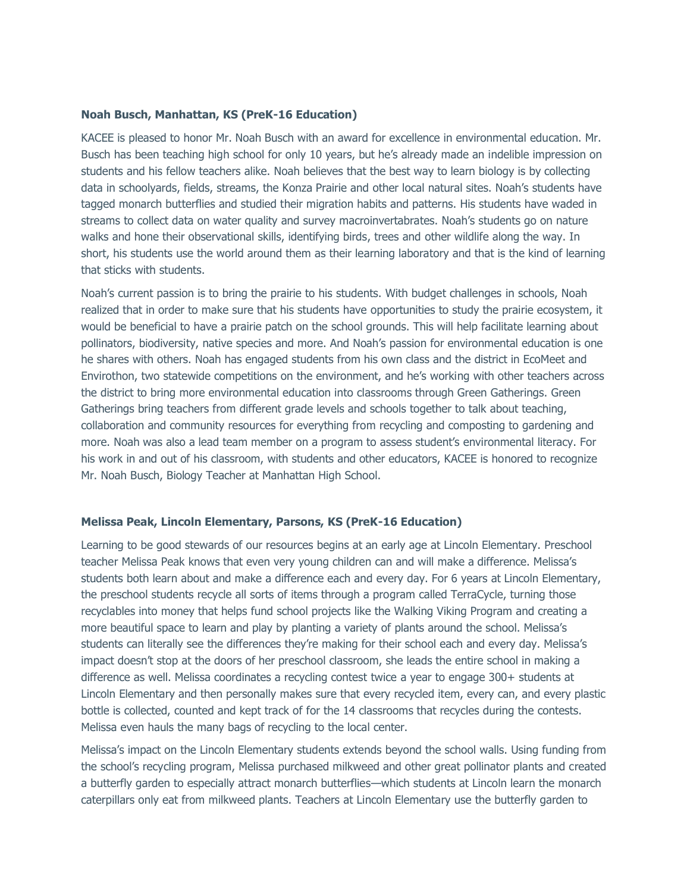**Noah Busch, Manhattan, KS (PreK-16 Education)**

KACEE is pleased to honor Mr. Noah Busch with an award for excellence in environmental education. Mr. Busch has been teaching high school for only 10 years, but he's already made an indelible impression on students and his fellow teachers alike. Noah believes that the best way to learn biology is by collecting data in schoolyards, fields, streams, the Konza Prairie and other local natural sites. Noah's students have tagged monarch butterflies and studied their migration habits and patterns. His students have waded in streams to collect data on water quality and survey macroinvertabrates. Noah's students go on nature walks and hone their observational skills, identifying birds, trees and other wildlife along the way. In short, his students use the world around them as their learning laboratory and that is the kind of learning that sticks with students.

Noah's current passion is to bring the prairie to his students. With budget challenges in schools, Noah realized that in order to make sure that his students have opportunities to study the prairie ecosystem, it would be beneficial to have a prairie patch on the school grounds. This will help facilitate learning about pollinators, biodiversity, native species and more. And Noah's passion for environmental education is one he shares with others. Noah has engaged students from his own class and the district in EcoMeet and Envirothon, two statewide competitions on the environment, and he's working with other teachers across the district to bring more environmental education into classrooms through Green Gatherings. Green Gatherings bring teachers from different grade levels and schools together to talk about teaching, collaboration and community resources for everything from recycling and composting to gardening and more. Noah was also a lead team member on a program to assess student's environmental literacy. For his work in and out of his classroom, with students and other educators, KACEE is honored to recognize Mr. Noah Busch, Biology Teacher at Manhattan High School.

**Melissa Peak, Lincoln Elementary, Parsons, KS (PreK-16 Education)**

Learning to be good stewards of our resources begins at an early age at Lincoln Elementary. Preschool teacher Melissa Peak knows that even very young children can and will make a difference. Melissa's students both learn about and make a difference each and every day. For 6 years at Lincoln Elementary, the preschool students recycle all sorts of items through a program called TerraCycle, turning those recyclables into money that helps fund school projects like the Walking Viking Program and creating a more beautiful space to learn and play by planting a variety of plants around the school. Melissa's students can literally see the differences they're making for their school each and every day. Melissa's impact doesn't stop at the doors of her preschool classroom, she leads the entire school in making a difference as well. Melissa coordinates a recycling contest twice a year to engage 300+ students at Lincoln Elementary and then personally makes sure that every recycled item, every can, and every plastic bottle is collected, counted and kept track of for the 14 classrooms that recycles during the contests. Melissa even hauls the many bags of recycling to the local center.

Melissa's impact on the Lincoln Elementary students extends beyond the school walls. Using funding from the school's recycling program, Melissa purchased milkweed and other great pollinator plants and created a butterfly garden to especially attract monarch butterflies—which students at Lincoln learn the monarch caterpillars only eat from milkweed plants. Teachers at Lincoln Elementary use the butterfly garden to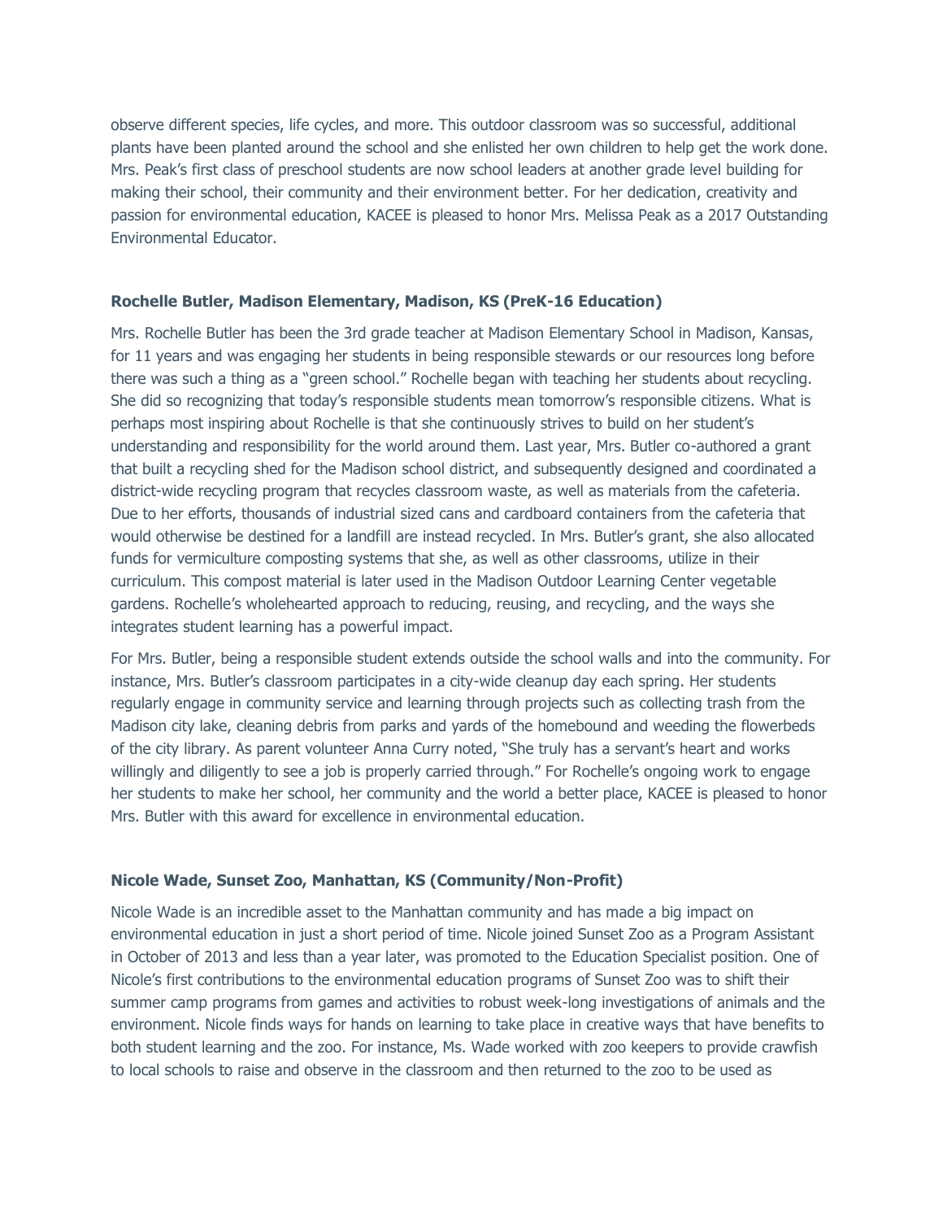observe different species, life cycles, and more. This outdoor classroom was so successful, additional plants have been planted around the school and she enlisted her own children to help get the work done. Mrs. Peak's first class of preschool students are now school leaders at another grade level building for making their school, their community and their environment better. For her dedication, creativity and passion for environmental education, KACEE is pleased to honor Mrs. Melissa Peak as a 2017 Outstanding Environmental Educator.

### Rochelle Butler, Madison Elementary, Madison, KS (PreK-16 Education)

Mrs. Rochelle Butler has been the 3rd grade teacher at Madison Elementary School in Madison, Kansas, for 11 years and was engaging her students in being responsible stewards or our resources long before there was such a thing as a "green school." Rochelle began with teaching her students about recycling. She did so recognizing that today's responsible students mean tomorrow's responsible citizens. What is perhaps most inspiring about Rochelle is that she continuously strives to build on her student's understanding and responsibility for the world around them. Last year, Mrs. Butler co-authored a grant that built a recycling shed for the Madison school district, and subsequently designed and coordinated a district-wide recycling program that recycles classroom waste, as well as materials from the cafeteria. Due to her efforts, thousands of industrial sized cans and cardboard containers from the cafeteria that would otherwise be destined for a landfill are instead recycled. In Mrs. Butler's grant, she also allocated funds for vermiculture composting systems that she, as well as other classrooms, utilize in their curriculum. This compost material is later used in the Madison Outdoor Learning Center vegetable gardens. Rochelle's wholehearted approach to reducing, reusing, and recycling, and the ways she integrates student learning has a powerful impact.

For Mrs. Butler, being a responsible student extends outside the school walls and into the community. For instance, Mrs. Butler's classroom participates in a city-wide cleanup day each spring. Her students regularly engage in community service and learning through projects such as collecting trash from the Madison city lake, cleaning debris from parks and yards of the homebound and weeding the flowerbeds of the city library. As parent volunteer Anna Curry noted, "She truly has a servant's heart and works willingly and diligently to see a job is properly carried through." For Rochelle's ongoing work to engage her students to make her school, her community and the world a better place, KACEE is pleased to honor Mrs. Butler with this award for excellence in environmental education.

### Nicole Wade, Sunset Zoo, Manhattan, KS (Community/Non-Profit)

Nicole Wade is an incredible asset to the Manhattan community and has made a big impact on environmental education in just a short period of time. Nicole joined Sunset Zoo as a Program Assistant in October of 2013 and less than a year later, was promoted to the Education Specialist position. One of Nicole's first contributions to the environmental education programs of Sunset Zoo was to shift their summer camp programs from games and activities to robust week-long investigations of animals and the environment. Nicole finds ways for hands on learning to take place in creative ways that have benefits to both student learning and the zoo. For instance, Ms. Wade worked with zoo keepers to provide crawfish to local schools to raise and observe in the classroom and then returned to the zoo to be used as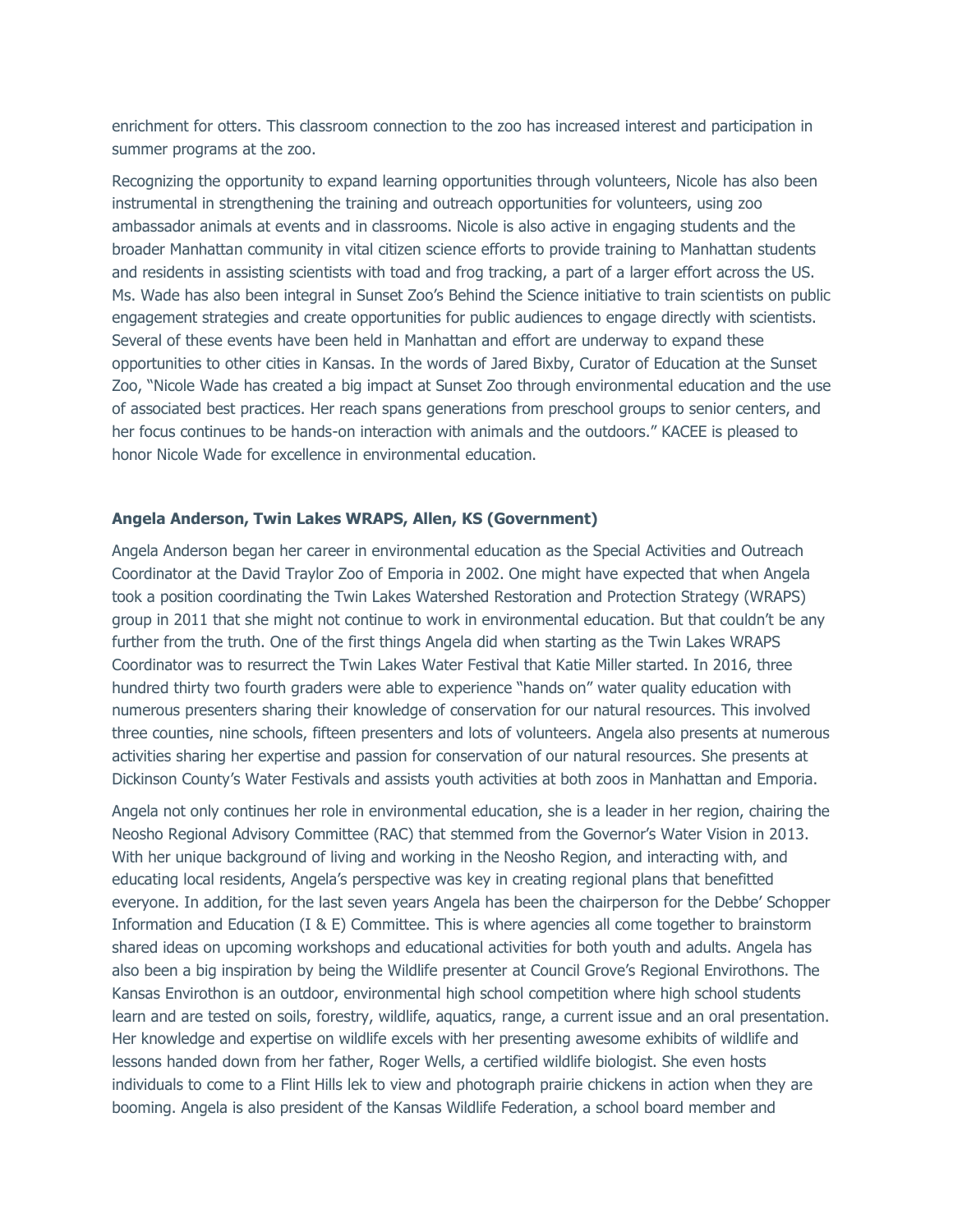enrichment for otters. This classroom connection to the zoo has increased interest and participation in summer programs at the zoo.

Recognizing the opportunity to expand learning opportunities through volunteers, Nicole has also been instrumental in strengthening the training and outreach opportunities for volunteers, using zoo ambassador animals at events and in classrooms. Nicole is also active in engaging students and the broader Manhattan community in vital citizen science efforts to provide training to Manhattan students and residents in assisting scientists with toad and frog tracking, a part of a larger effort across the US. Ms. Wade has also been integral in Sunset Zoo's Behind the Science initiative to train scientists on public engagement strategies and create opportunities for public audiences to engage directly with scientists. Several of these events have been held in Manhattan and effort are underway to expand these opportunities to other cities in Kansas. In the words of Jared Bixby, Curator of Education at the Sunset Zoo, "Nicole Wade has created a big impact at Sunset Zoo through environmental education and the use of associated best practices. Her reach spans generations from preschool groups to senior centers, and her focus continues to be hands-on interaction with animals and the outdoors." KACEE is pleased to honor Nicole Wade for excellence in environmental education.

**Angela Anderson, Twin Lakes WRAPS, Allen, KS (Government)**

Angela Anderson began her career in environmental education as the Special Activities and Outreach Coordinator at the David Traylor Zoo of Emporia in 2002. One might have expected that when Angela took a position coordinating the Twin Lakes Watershed Restoration and Protection Strategy (WRAPS) group in 2011 that she might not continue to work in environmental education. But that couldn't be any further from the truth. One of the first things Angela did when starting as the Twin Lakes WRAPS Coordinator was to resurrect the Twin Lakes Water Festival that Katie Miller started. In 2016, three hundred thirty two fourth graders were able to experience "hands on" water quality education with numerous presenters sharing their knowledge of conservation for our natural resources. This involved three counties, nine schools, fifteen presenters and lots of volunteers. Angela also presents at numerous activities sharing her expertise and passion for conservation of our natural resources. She presents at Dickinson County's Water Festivals and assists youth activities at both zoos in Manhattan and Emporia.

Angela not only continues her role in environmental education, she is a leader in her region, chairing the Neosho Regional Advisory Committee (RAC) that stemmed from the Governor's Water Vision in 2013. With her unique background of living and working in the Neosho Region, and interacting with, and educating local residents, Angela's perspective was key in creating regional plans that benefitted everyone. In addition, for the last seven years Angela has been the chairperson for the Debbe' Schopper Information and Education (I & E) Committee. This is where agencies all come together to brainstorm shared ideas on upcoming workshops and educational activities for both youth and adults. Angela has also been a big inspiration by being the Wildlife presenter at Council Grove's Regional Envirothons. The Kansas Envirothon is an outdoor, environmental high school competition where high school students learn and are tested on soils, forestry, wildlife, aquatics, range, a current issue and an oral presentation. Her knowledge and expertise on wildlife excels with her presenting awesome exhibits of wildlife and lessons handed down from her father, Roger Wells, a certified wildlife biologist. She even hosts individuals to come to a Flint Hills lek to view and photograph prairie chickens in action when they are booming. Angela is also president of the Kansas Wildlife Federation, a school board member and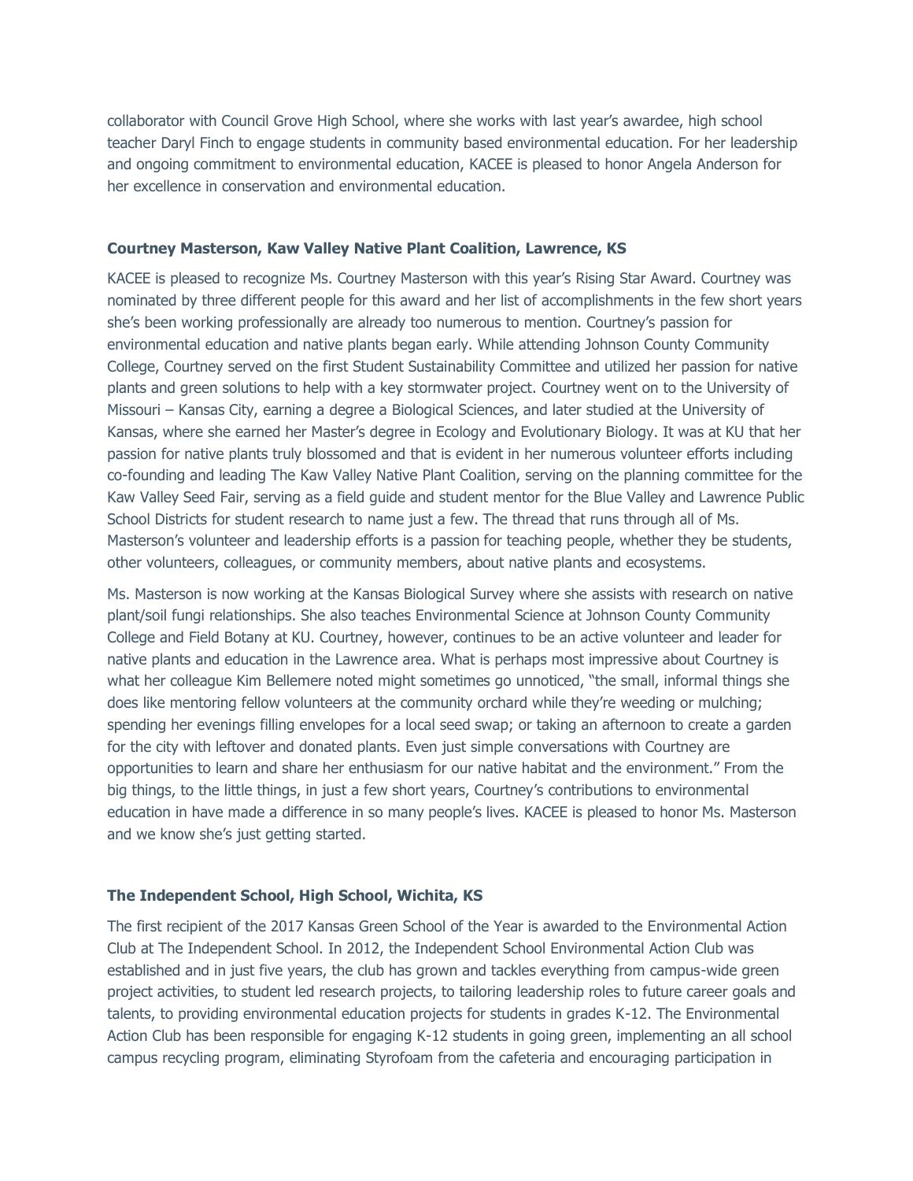collaborator with Council Grove High School, where she works with last year's awardee, high school teacher Daryl Finch to engage students in community based environmental education. For her leadership and ongoing commitment to environmental education, KACEE is pleased to honor Angela Anderson for her excellence in conservation and environmental education.

**Courtney Masterson, Kaw Valley Native Plant Coalition, Lawrence, KS**

KACEE is pleased to recognize Ms. Courtney Masterson with this year's Rising Star Award. Courtney was nominated by three different people for this award and her list of accomplishments in the few short years she's been working professionally are already too numerous to mention. Courtney's passion for environmental education and native plants began early. While attending Johnson County Community College, Courtney served on the first Student Sustainability Committee and utilized her passion for native plants and green solutions to help with a key stormwater project. Courtney went on to the University of Missouri – Kansas City, earning a degree a Biological Sciences, and later studied at the University of Kansas, where she earned her Master's degree in Ecology and Evolutionary Biology. It was at KU that her passion for native plants truly blossomed and that is evident in her numerous volunteer efforts including co-founding and leading The Kaw Valley Native Plant Coalition, serving on the planning committee for the Kaw Valley Seed Fair, serving as a field guide and student mentor for the Blue Valley and Lawrence Public School Districts for student research to name just a few. The thread that runs through all of Ms. Masterson's volunteer and leadership efforts is a passion for teaching people, whether they be students, other volunteers, colleagues, or community members, about native plants and ecosystems.

Ms. Masterson is now working at the Kansas Biological Survey where she assists with research on native plant/soil fungi relationships. She also teaches Environmental Science at Johnson County Community College and Field Botany at KU. Courtney, however, continues to be an active volunteer and leader for native plants and education in the Lawrence area. What is perhaps most impressive about Courtney is what her colleague Kim Bellemere noted might sometimes go unnoticed, "the small, informal things she does like mentoring fellow volunteers at the community orchard while they're weeding or mulching; spending her evenings filling envelopes for a local seed swap; or taking an afternoon to create a garden for the city with leftover and donated plants. Even just simple conversations with Courtney are opportunities to learn and share her enthusiasm for our native habitat and the environment." From the big things, to the little things, in just a few short years, Courtney's contributions to environmental education in have made a difference in so many people's lives. KACEE is pleased to honor Ms. Masterson and we know she's just getting started.

**The Independent School, High School, Wichita, KS**

The first recipient of the 2017 Kansas Green School of the Year is awarded to the Environmental Action Club at The Independent School. In 2012, the Independent School Environmental Action Club was established and in just five years, the club has grown and tackles everything from campus-wide green project activities, to student led research projects, to tailoring leadership roles to future career goals and talents, to providing environmental education projects for students in grades K-12. The Environmental Action Club has been responsible for engaging K-12 students in going green, implementing an all school campus recycling program, eliminating Styrofoam from the cafeteria and encouraging participation in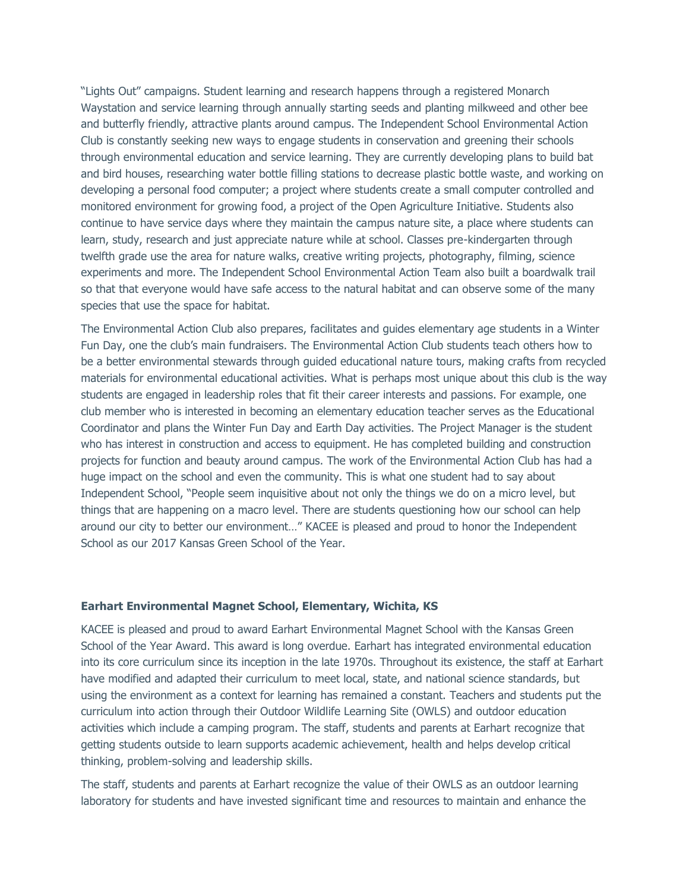"Lights Out" campaigns. Student learning and research happens through a registered Monarch Waystation and service learning through annually starting seeds and planting milkweed and other bee and butterfly friendly, attractive plants around campus. The Independent School Environmental Action Club is constantly seeking new ways to engage students in conservation and greening their schools through environmental education and service learning. They are currently developing plans to build bat and bird houses, researching water bottle filling stations to decrease plastic bottle waste, and working on developing a personal food computer; a project where students create a small computer controlled and monitored environment for growing food, a project of the Open Agriculture Initiative. Students also continue to have service days where they maintain the campus nature site, a place where students can learn, study, research and just appreciate nature while at school. Classes pre-kindergarten through twelfth grade use the area for nature walks, creative writing projects, photography, filming, science experiments and more. The Independent School Environmental Action Team also built a boardwalk trail so that that everyone would have safe access to the natural habitat and can observe some of the many species that use the space for habitat.

The Environmental Action Club also prepares, facilitates and guides elementary age students in a Winter Fun Day, one the club's main fundraisers. The Environmental Action Club students teach others how to be a better environmental stewards through guided educational nature tours, making crafts from recycled materials for environmental educational activities. What is perhaps most unique about this club is the way students are engaged in leadership roles that fit their career interests and passions. For example, one club member who is interested in becoming an elementary education teacher serves as the Educational Coordinator and plans the Winter Fun Day and Earth Day activities. The Project Manager is the student who has interest in construction and access to equipment. He has completed building and construction projects for function and beauty around campus. The work of the Environmental Action Club has had a huge impact on the school and even the community. This is what one student had to say about Independent School, "People seem inquisitive about not only the things we do on a micro level, but things that are happening on a macro level. There are students questioning how our school can help around our city to better our environment…" KACEE is pleased and proud to honor the Independent School as our 2017 Kansas Green School of the Year.

**Earhart Environmental Magnet School, Elementary, Wichita, KS**

KACEE is pleased and proud to award Earhart Environmental Magnet School with the Kansas Green School of the Year Award. This award is long overdue. Earhart has integrated environmental education into its core curriculum since its inception in the late 1970s. Throughout its existence, the staff at Earhart have modified and adapted their curriculum to meet local, state, and national science standards, but using the environment as a context for learning has remained a constant. Teachers and students put the curriculum into action through their Outdoor Wildlife Learning Site (OWLS) and outdoor education activities which include a camping program. The staff, students and parents at Earhart recognize that getting students outside to learn supports academic achievement, health and helps develop critical thinking, problem-solving and leadership skills.

The staff, students and parents at Earhart recognize the value of their OWLS as an outdoor learning laboratory for students and have invested significant time and resources to maintain and enhance the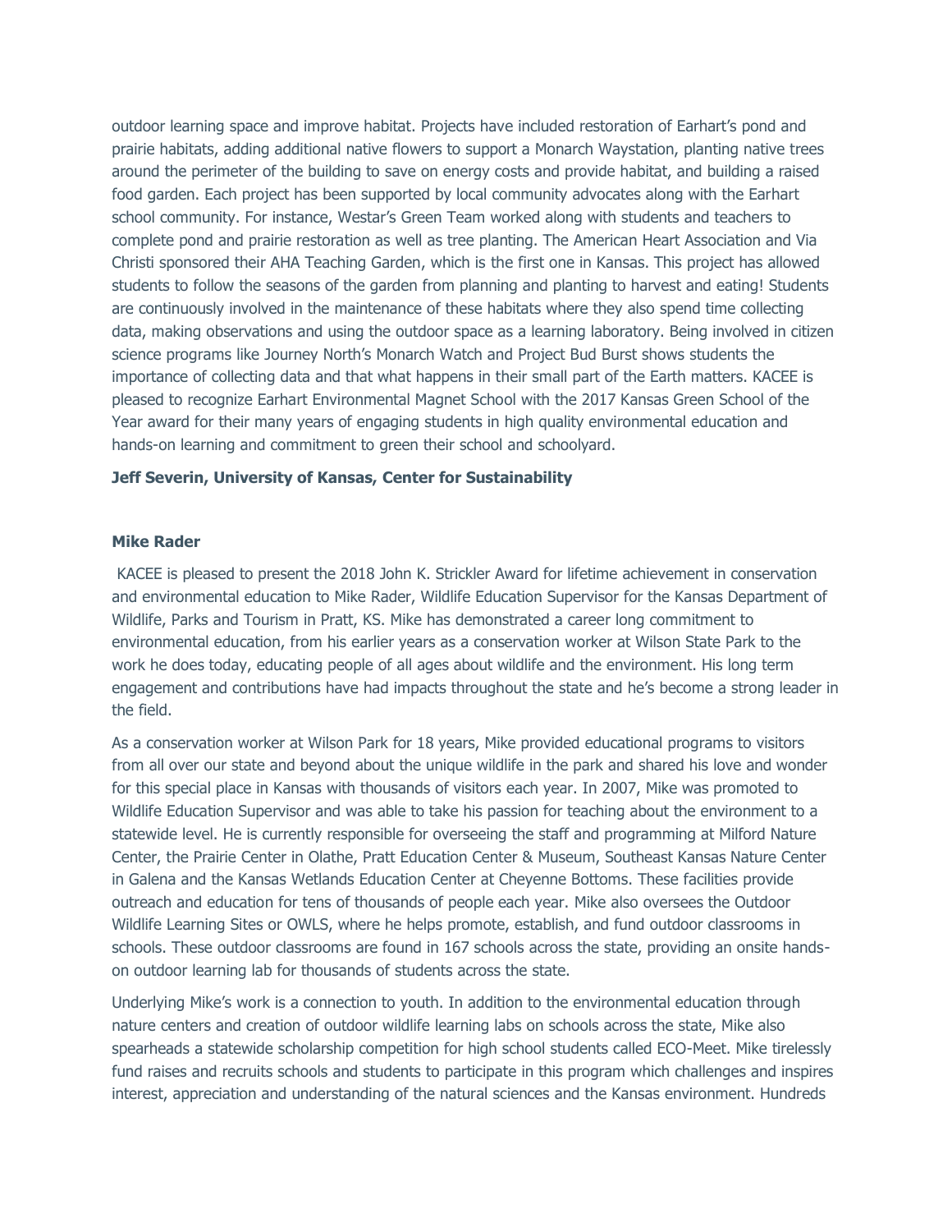outdoor learning space and improve habitat. Projects have included restoration of Earhart's pond and prairie habitats, adding additional native flowers to support a Monarch Waystation, planting native trees around the perimeter of the building to save on energy costs and provide habitat, and building a raised food garden. Each project has been supported by local community advocates along with the Earhart school community. For instance, Westar's Green Team worked along with students and teachers to complete pond and prairie restoration as well as tree planting. The American Heart Association and Via Christi sponsored their AHA Teaching Garden, which is the first one in Kansas. This project has allowed students to follow the seasons of the garden from planning and planting to harvest and eating! Students are continuously involved in the maintenance of these habitats where they also spend time collecting data, making observations and using the outdoor space as a learning laboratory. Being involved in citizen science programs like Journey North's Monarch Watch and Project Bud Burst shows students the importance of collecting data and that what happens in their small part of the Earth matters. KACEE is pleased to recognize Earhart Environmental Magnet School with the 2017 Kansas Green School of the Year award for their many years of engaging students in high quality environmental education and hands-on learning and commitment to green their school and schoolyard.

**Jeff Severin, University of Kansas, Center for Sustainability**

**Mike Rader**

KACEE is pleased to present the 2018 John K. Strickler Award for lifetime achievement in conservation and environmental education to Mike Rader, Wildlife Education Supervisor for the Kansas Department of Wildlife, Parks and Tourism in Pratt, KS. Mike has demonstrated a career long commitment to environmental education, from his earlier years as a conservation worker at Wilson State Park to the work he does today, educating people of all ages about wildlife and the environment. His long term engagement and contributions have had impacts throughout the state and he's become a strong leader in the field.

As a conservation worker at Wilson Park for 18 years, Mike provided educational programs to visitors from all over our state and beyond about the unique wildlife in the park and shared his love and wonder for this special place in Kansas with thousands of visitors each year. In 2007, Mike was promoted to Wildlife Education Supervisor and was able to take his passion for teaching about the environment to a statewide level. He is currently responsible for overseeing the staff and programming at Milford Nature Center, the Prairie Center in Olathe, Pratt Education Center & Museum, Southeast Kansas Nature Center in Galena and the Kansas Wetlands Education Center at Cheyenne Bottoms. These facilities provide outreach and education for tens of thousands of people each year. Mike also oversees the Outdoor Wildlife Learning Sites or OWLS, where he helps promote, establish, and fund outdoor classrooms in schools. These outdoor classrooms are found in 167 schools across the state, providing an onsite hands-on outdoor learning lab for thousands of students across the state.

Underlying Mike's work is a connection to youth. In addition to the environmental education through nature centers and creation of outdoor wildlife learning labs on schools across the state, Mike also spearheads a statewide scholarship competition for high school students called ECO-Meet. Mike tirelessly fund raises and recruits schools and students to participate in this program which challenges and inspires interest, appreciation and understanding of the natural sciences and the Kansas environment. Hundreds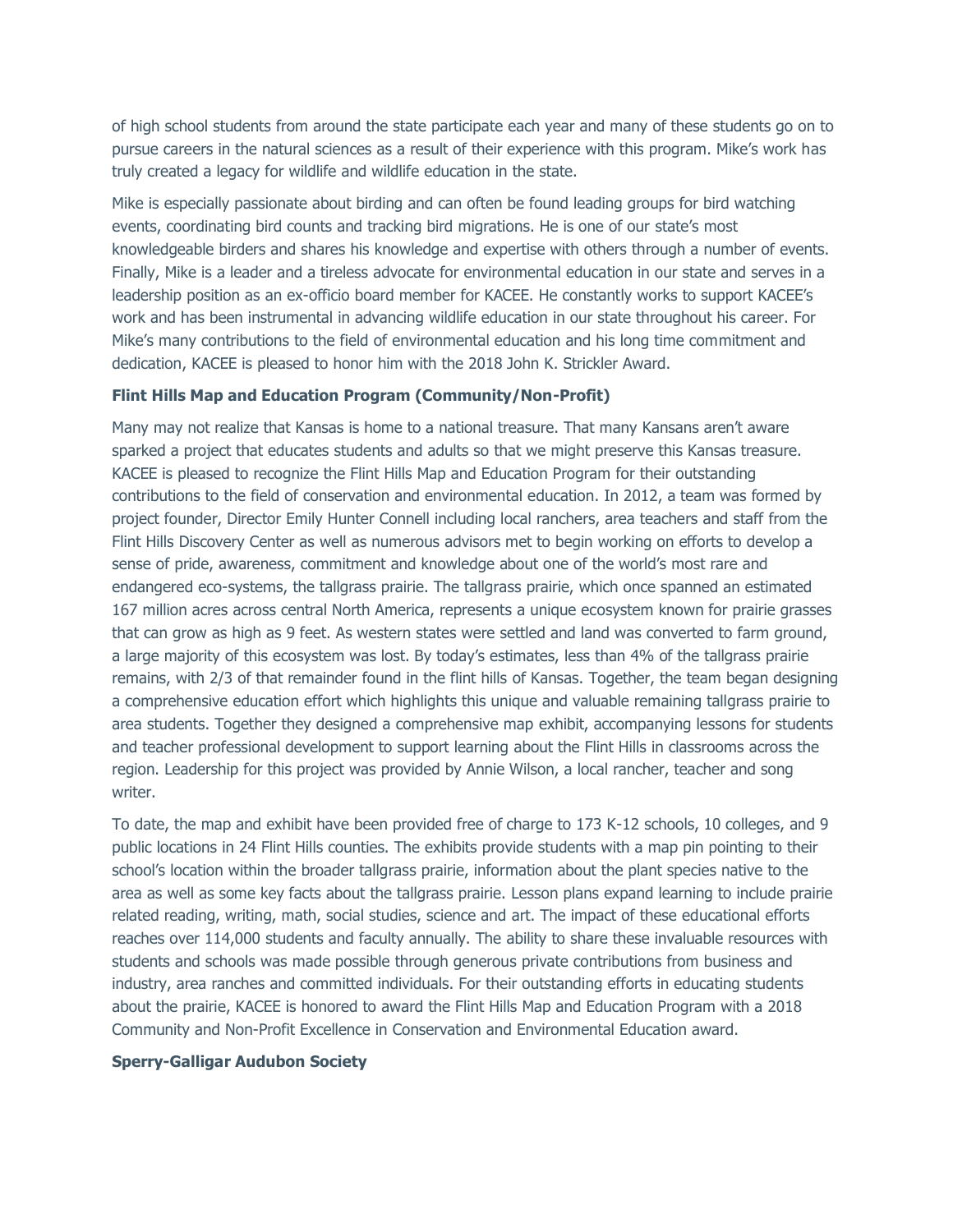of high school students from around the state participate each year and many of these students go on to pursue careers in the natural sciences as a result of their experience with this program. Mike's work has truly created a legacy for wildlife and wildlife education in the state.

Mike is especially passionate about birding and can often be found leading groups for bird watching events, coordinating bird counts and tracking bird migrations. He is one of our state's most knowledgeable birders and shares his knowledge and expertise with others through a number of events. Finally, Mike is a leader and a tireless advocate for environmental education in our state and serves in a leadership position as an ex-officio board member for KACEE. He constantly works to support KACEE's work and has been instrumental in advancing wildlife education in our state throughout his career. For Mike's many contributions to the field of environmental education and his long time commitment and dedication, KACEE is pleased to honor him with the 2018 John K. Strickler Award.

**Flint Hills Map and Education Program (Community/Non-Profit)**

Many may not realize that Kansas is home to a national treasure. That many Kansans aren't aware sparked a project that educates students and adults so that we might preserve this Kansas treasure. KACEE is pleased to recognize the Flint Hills Map and Education Program for their outstanding contributions to the field of conservation and environmental education. In 2012, a team was formed by project founder, Director Emily Hunter Connell including local ranchers, area teachers and staff from the Flint Hills Discovery Center as well as numerous advisors met to begin working on efforts to develop a sense of pride, awareness, commitment and knowledge about one of the world's most rare and endangered eco-systems, the tallgrass prairie. The tallgrass prairie, which once spanned an estimated 167 million acres across central North America, represents a unique ecosystem known for prairie grasses that can grow as high as 9 feet. As western states were settled and land was converted to farm ground, a large majority of this ecosystem was lost. By today's estimates, less than 4% of the tallgrass prairie remains, with 2/3 of that remainder found in the flint hills of Kansas. Together, the team began designing a comprehensive education effort which highlights this unique and valuable remaining tallgrass prairie to area students. Together they designed a comprehensive map exhibit, accompanying lessons for students and teacher professional development to support learning about the Flint Hills in classrooms across the region. Leadership for this project was provided by Annie Wilson, a local rancher, teacher and song writer.

To date, the map and exhibit have been provided free of charge to 173 K-12 schools, 10 colleges, and 9 public locations in 24 Flint Hills counties. The exhibits provide students with a map pin pointing to their school's location within the broader tallgrass prairie, information about the plant species native to the area as well as some key facts about the tallgrass prairie. Lesson plans expand learning to include prairie related reading, writing, math, social studies, science and art. The impact of these educational efforts reaches over 114,000 students and faculty annually. The ability to share these invaluable resources with students and schools was made possible through generous private contributions from business and industry, area ranches and committed individuals. For their outstanding efforts in educating students about the prairie, KACEE is honored to award the Flint Hills Map and Education Program with a 2018 Community and Non-Profit Excellence in Conservation and Environmental Education award.

**Sperry-Galligar Audubon Society**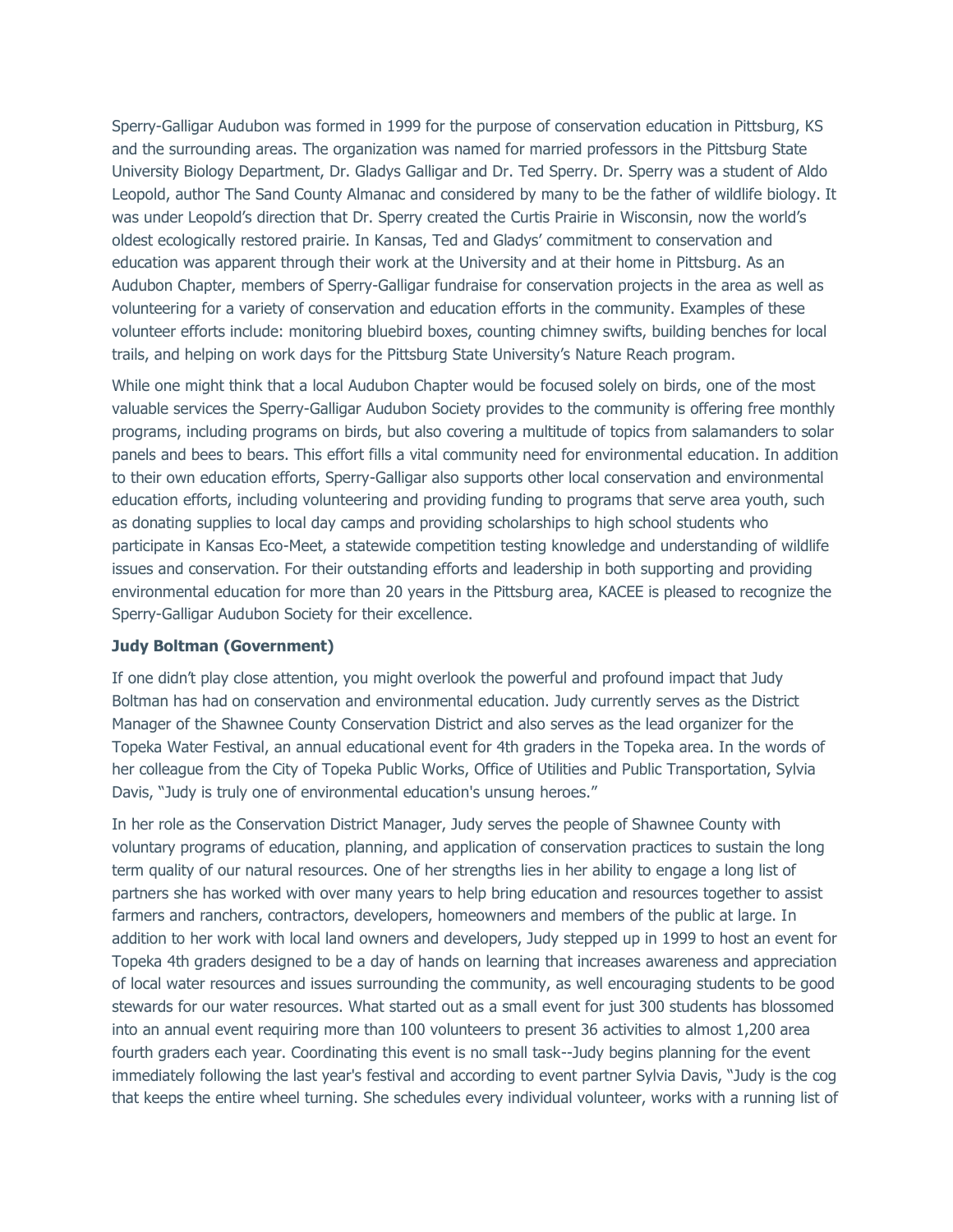Sperry-Galligar Audubon was formed in 1999 for the purpose of conservation education in Pittsburg, KS and the surrounding areas. The organization was named for married professors in the Pittsburg State University Biology Department, Dr. Gladys Galligar and Dr. Ted Sperry. Dr. Sperry was a student of Aldo Leopold, author The Sand County Almanac and considered by many to be the father of wildlife biology. It was under Leopold's direction that Dr. Sperry created the Curtis Prairie in Wisconsin, now the world's oldest ecologically restored prairie. In Kansas, Ted and Gladys' commitment to conservation and education was apparent through their work at the University and at their home in Pittsburg. As an Audubon Chapter, members of Sperry-Galligar fundraise for conservation projects in the area as well as volunteering for a variety of conservation and education efforts in the community. Examples of these volunteer efforts include: monitoring bluebird boxes, counting chimney swifts, building benches for local trails, and helping on work days for the Pittsburg State University's Nature Reach program.

While one might think that a local Audubon Chapter would be focused solely on birds, one of the most valuable services the Sperry-Galligar Audubon Society provides to the community is offering free monthly programs, including programs on birds, but also covering a multitude of topics from salamanders to solar panels and bees to bears. This effort fills a vital community need for environmental education. In addition to their own education efforts, Sperry-Galligar also supports other local conservation and environmental education efforts, including volunteering and providing funding to programs that serve area youth, such as donating supplies to local day camps and providing scholarships to high school students who participate in Kansas Eco-Meet, a statewide competition testing knowledge and understanding of wildlife issues and conservation. For their outstanding efforts and leadership in both supporting and providing environmental education for more than 20 years in the Pittsburg area, KACEE is pleased to recognize the Sperry-Galligar Audubon Society for their excellence.

**Judy Boltman (Government)**

If one didn't play close attention, you might overlook the powerful and profound impact that Judy Boltman has had on conservation and environmental education. Judy currently serves as the District Manager of the Shawnee County Conservation District and also serves as the lead organizer for the Topeka Water Festival, an annual educational event for 4th graders in the Topeka area. In the words of her colleague from the City of Topeka Public Works, Office of Utilities and Public Transportation, Sylvia Davis, "Judy is truly one of environmental education's unsung heroes."

In her role as the Conservation District Manager, Judy serves the people of Shawnee County with voluntary programs of education, planning, and application of conservation practices to sustain the long term quality of our natural resources. One of her strengths lies in her ability to engage a long list of partners she has worked with over many years to help bring education and resources together to assist farmers and ranchers, contractors, developers, homeowners and members of the public at large. In addition to her work with local land owners and developers, Judy stepped up in 1999 to host an event for Topeka 4th graders designed to be a day of hands on learning that increases awareness and appreciation of local water resources and issues surrounding the community, as well encouraging students to be good stewards for our water resources. What started out as a small event for just 300 students has blossomed into an annual event requiring more than 100 volunteers to present 36 activities to almost 1,200 area fourth graders each year. Coordinating this event is no small task--Judy begins planning for the event immediately following the last year's festival and according to event partner Sylvia Davis, "Judy is the cog that keeps the entire wheel turning. She schedules every individual volunteer, works with a running list of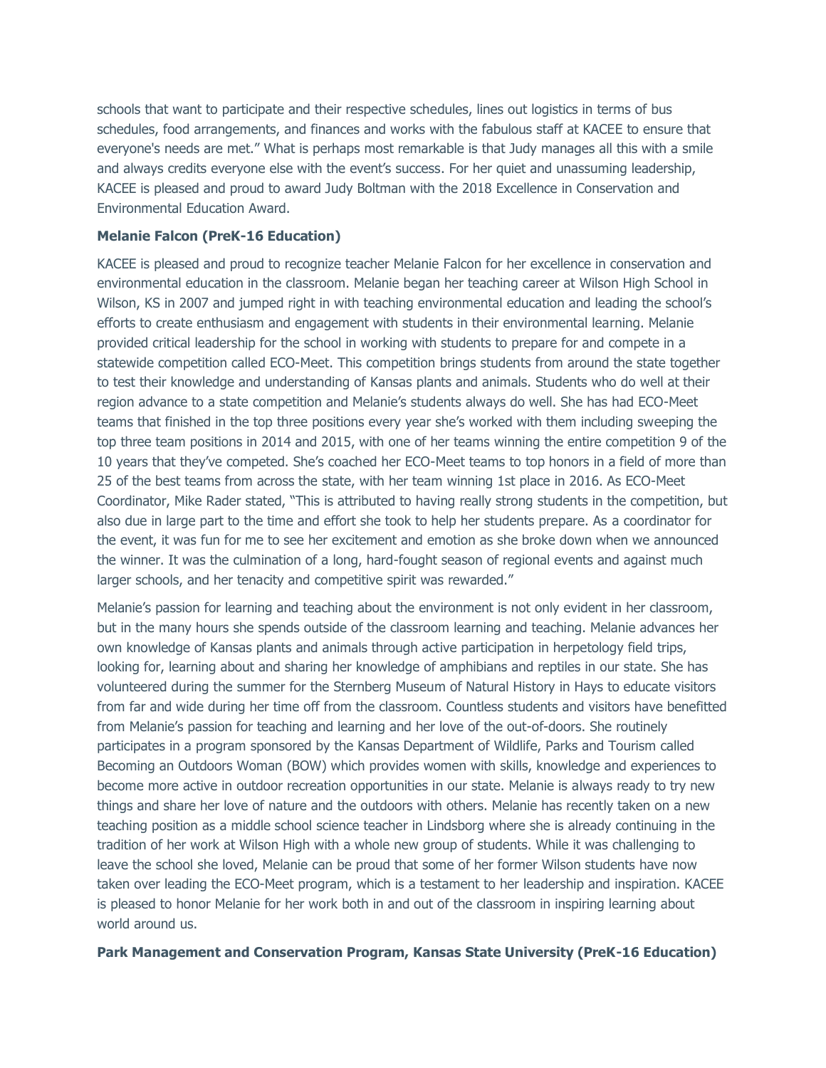schools that want to participate and their respective schedules, lines out logistics in terms of bus schedules, food arrangements, and finances and works with the fabulous staff at KACEE to ensure that everyone's needs are met." What is perhaps most remarkable is that Judy manages all this with a smile and always credits everyone else with the event's success. For her quiet and unassuming leadership, KACEE is pleased and proud to award Judy Boltman with the 2018 Excellence in Conservation and Environmental Education Award.

**Melanie Falcon (PreK-16 Education)**

KACEE is pleased and proud to recognize teacher Melanie Falcon for her excellence in conservation and environmental education in the classroom. Melanie began her teaching career at Wilson High School in Wilson, KS in 2007 and jumped right in with teaching environmental education and leading the school's efforts to create enthusiasm and engagement with students in their environmental learning. Melanie provided critical leadership for the school in working with students to prepare for and compete in a statewide competition called ECO-Meet. This competition brings students from around the state together to test their knowledge and understanding of Kansas plants and animals. Students who do well at their region advance to a state competition and Melanie's students always do well. She has had ECO-Meet teams that finished in the top three positions every year she's worked with them including sweeping the top three team positions in 2014 and 2015, with one of her teams winning the entire competition 9 of the 10 years that they've competed. She's coached her ECO-Meet teams to top honors in a field of more than 25 of the best teams from across the state, with her team winning 1st place in 2016. As ECO-Meet Coordinator, Mike Rader stated, "This is attributed to having really strong students in the competition, but also due in large part to the time and effort she took to help her students prepare. As a coordinator for the event, it was fun for me to see her excitement and emotion as she broke down when we announced the winner. It was the culmination of a long, hard-fought season of regional events and against much larger schools, and her tenacity and competitive spirit was rewarded."

Melanie's passion for learning and teaching about the environment is not only evident in her classroom, but in the many hours she spends outside of the classroom learning and teaching. Melanie advances her own knowledge of Kansas plants and animals through active participation in herpetology field trips, looking for, learning about and sharing her knowledge of amphibians and reptiles in our state. She has volunteered during the summer for the Sternberg Museum of Natural History in Hays to educate visitors from far and wide during her time off from the classroom. Countless students and visitors have benefitted from Melanie's passion for teaching and learning and her love of the out-of-doors. She routinely participates in a program sponsored by the Kansas Department of Wildlife, Parks and Tourism called Becoming an Outdoors Woman (BOW) which provides women with skills, knowledge and experiences to become more active in outdoor recreation opportunities in our state. Melanie is always ready to try new things and share her love of nature and the outdoors with others. Melanie has recently taken on a new teaching position as a middle school science teacher in Lindsborg where she is already continuing in the tradition of her work at Wilson High with a whole new group of students. While it was challenging to leave the school she loved, Melanie can be proud that some of her former Wilson students have now taken over leading the ECO-Meet program, which is a testament to her leadership and inspiration. KACEE is pleased to honor Melanie for her work both in and out of the classroom in inspiring learning about world around us.

**Park Management and Conservation Program, Kansas State University (PreK-16 Education)**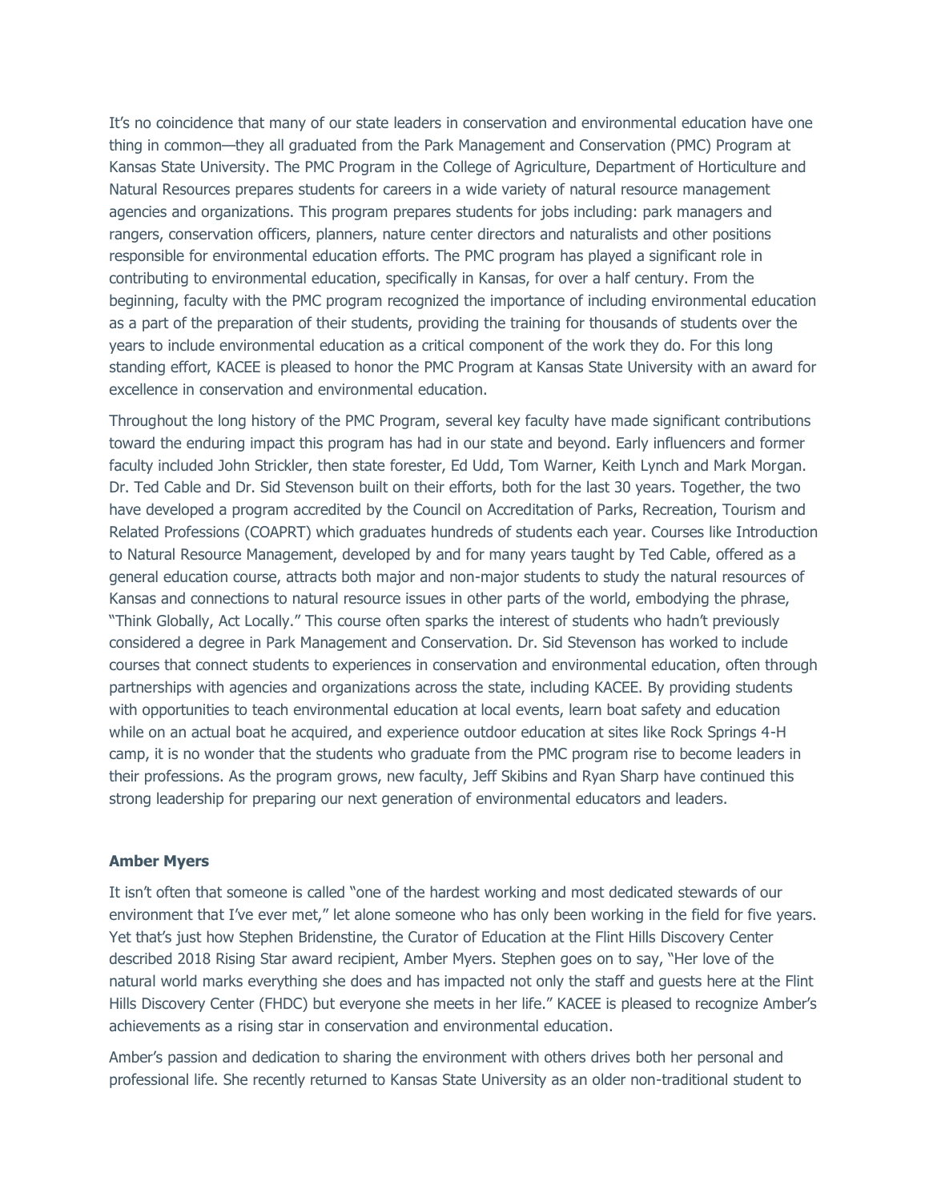It's no coincidence that many of our state leaders in conservation and environmental education have one thing in common—they all graduated from the Park Management and Conservation (PMC) Program at Kansas State University. The PMC Program in the College of Agriculture, Department of Horticulture and Natural Resources prepares students for careers in a wide variety of natural resource management agencies and organizations. This program prepares students for jobs including: park managers and rangers, conservation officers, planners, nature center directors and naturalists and other positions responsible for environmental education efforts. The PMC program has played a significant role in contributing to environmental education, specifically in Kansas, for over a half century. From the beginning, faculty with the PMC program recognized the importance of including environmental education as a part of the preparation of their students, providing the training for thousands of students over the years to include environmental education as a critical component of the work they do. For this long standing effort, KACEE is pleased to honor the PMC Program at Kansas State University with an award for excellence in conservation and environmental education.

Throughout the long history of the PMC Program, several key faculty have made significant contributions toward the enduring impact this program has had in our state and beyond. Early influencers and former faculty included John Strickler, then state forester, Ed Udd, Tom Warner, Keith Lynch and Mark Morgan. Dr. Ted Cable and Dr. Sid Stevenson built on their efforts, both for the last 30 years. Together, the two have developed a program accredited by the Council on Accreditation of Parks, Recreation, Tourism and Related Professions (COAPRT) which graduates hundreds of students each year. Courses like Introduction to Natural Resource Management, developed by and for many years taught by Ted Cable, offered as a general education course, attracts both major and non-major students to study the natural resources of Kansas and connections to natural resource issues in other parts of the world, embodying the phrase, "Think Globally, Act Locally." This course often sparks the interest of students who hadn't previously considered a degree in Park Management and Conservation. Dr. Sid Stevenson has worked to include courses that connect students to experiences in conservation and environmental education, often through partnerships with agencies and organizations across the state, including KACEE. By providing students with opportunities to teach environmental education at local events, learn boat safety and education while on an actual boat he acquired, and experience outdoor education at sites like Rock Springs 4-H camp, it is no wonder that the students who graduate from the PMC program rise to become leaders in their professions. As the program grows, new faculty, Jeff Skibins and Ryan Sharp have continued this strong leadership for preparing our next generation of environmental educators and leaders.

**Amber Myers**

It isn't often that someone is called "one of the hardest working and most dedicated stewards of our environment that I've ever met," let alone someone who has only been working in the field for five years. Yet that's just how Stephen Bridenstine, the Curator of Education at the Flint Hills Discovery Center described 2018 Rising Star award recipient, Amber Myers. Stephen goes on to say, "Her love of the natural world marks everything she does and has impacted not only the staff and guests here at the Flint Hills Discovery Center (FHDC) but everyone she meets in her life." KACEE is pleased to recognize Amber's achievements as a rising star in conservation and environmental education.

Amber's passion and dedication to sharing the environment with others drives both her personal and professional life. She recently returned to Kansas State University as an older non-traditional student to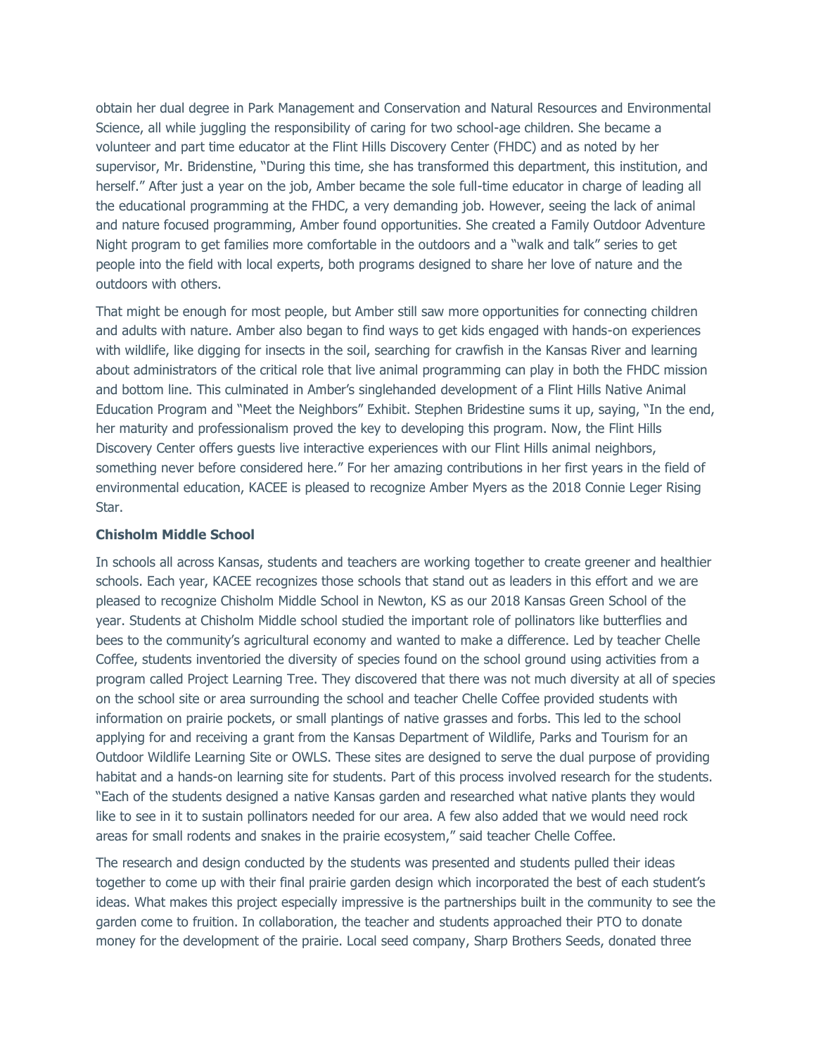obtain her dual degree in Park Management and Conservation and Natural Resources and Environmental Science, all while juggling the responsibility of caring for two school-age children. She became a volunteer and part time educator at the Flint Hills Discovery Center (FHDC) and as noted by her supervisor, Mr. Bridenstine, "During this time, she has transformed this department, this institution, and herself." After just a year on the job, Amber became the sole full-time educator in charge of leading all the educational programming at the FHDC, a very demanding job. However, seeing the lack of animal and nature focused programming, Amber found opportunities. She created a Family Outdoor Adventure Night program to get families more comfortable in the outdoors and a "walk and talk" series to get people into the field with local experts, both programs designed to share her love of nature and the outdoors with others.

That might be enough for most people, but Amber still saw more opportunities for connecting children and adults with nature. Amber also began to find ways to get kids engaged with hands-on experiences with wildlife, like digging for insects in the soil, searching for crawfish in the Kansas River and learning about administrators of the critical role that live animal programming can play in both the FHDC mission and bottom line. This culminated in Amber's singlehanded development of a Flint Hills Native Animal Education Program and "Meet the Neighbors" Exhibit. Stephen Bridestine sums it up, saying, "In the end, her maturity and professionalism proved the key to developing this program. Now, the Flint Hills Discovery Center offers guests live interactive experiences with our Flint Hills animal neighbors, something never before considered here." For her amazing contributions in her first years in the field of environmental education, KACEE is pleased to recognize Amber Myers as the 2018 Connie Leger Rising Star.

**Chisholm Middle School**

In schools all across Kansas, students and teachers are working together to create greener and healthier schools. Each year, KACEE recognizes those schools that stand out as leaders in this effort and we are pleased to recognize Chisholm Middle School in Newton, KS as our 2018 Kansas Green School of the year. Students at Chisholm Middle school studied the important role of pollinators like butterflies and bees to the community's agricultural economy and wanted to make a difference. Led by teacher Chelle Coffee, students inventoried the diversity of species found on the school ground using activities from a program called Project Learning Tree. They discovered that there was not much diversity at all of species on the school site or area surrounding the school and teacher Chelle Coffee provided students with information on prairie pockets, or small plantings of native grasses and forbs. This led to the school applying for and receiving a grant from the Kansas Department of Wildlife, Parks and Tourism for an Outdoor Wildlife Learning Site or OWLS. These sites are designed to serve the dual purpose of providing habitat and a hands-on learning site for students. Part of this process involved research for the students. "Each of the students designed a native Kansas garden and researched what native plants they would like to see in it to sustain pollinators needed for our area. A few also added that we would need rock areas for small rodents and snakes in the prairie ecosystem," said teacher Chelle Coffee.

The research and design conducted by the students was presented and students pulled their ideas together to come up with their final prairie garden design which incorporated the best of each student's ideas. What makes this project especially impressive is the partnerships built in the community to see the garden come to fruition. In collaboration, the teacher and students approached their PTO to donate money for the development of the prairie. Local seed company, Sharp Brothers Seeds, donated three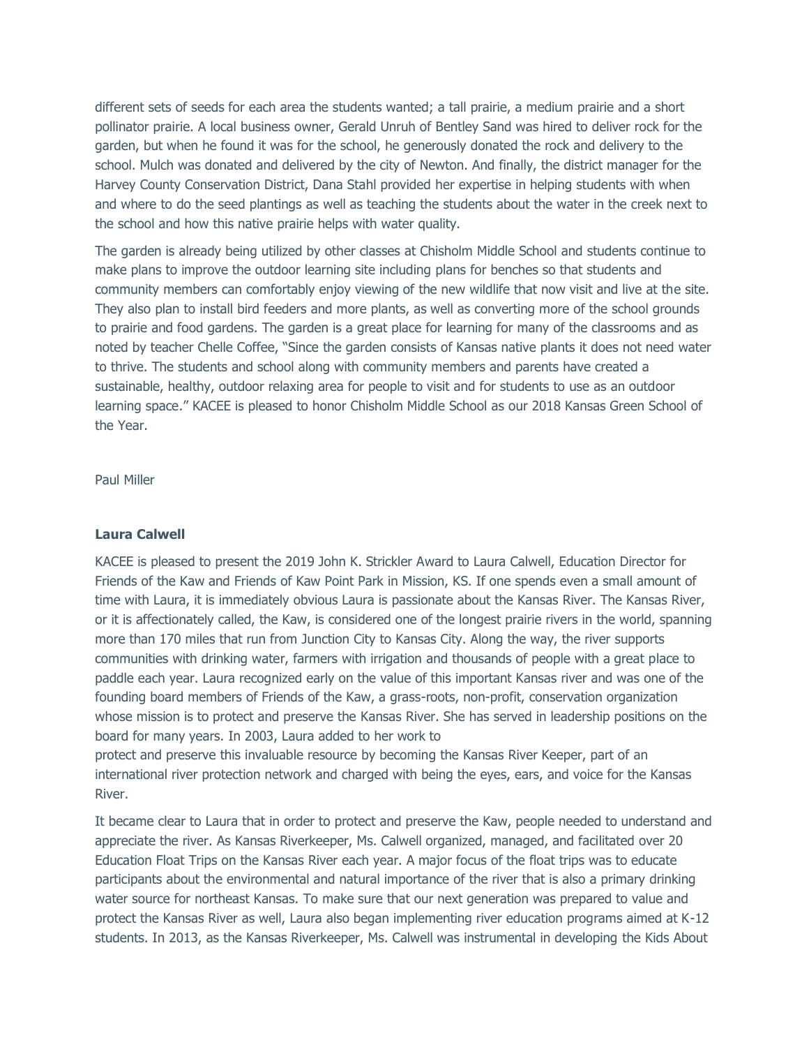different sets of seeds for each area the students wanted; a tall prairie, a medium prairie and a short pollinator prairie. A local business owner, Gerald Unruh of Bentley Sand was hired to deliver rock for the garden, but when he found it was for the school, he generously donated the rock and delivery to the school. Mulch was donated and delivered by the city of Newton. And finally, the district manager for the Harvey County Conservation District, Dana Stahl provided her expertise in helping students with when and where to do the seed plantings as well as teaching the students about the water in the creek next to the school and how this native prairie helps with water quality.

The garden is already being utilized by other classes at Chisholm Middle School and students continue to make plans to improve the outdoor learning site including plans for benches so that students and community members can comfortably enjoy viewing of the new wildlife that now visit and live at the site. They also plan to install bird feeders and more plants, as well as converting more of the school grounds to prairie and food gardens. The garden is a great place for learning for many of the classrooms and as noted by teacher Chelle Coffee, "Since the garden consists of Kansas native plants it does not need water to thrive. The students and school along with community members and parents have created a sustainable, healthy, outdoor relaxing area for people to visit and for students to use as an outdoor learning space." KACEE is pleased to honor Chisholm Middle School as our 2018 Kansas Green School of the Year.

Paul Miller

**Laura Calwell**

KACEE is pleased to present the 2019 John K. Strickler Award to Laura Calwell, Education Director for Friends of the Kaw and Friends of Kaw Point Park in Mission, KS. If one spends even a small amount of time with Laura, it is immediately obvious Laura is passionate about the Kansas River. The Kansas River, or it is affectionately called, the Kaw, is considered one of the longest prairie rivers in the world, spanning more than 170 miles that run from Junction City to Kansas City. Along the way, the river supports communities with drinking water, farmers with irrigation and thousands of people with a great place to paddle each year. Laura recognized early on the value of this important Kansas river and was one of the founding board members of Friends of the Kaw, a grass-roots, non-profit, conservation organization whose mission is to protect and preserve the Kansas River. She has served in leadership positions on the board for many years. In 2003, Laura added to her work to protect and preserve this invaluable resource by becoming the Kansas River Keeper, part of an international river protection network and charged with being the eyes, ears, and voice for the Kansas River.

It became clear to Laura that in order to protect and preserve the Kaw, people needed to understand and appreciate the river. As Kansas Riverkeeper, Ms. Calwell organized, managed, and facilitated over 20 Education Float Trips on the Kansas River each year. A major focus of the float trips was to educate participants about the environmental and natural importance of the river that is also a primary drinking water source for northeast Kansas. To make sure that our next generation was prepared to value and protect the Kansas River as well, Laura also began implementing river education programs aimed at K-12 students. In 2013, as the Kansas Riverkeeper, Ms. Calwell was instrumental in developing the Kids About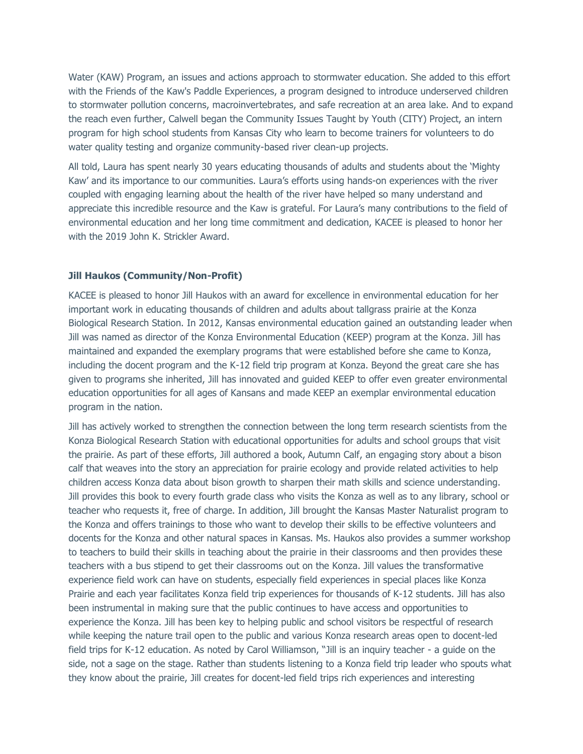Water (KAW) Program, an issues and actions approach to stormwater education. She added to this effort with the Friends of the Kaw's Paddle Experiences, a program designed to introduce underserved children to stormwater pollution concerns, macroinvertebrates, and safe recreation at an area lake. And to expand the reach even further, Calwell began the Community Issues Taught by Youth (CITY) Project, an intern program for high school students from Kansas City who learn to become trainers for volunteers to do water quality testing and organize community-based river clean-up projects.

All told, Laura has spent nearly 30 years educating thousands of adults and students about the 'Mighty Kaw' and its importance to our communities. Laura's efforts using hands-on experiences with the river coupled with engaging learning about the health of the river have helped so many understand and appreciate this incredible resource and the Kaw is grateful. For Laura's many contributions to the field of environmental education and her long time commitment and dedication, KACEE is pleased to honor her with the 2019 John K. Strickler Award.

**Jill Haukos (Community/Non-Profit)**

KACEE is pleased to honor Jill Haukos with an award for excellence in environmental education for her important work in educating thousands of children and adults about tallgrass prairie at the Konza Biological Research Station. In 2012, Kansas environmental education gained an outstanding leader when Jill was named as director of the Konza Environmental Education (KEEP) program at the Konza. Jill has maintained and expanded the exemplary programs that were established before she came to Konza, including the docent program and the K-12 field trip program at Konza. Beyond the great care she has given to programs she inherited, Jill has innovated and guided KEEP to offer even greater environmental education opportunities for all ages of Kansans and made KEEP an exemplar environmental education program in the nation.

Jill has actively worked to strengthen the connection between the long term research scientists from the Konza Biological Research Station with educational opportunities for adults and school groups that visit the prairie. As part of these efforts, Jill authored a book, Autumn Calf, an engaging story about a bison calf that weaves into the story an appreciation for prairie ecology and provide related activities to help children access Konza data about bison growth to sharpen their math skills and science understanding. Jill provides this book to every fourth grade class who visits the Konza as well as to any library, school or teacher who requests it, free of charge. In addition, Jill brought the Kansas Master Naturalist program to the Konza and offers trainings to those who want to develop their skills to be effective volunteers and docents for the Konza and other natural spaces in Kansas. Ms. Haukos also provides a summer workshop to teachers to build their skills in teaching about the prairie in their classrooms and then provides these teachers with a bus stipend to get their classrooms out on the Konza. Jill values the transformative experience field work can have on students, especially field experiences in special places like Konza Prairie and each year facilitates Konza field trip experiences for thousands of K-12 students. Jill has also been instrumental in making sure that the public continues to have access and opportunities to experience the Konza. Jill has been key to helping public and school visitors be respectful of research while keeping the nature trail open to the public and various Konza research areas open to docent-led field trips for K-12 education. As noted by Carol Williamson, "Jill is an inquiry teacher - a guide on the side, not a sage on the stage. Rather than students listening to a Konza field trip leader who spouts what they know about the prairie, Jill creates for docent-led field trips rich experiences and interesting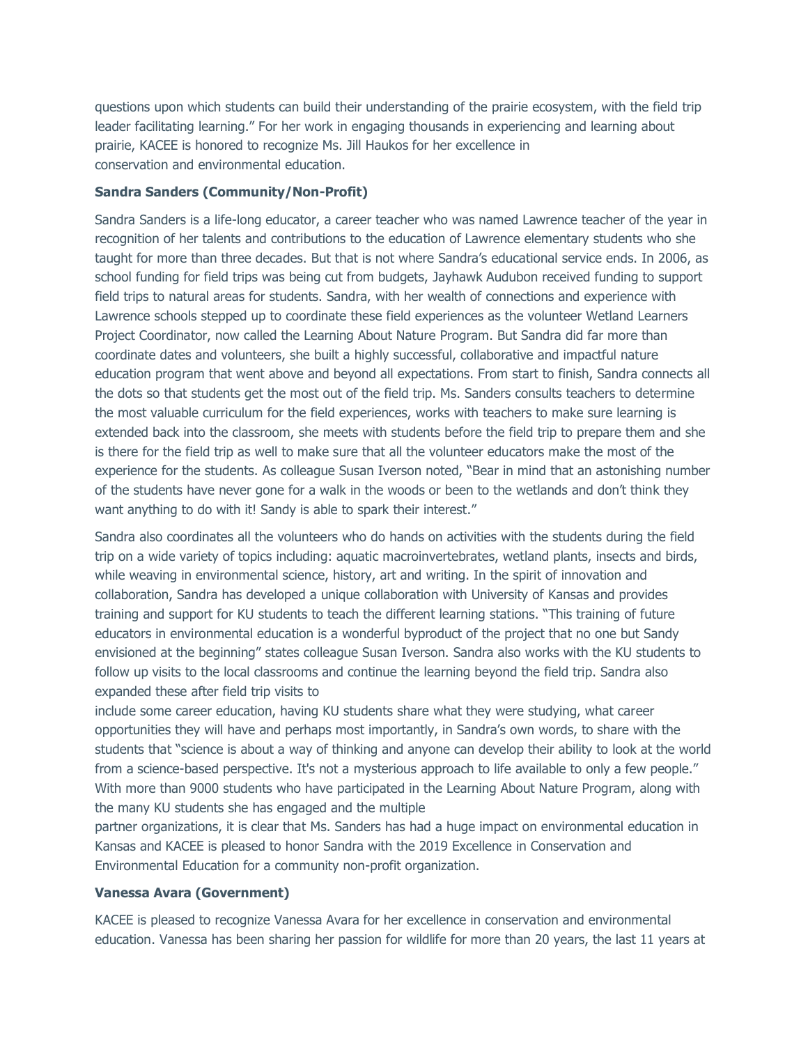questions upon which students can build their understanding of the prairie ecosystem, with the field trip leader facilitating learning." For her work in engaging thousands in experiencing and learning about prairie, KACEE is honored to recognize Ms. Jill Haukos for her excellence in conservation and environmental education.

**Sandra Sanders (Community/Non-Profit)**

Sandra Sanders is a life-long educator, a career teacher who was named Lawrence teacher of the year in recognition of her talents and contributions to the education of Lawrence elementary students who she taught for more than three decades. But that is not where Sandra's educational service ends. In 2006, as school funding for field trips was being cut from budgets, Jayhawk Audubon received funding to support field trips to natural areas for students. Sandra, with her wealth of connections and experience with Lawrence schools stepped up to coordinate these field experiences as the volunteer Wetland Learners Project Coordinator, now called the Learning About Nature Program. But Sandra did far more than coordinate dates and volunteers, she built a highly successful, collaborative and impactful nature education program that went above and beyond all expectations. From start to finish, Sandra connects all the dots so that students get the most out of the field trip. Ms. Sanders consults teachers to determine the most valuable curriculum for the field experiences, works with teachers to make sure learning is extended back into the classroom, she meets with students before the field trip to prepare them and she is there for the field trip as well to make sure that all the volunteer educators make the most of the experience for the students. As colleague Susan Iverson noted, "Bear in mind that an astonishing number of the students have never gone for a walk in the woods or been to the wetlands and don't think they want anything to do with it! Sandy is able to spark their interest."

Sandra also coordinates all the volunteers who do hands on activities with the students during the field trip on a wide variety of topics including: aquatic macroinvertebrates, wetland plants, insects and birds, while weaving in environmental science, history, art and writing. In the spirit of innovation and collaboration, Sandra has developed a unique collaboration with University of Kansas and provides training and support for KU students to teach the different learning stations. "This training of future educators in environmental education is a wonderful byproduct of the project that no one but Sandy envisioned at the beginning" states colleague Susan Iverson. Sandra also works with the KU students to follow up visits to the local classrooms and continue the learning beyond the field trip. Sandra also expanded these after field trip visits to include some career education, having KU students share what they were studying, what career opportunities they will have and perhaps most importantly, in Sandra's own words, to share with the students that "science is about a way of thinking and anyone can develop their ability to look at the world from a science-based perspective. It's not a mysterious approach to life available to only a few people." With more than 9000 students who have participated in the Learning About Nature Program, along with the many KU students she has engaged and the multiple partner organizations, it is clear that Ms. Sanders has had a huge impact on environmental education in Kansas and KACEE is pleased to honor Sandra with the 2019 Excellence in Conservation and Environmental Education for a community non-profit organization.

**Vanessa Avara (Government)**

KACEE is pleased to recognize Vanessa Avara for her excellence in conservation and environmental education. Vanessa has been sharing her passion for wildlife for more than 20 years, the last 11 years at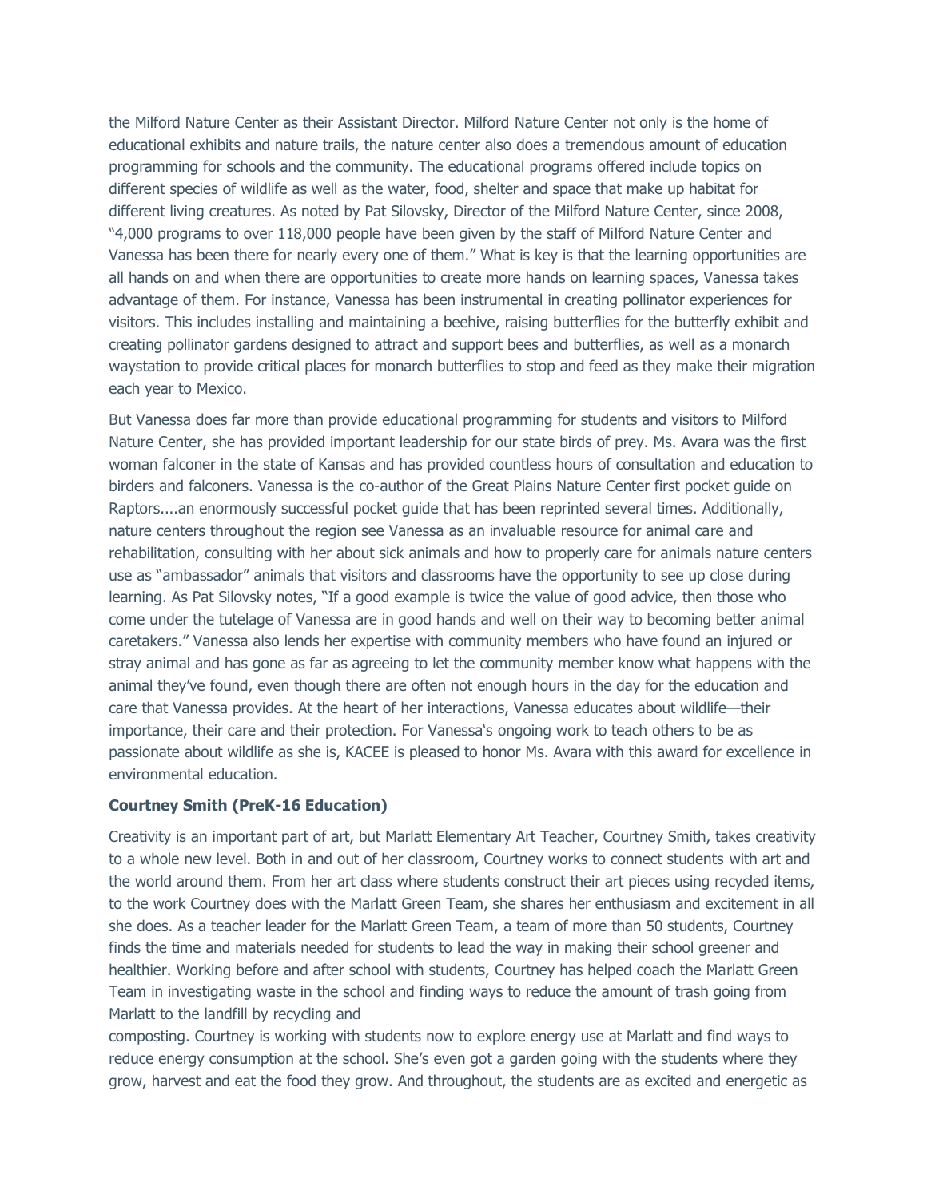the Milford Nature Center as their Assistant Director. Milford Nature Center not only is the home of educational exhibits and nature trails, the nature center also does a tremendous amount of education programming for schools and the community. The educational programs offered include topics on different species of wildlife as well as the water, food, shelter and space that make up habitat for different living creatures. As noted by Pat Silovsky, Director of the Milford Nature Center, since 2008, "4,000 programs to over 118,000 people have been given by the staff of Milford Nature Center and Vanessa has been there for nearly every one of them." What is key is that the learning opportunities are all hands on and when there are opportunities to create more hands on learning spaces, Vanessa takes advantage of them. For instance, Vanessa has been instrumental in creating pollinator experiences for visitors. This includes installing and maintaining a beehive, raising butterflies for the butterfly exhibit and creating pollinator gardens designed to attract and support bees and butterflies, as well as a monarch waystation to provide critical places for monarch butterflies to stop and feed as they make their migration each year to Mexico.

But Vanessa does far more than provide educational programming for students and visitors to Milford Nature Center, she has provided important leadership for our state birds of prey. Ms. Avara was the first woman falconer in the state of Kansas and has provided countless hours of consultation and education to birders and falconers. Vanessa is the co-author of the Great Plains Nature Center first pocket guide on Raptors....an enormously successful pocket guide that has been reprinted several times. Additionally, nature centers throughout the region see Vanessa as an invaluable resource for animal care and rehabilitation, consulting with her about sick animals and how to properly care for animals nature centers use as "ambassador" animals that visitors and classrooms have the opportunity to see up close during learning. As Pat Silovsky notes, "If a good example is twice the value of good advice, then those who come under the tutelage of Vanessa are in good hands and well on their way to becoming better animal caretakers." Vanessa also lends her expertise with community members who have found an injured or stray animal and has gone as far as agreeing to let the community member know what happens with the animal they've found, even though there are often not enough hours in the day for the education and care that Vanessa provides. At the heart of her interactions, Vanessa educates about wildlife—their importance, their care and their protection. For Vanessa's ongoing work to teach others to be as passionate about wildlife as she is, KACEE is pleased to honor Ms. Avara with this award for excellence in environmental education.

**Courtney Smith (PreK-16 Education)**

Creativity is an important part of art, but Marlatt Elementary Art Teacher, Courtney Smith, takes creativity to a whole new level. Both in and out of her classroom, Courtney works to connect students with art and the world around them. From her art class where students construct their art pieces using recycled items, to the work Courtney does with the Marlatt Green Team, she shares her enthusiasm and excitement in all she does. As a teacher leader for the Marlatt Green Team, a team of more than 50 students, Courtney finds the time and materials needed for students to lead the way in making their school greener and healthier. Working before and after school with students, Courtney has helped coach the Marlatt Green Team in investigating waste in the school and finding ways to reduce the amount of trash going from Marlatt to the landfill by recycling and composting. Courtney is working with students now to explore energy use at Marlatt and find ways to reduce energy consumption at the school. She's even got a garden going with the students where they grow, harvest and eat the food they grow. And throughout, the students are as excited and energetic as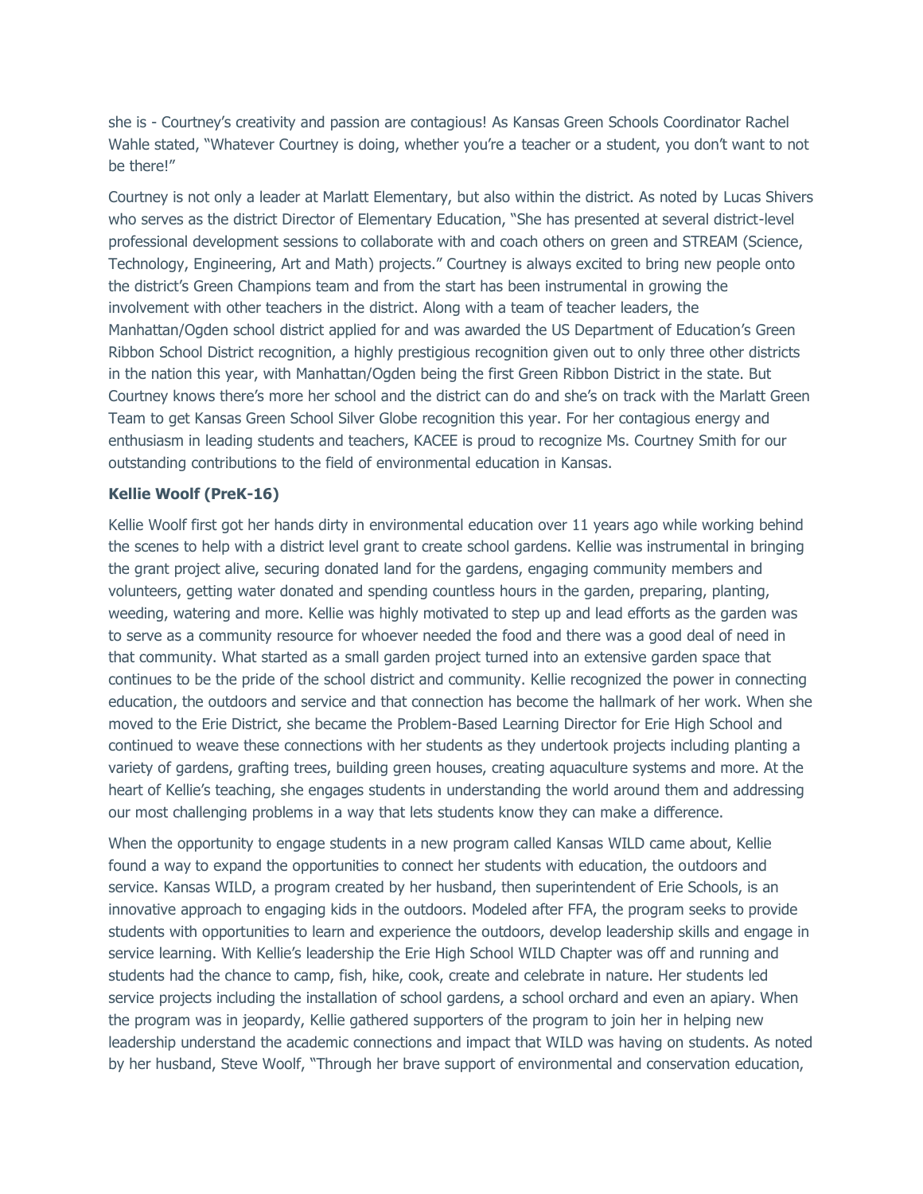she is - Courtney's creativity and passion are contagious! As Kansas Green Schools Coordinator Rachel Wahle stated, "Whatever Courtney is doing, whether you're a teacher or a student, you don't want to not be there!"

Courtney is not only a leader at Marlatt Elementary, but also within the district. As noted by Lucas Shivers who serves as the district Director of Elementary Education, "She has presented at several district-level professional development sessions to collaborate with and coach others on green and STREAM (Science, Technology, Engineering, Art and Math) projects." Courtney is always excited to bring new people onto the district's Green Champions team and from the start has been instrumental in growing the involvement with other teachers in the district. Along with a team of teacher leaders, the Manhattan/Ogden school district applied for and was awarded the US Department of Education's Green Ribbon School District recognition, a highly prestigious recognition given out to only three other districts in the nation this year, with Manhattan/Ogden being the first Green Ribbon District in the state. But Courtney knows there's more her school and the district can do and she's on track with the Marlatt Green Team to get Kansas Green School Silver Globe recognition this year. For her contagious energy and enthusiasm in leading students and teachers, KACEE is proud to recognize Ms. Courtney Smith for our outstanding contributions to the field of environmental education in Kansas.

**Kellie Woolf (PreK-16)**

Kellie Woolf first got her hands dirty in environmental education over 11 years ago while working behind the scenes to help with a district level grant to create school gardens. Kellie was instrumental in bringing the grant project alive, securing donated land for the gardens, engaging community members and volunteers, getting water donated and spending countless hours in the garden, preparing, planting, weeding, watering and more. Kellie was highly motivated to step up and lead efforts as the garden was to serve as a community resource for whoever needed the food and there was a good deal of need in that community. What started as a small garden project turned into an extensive garden space that continues to be the pride of the school district and community. Kellie recognized the power in connecting education, the outdoors and service and that connection has become the hallmark of her work. When she moved to the Erie District, she became the Problem-Based Learning Director for Erie High School and continued to weave these connections with her students as they undertook projects including planting a variety of gardens, grafting trees, building green houses, creating aquaculture systems and more. At the heart of Kellie's teaching, she engages students in understanding the world around them and addressing our most challenging problems in a way that lets students know they can make a difference.

When the opportunity to engage students in a new program called Kansas WILD came about, Kellie found a way to expand the opportunities to connect her students with education, the outdoors and service. Kansas WILD, a program created by her husband, then superintendent of Erie Schools, is an innovative approach to engaging kids in the outdoors. Modeled after FFA, the program seeks to provide students with opportunities to learn and experience the outdoors, develop leadership skills and engage in service learning. With Kellie's leadership the Erie High School WILD Chapter was off and running and students had the chance to camp, fish, hike, cook, create and celebrate in nature. Her students led service projects including the installation of school gardens, a school orchard and even an apiary. When the program was in jeopardy, Kellie gathered supporters of the program to join her in helping new leadership understand the academic connections and impact that WILD was having on students. As noted by her husband, Steve Woolf, "Through her brave support of environmental and conservation education,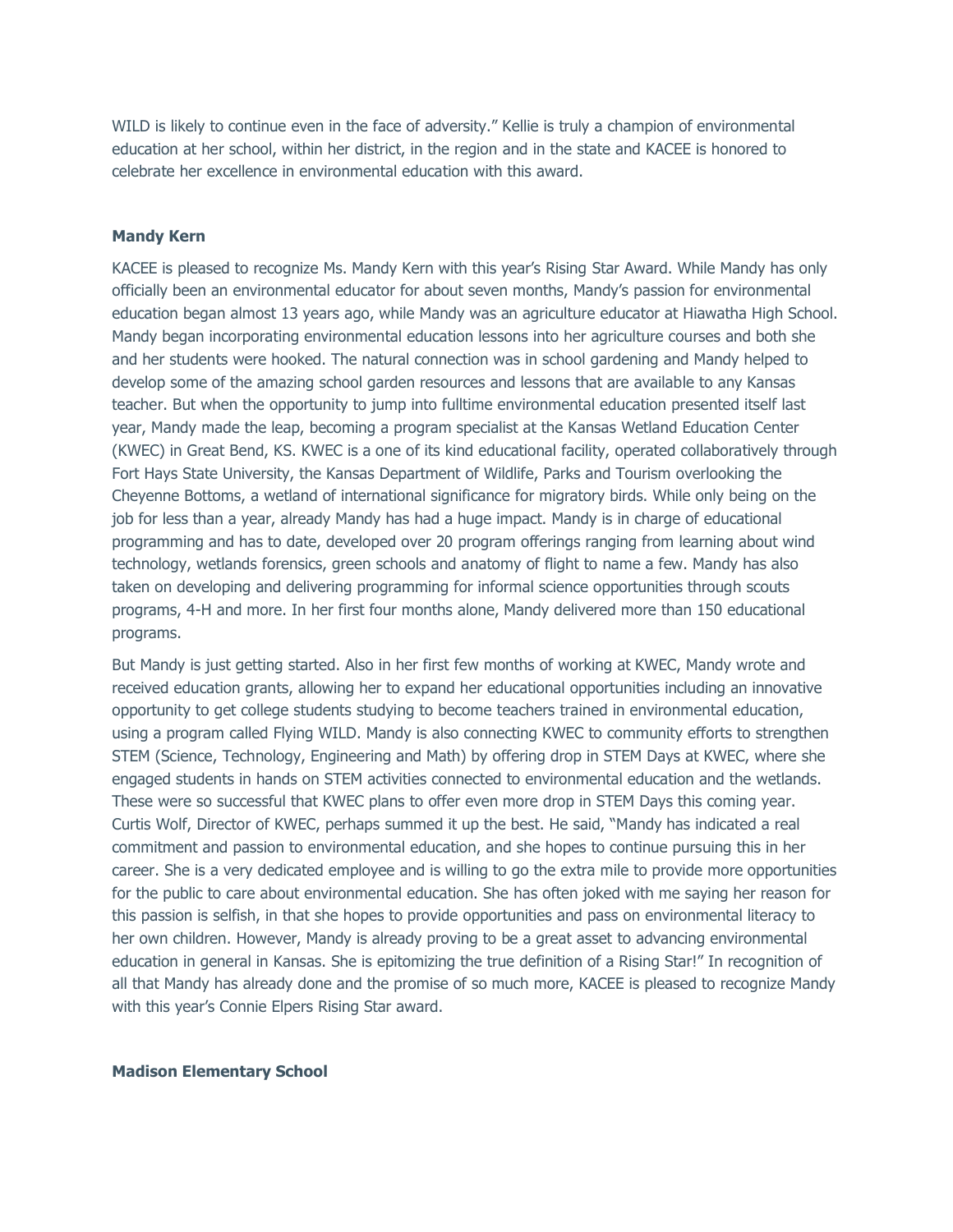WILD is likely to continue even in the face of adversity." Kellie is truly a champion of environmental education at her school, within her district, in the region and in the state and KACEE is honored to celebrate her excellence in environmental education with this award.

**Mandy Kern**

KACEE is pleased to recognize Ms. Mandy Kern with this year's Rising Star Award. While Mandy has only officially been an environmental educator for about seven months, Mandy's passion for environmental education began almost 13 years ago, while Mandy was an agriculture educator at Hiawatha High School. Mandy began incorporating environmental education lessons into her agriculture courses and both she and her students were hooked. The natural connection was in school gardening and Mandy helped to develop some of the amazing school garden resources and lessons that are available to any Kansas teacher. But when the opportunity to jump into fulltime environmental education presented itself last year, Mandy made the leap, becoming a program specialist at the Kansas Wetland Education Center (KWEC) in Great Bend, KS. KWEC is a one of its kind educational facility, operated collaboratively through Fort Hays State University, the Kansas Department of Wildlife, Parks and Tourism overlooking the Cheyenne Bottoms, a wetland of international significance for migratory birds. While only being on the job for less than a year, already Mandy has had a huge impact. Mandy is in charge of educational programming and has to date, developed over 20 program offerings ranging from learning about wind technology, wetlands forensics, green schools and anatomy of flight to name a few. Mandy has also taken on developing and delivering programming for informal science opportunities through scouts programs, 4-H and more. In her first four months alone, Mandy delivered more than 150 educational programs.

But Mandy is just getting started. Also in her first few months of working at KWEC, Mandy wrote and received education grants, allowing her to expand her educational opportunities including an innovative opportunity to get college students studying to become teachers trained in environmental education, using a program called Flying WILD. Mandy is also connecting KWEC to community efforts to strengthen STEM (Science, Technology, Engineering and Math) by offering drop in STEM Days at KWEC, where she engaged students in hands on STEM activities connected to environmental education and the wetlands. These were so successful that KWEC plans to offer even more drop in STEM Days this coming year. Curtis Wolf, Director of KWEC, perhaps summed it up the best. He said, "Mandy has indicated a real commitment and passion to environmental education, and she hopes to continue pursuing this in her career. She is a very dedicated employee and is willing to go the extra mile to provide more opportunities for the public to care about environmental education. She has often joked with me saying her reason for this passion is selfish, in that she hopes to provide opportunities and pass on environmental literacy to her own children. However, Mandy is already proving to be a great asset to advancing environmental education in general in Kansas. She is epitomizing the true definition of a Rising Star!" In recognition of all that Mandy has already done and the promise of so much more, KACEE is pleased to recognize Mandy with this year's Connie Elpers Rising Star award.

**Madison Elementary School**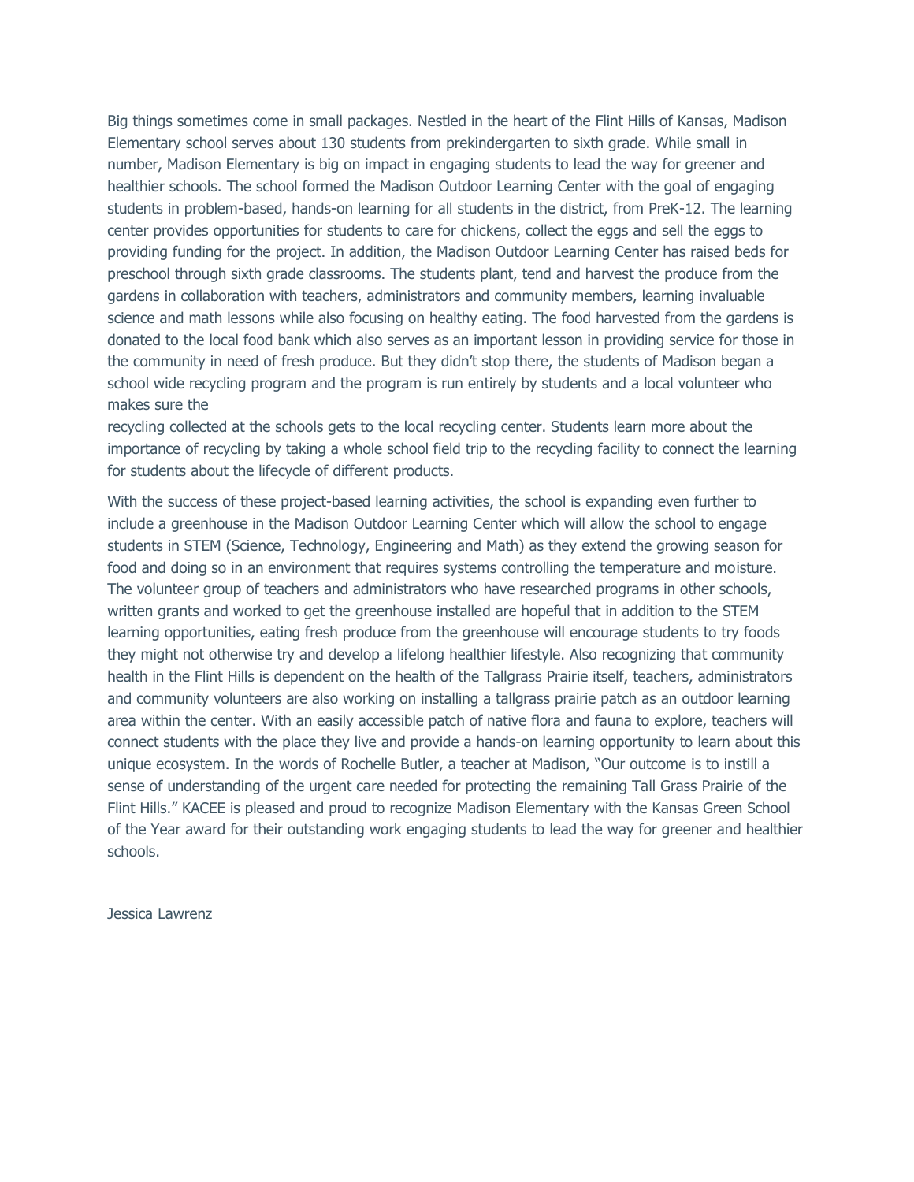Big things sometimes come in small packages. Nestled in the heart of the Flint Hills of Kansas, Madison Elementary school serves about 130 students from prekindergarten to sixth grade. While small in number, Madison Elementary is big on impact in engaging students to lead the way for greener and healthier schools. The school formed the Madison Outdoor Learning Center with the goal of engaging students in problem-based, hands-on learning for all students in the district, from PreK-12. The learning center provides opportunities for students to care for chickens, collect the eggs and sell the eggs to providing funding for the project. In addition, the Madison Outdoor Learning Center has raised beds for preschool through sixth grade classrooms. The students plant, tend and harvest the produce from the gardens in collaboration with teachers, administrators and community members, learning invaluable science and math lessons while also focusing on healthy eating. The food harvested from the gardens is donated to the local food bank which also serves as an important lesson in providing service for those in the community in need of fresh produce. But they didn't stop there, the students of Madison began a school wide recycling program and the program is run entirely by students and a local volunteer who makes sure the recycling collected at the schools gets to the local recycling center. Students learn more about the importance of recycling by taking a whole school field trip to the recycling facility to connect the learning for students about the lifecycle of different products.

With the success of these project-based learning activities, the school is expanding even further to include a greenhouse in the Madison Outdoor Learning Center which will allow the school to engage students in STEM (Science, Technology, Engineering and Math) as they extend the growing season for food and doing so in an environment that requires systems controlling the temperature and moisture. The volunteer group of teachers and administrators who have researched programs in other schools, written grants and worked to get the greenhouse installed are hopeful that in addition to the STEM learning opportunities, eating fresh produce from the greenhouse will encourage students to try foods they might not otherwise try and develop a lifelong healthier lifestyle. Also recognizing that community health in the Flint Hills is dependent on the health of the Tallgrass Prairie itself, teachers, administrators and community volunteers are also working on installing a tallgrass prairie patch as an outdoor learning area within the center. With an easily accessible patch of native flora and fauna to explore, teachers will connect students with the place they live and provide a hands-on learning opportunity to learn about this unique ecosystem. In the words of Rochelle Butler, a teacher at Madison, "Our outcome is to instill a sense of understanding of the urgent care needed for protecting the remaining Tall Grass Prairie of the Flint Hills." KACEE is pleased and proud to recognize Madison Elementary with the Kansas Green School of the Year award for their outstanding work engaging students to lead the way for greener and healthier schools.

Jessica Lawrenz